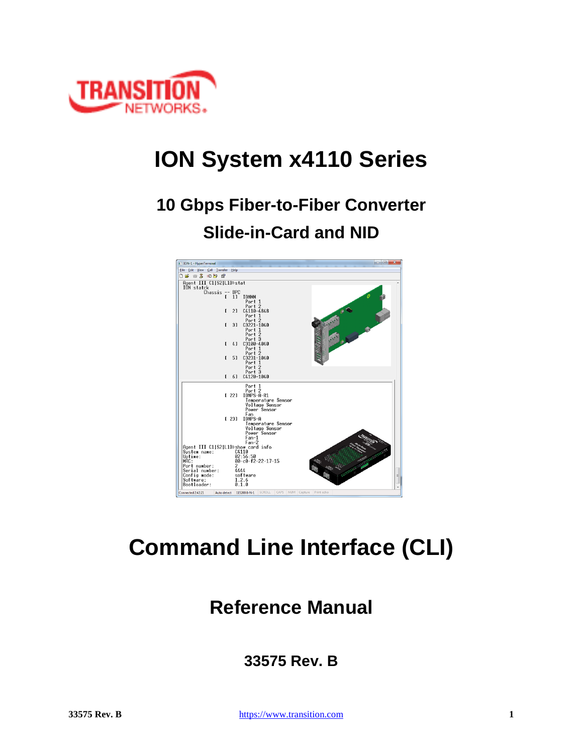# ION System x4110 Series

## 10 Gbps Fiber-to-Fiber Converter

## Slide-in-Card and NID

# Command Line Interface (CLI)

## Reference Manual

### 33575 Rev. B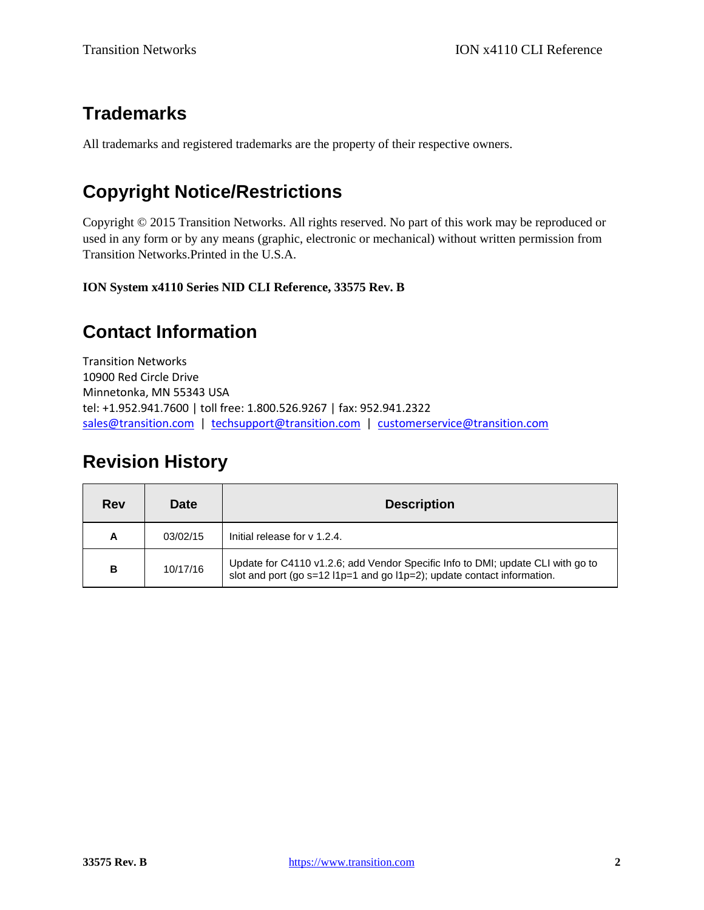## Trademarks

All trademarks and registered trademarks are the property of their respective owners.

## Copyright Notice/Restrictions

Copyright © 2015 Transition Networks. All rights reserved. No part of this work may be reproduced or used in any form or by any means (graphic, electronic or mechanical) without written permission from Transition Networks.Printed in the U.S.A.

**ION System x4110 Series NID CLI Reference, 33575 Rev. B**

## Contact Information

Transition Networks
10900 Red Circle Drive
Minnetonka, MN 55343 USA
tel: +1.952.941.7600 | toll free: 1.800.526.9267 | fax: 952.941.2322
sales@transition.com | techsupport@transition.com | customerservice@transition.com

## Revision History

| Rev | Date | Description |
|---|---|---|
| **A** | 03/02/15 | Initial release for v 1.2.4. |
| **B** | 10/17/16 | Update for C4110 v1.2.6; add Vendor Specific Info to DMI; update CLI with go to slot and port (go s=12 l1p=1 and go l1p=2); update contact information. |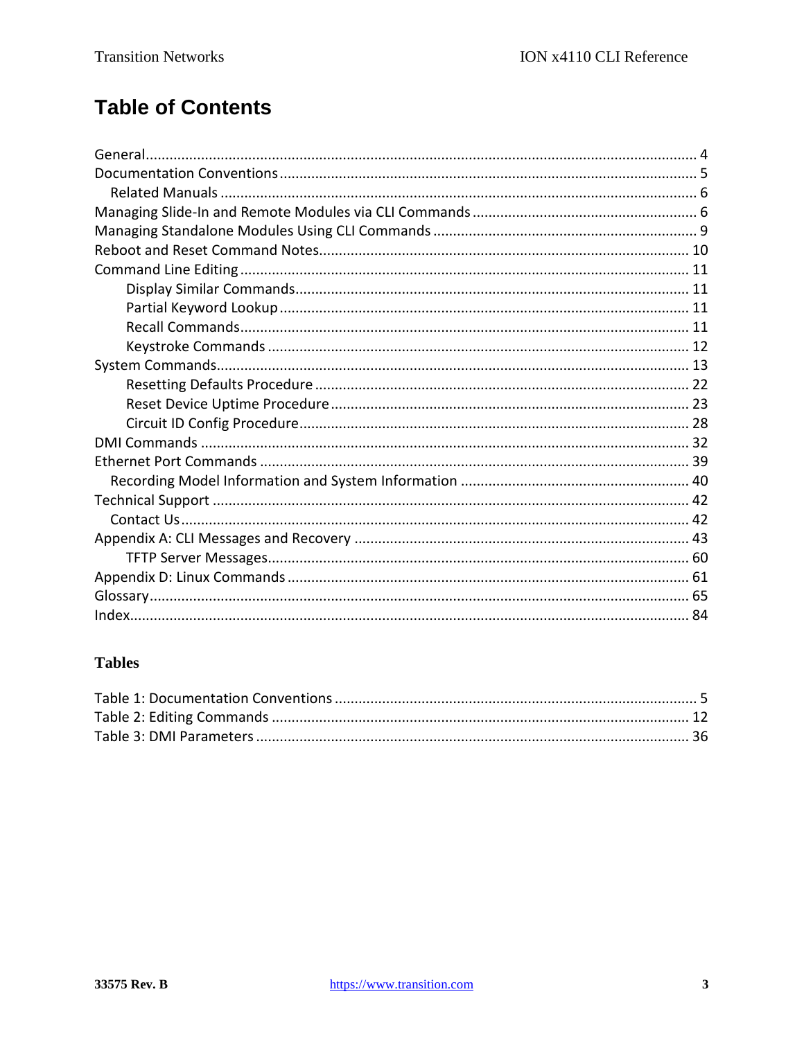# Table of Contents

General ........ 4
Documentation Conventions ........ 5
  Related Manuals ........ 6
Managing Slide-In and Remote Modules via CLI Commands ........ 6
Managing Standalone Modules Using CLI Commands ........ 9
Reboot and Reset Command Notes ........ 10
Command Line Editing ........ 11
    Display Similar Commands ........ 11
    Partial Keyword Lookup ........ 11
    Recall Commands ........ 11
    Keystroke Commands ........ 12
System Commands ........ 13
    Resetting Defaults Procedure ........ 22
    Reset Device Uptime Procedure ........ 23
    Circuit ID Config Procedure ........ 28
DMI Commands ........ 32
Ethernet Port Commands ........ 39
  Recording Model Information and System Information ........ 40
Technical Support ........ 42
  Contact Us ........ 42
Appendix A: CLI Messages and Recovery ........ 43
    TFTP Server Messages ........ 60
Appendix D: Linux Commands ........ 61
Glossary ........ 65
Index ........ 84

## Tables

Table 1: Documentation Conventions ........ 5
Table 2: Editing Commands ........ 12
Table 3: DMI Parameters ........ 36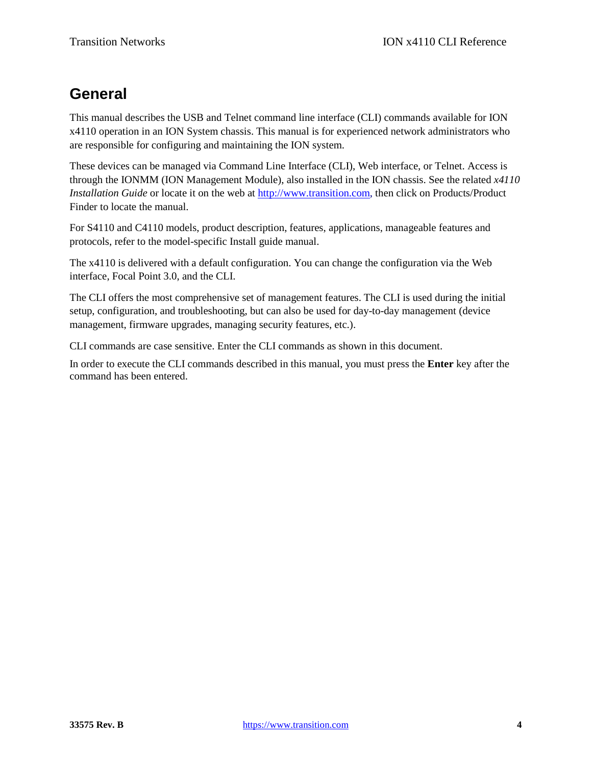# General

This manual describes the USB and Telnet command line interface (CLI) commands available for ION x4110 operation in an ION System chassis. This manual is for experienced network administrators who are responsible for configuring and maintaining the ION system.

These devices can be managed via Command Line Interface (CLI), Web interface, or Telnet. Access is through the IONMM (ION Management Module), also installed in the ION chassis. See the related *x4110 Installation Guide* or locate it on the web at [http://www.transition.com](http://www.transition.com), then click on Products/Product Finder to locate the manual.

For S4110 and C4110 models, product description, features, applications, manageable features and protocols, refer to the model-specific Install guide manual.

The x4110 is delivered with a default configuration. You can change the configuration via the Web interface, Focal Point 3.0, and the CLI.

The CLI offers the most comprehensive set of management features. The CLI is used during the initial setup, configuration, and troubleshooting, but can also be used for day-to-day management (device management, firmware upgrades, managing security features, etc.).

CLI commands are case sensitive. Enter the CLI commands as shown in this document.

In order to execute the CLI commands described in this manual, you must press the **Enter** key after the command has been entered.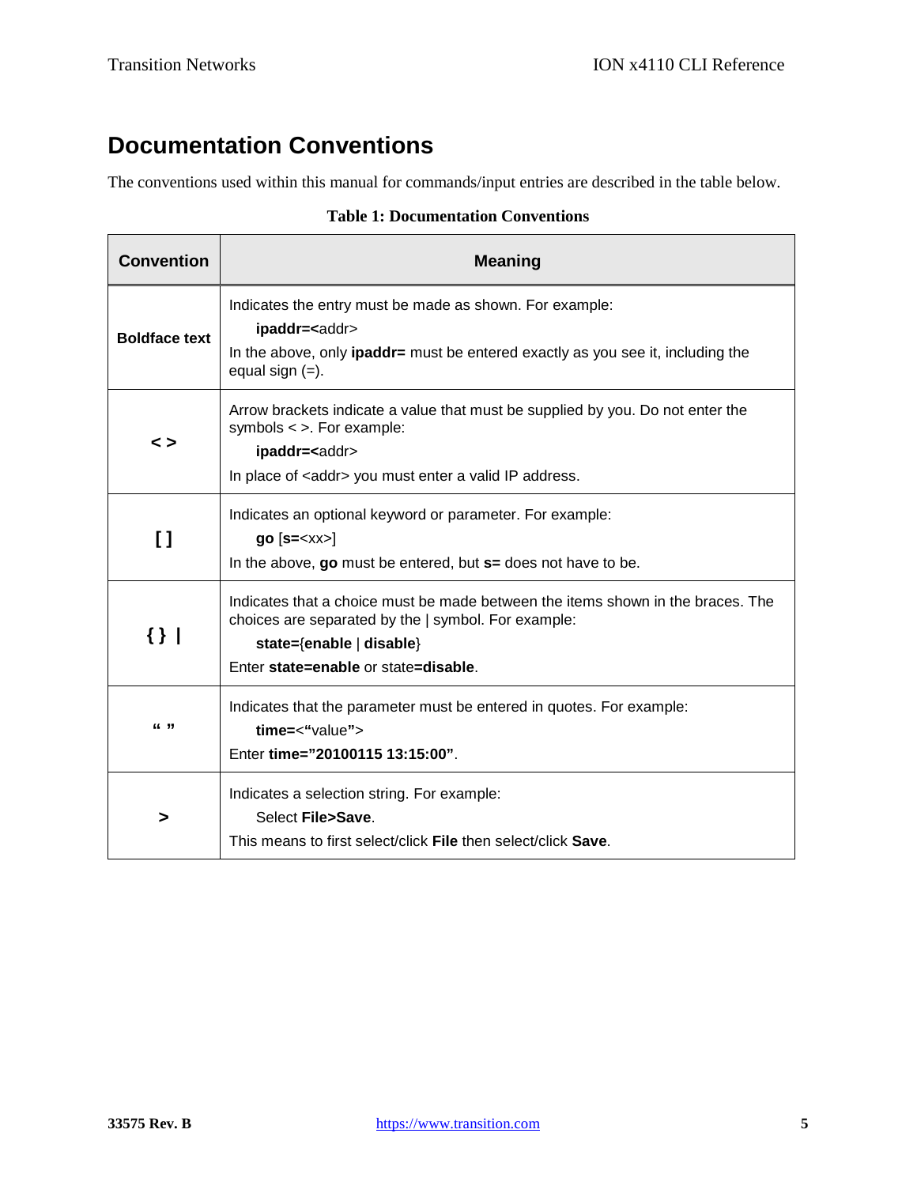# Documentation Conventions

The conventions used within this manual for commands/input entries are described in the table below.

**Table 1: Documentation Conventions**

| Convention | Meaning |
|---|---|
| **Boldface text** | Indicates the entry must be made as shown. For example:<br>**ipaddr=<**addr><br>In the above, only **ipaddr=** must be entered exactly as you see it, including the equal sign (=). |
| **< >** | Arrow brackets indicate a value that must be supplied by you. Do not enter the symbols < >. For example:<br>**ipaddr=<**addr><br>In place of <addr> you must enter a valid IP address. |
| **[ ]** | Indicates an optional keyword or parameter. For example:<br>**go** [**s=**<xx>]<br>In the above, **go** must be entered, but **s=** does not have to be. |
| **{ } \|** | Indicates that a choice must be made between the items shown in the braces. The choices are separated by the \| symbol. For example:<br>**state=**{**enable** \| **disable**}<br>Enter **state=enable** or state**=disable**. |
| **" "** | Indicates that the parameter must be entered in quotes. For example:<br>**time=**<**"**value**"**><br>Enter **time="20100115 13:15:00"**. |
| **>** | Indicates a selection string. For example:<br>Select **File>Save**.<br>This means to first select/click **File** then select/click **Save**. |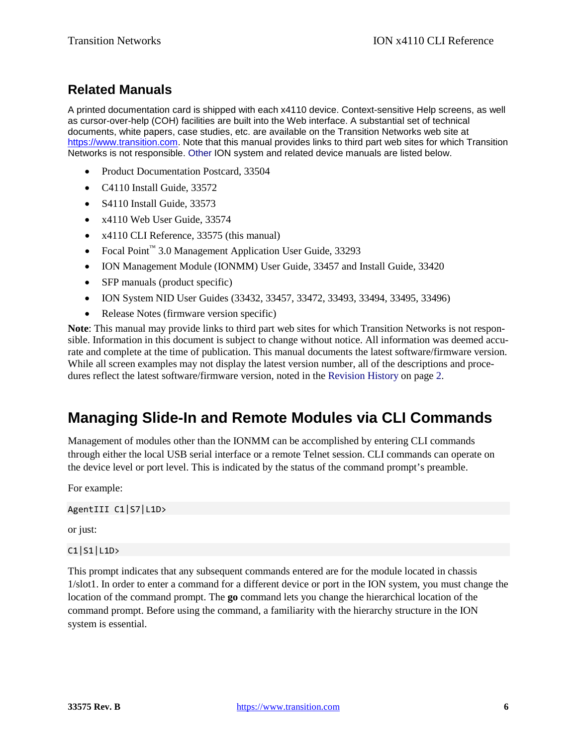## Related Manuals

A printed documentation card is shipped with each x4110 device. Context-sensitive Help screens, as well as cursor-over-help (COH) facilities are built into the Web interface. A substantial set of technical documents, white papers, case studies, etc. are available on the Transition Networks web site at https://www.transition.com. Note that this manual provides links to third part web sites for which Transition Networks is not responsible. Other ION system and related device manuals are listed below.

- Product Documentation Postcard, 33504
- C4110 Install Guide, 33572
- S4110 Install Guide, 33573
- x4110 Web User Guide, 33574
- x4110 CLI Reference, 33575 (this manual)
- Focal Point™ 3.0 Management Application User Guide, 33293
- ION Management Module (IONMM) User Guide, 33457 and Install Guide, 33420
- SFP manuals (product specific)
- ION System NID User Guides (33432, 33457, 33472, 33493, 33494, 33495, 33496)
- Release Notes (firmware version specific)

**Note**: This manual may provide links to third part web sites for which Transition Networks is not responsible. Information in this document is subject to change without notice. All information was deemed accurate and complete at the time of publication. This manual documents the latest software/firmware version. While all screen examples may not display the latest version number, all of the descriptions and procedures reflect the latest software/firmware version, noted in the Revision History on page 2.

# Managing Slide-In and Remote Modules via CLI Commands

Management of modules other than the IONMM can be accomplished by entering CLI commands through either the local USB serial interface or a remote Telnet session. CLI commands can operate on the device level or port level. This is indicated by the status of the command prompt's preamble.

For example:

```
AgentIII C1|S7|L1D>
```

or just:

```
C1|S1|L1D>
```

This prompt indicates that any subsequent commands entered are for the module located in chassis 1/slot1. In order to enter a command for a different device or port in the ION system, you must change the location of the command prompt. The **go** command lets you change the hierarchical location of the command prompt. Before using the command, a familiarity with the hierarchy structure in the ION system is essential.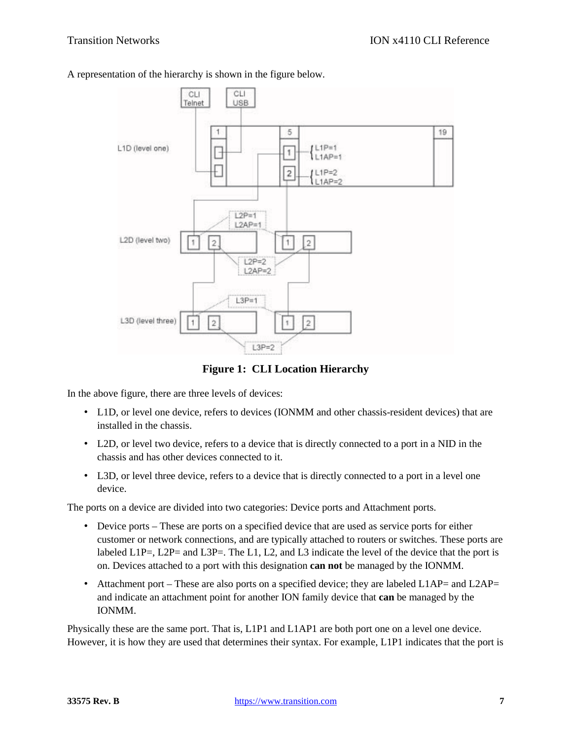A representation of the hierarchy is shown in the figure below.

**Figure 1: CLI Location Hierarchy**

In the above figure, there are three levels of devices:

- L1D, or level one device, refers to devices (IONMM and other chassis-resident devices) that are installed in the chassis.
- L2D, or level two device, refers to a device that is directly connected to a port in a NID in the chassis and has other devices connected to it.
- L3D, or level three device, refers to a device that is directly connected to a port in a level one device.

The ports on a device are divided into two categories: Device ports and Attachment ports.

- Device ports – These are ports on a specified device that are used as service ports for either customer or network connections, and are typically attached to routers or switches. These ports are labeled L1P=, L2P= and L3P=. The L1, L2, and L3 indicate the level of the device that the port is on. Devices attached to a port with this designation **can not** be managed by the IONMM.
- Attachment port – These are also ports on a specified device; they are labeled L1AP= and L2AP= and indicate an attachment point for another ION family device that **can** be managed by the IONMM.

Physically these are the same port. That is, L1P1 and L1AP1 are both port one on a level one device. However, it is how they are used that determines their syntax. For example, L1P1 indicates that the port is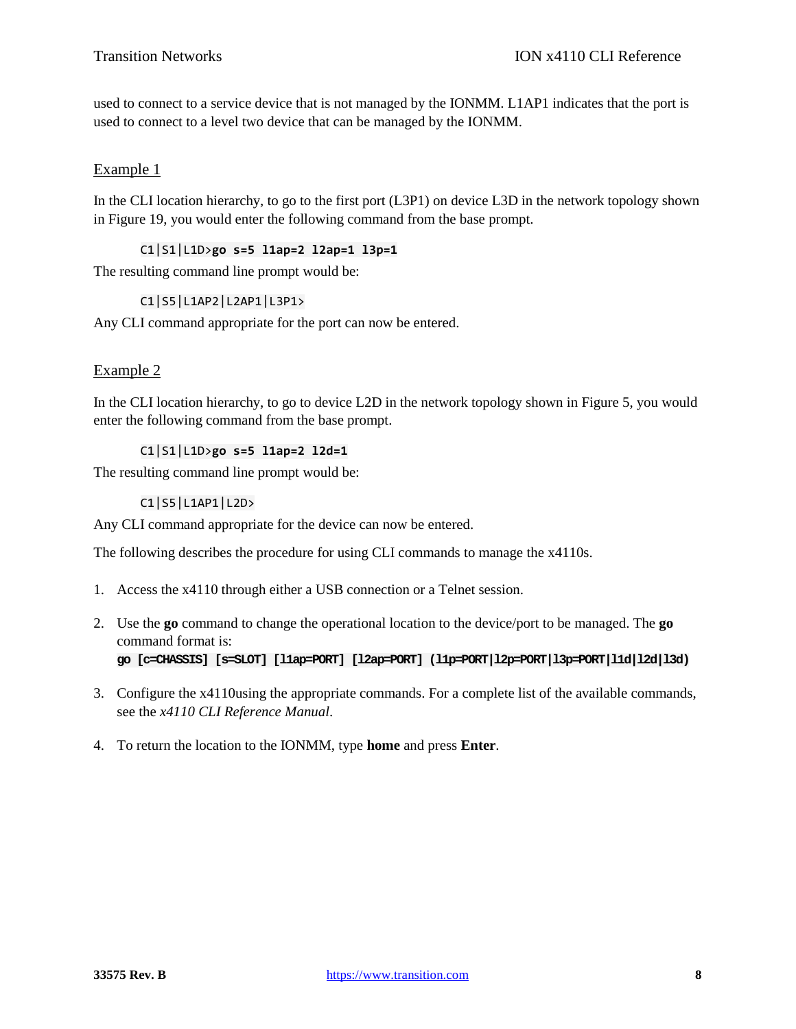used to connect to a service device that is not managed by the IONMM. L1AP1 indicates that the port is used to connect to a level two device that can be managed by the IONMM.

## Example 1

In the CLI location hierarchy, to go to the first port (L3P1) on device L3D in the network topology shown in Figure 19, you would enter the following command from the base prompt.

```
C1|S1|L1D>go s=5 l1ap=2 l2ap=1 l3p=1
```

The resulting command line prompt would be:

```
C1|S5|L1AP2|L2AP1|L3P1>
```

Any CLI command appropriate for the port can now be entered.

## Example 2

In the CLI location hierarchy, to go to device L2D in the network topology shown in Figure 5, you would enter the following command from the base prompt.

```
C1|S1|L1D>go s=5 l1ap=2 l2d=1
```

The resulting command line prompt would be:

```
C1|S5|L1AP1|L2D>
```

Any CLI command appropriate for the device can now be entered.

The following describes the procedure for using CLI commands to manage the x4110s.

1. Access the x4110 through either a USB connection or a Telnet session.
2. Use the **go** command to change the operational location to the device/port to be managed. The **go** command format is:
   **go [c=CHASSIS] [s=SLOT] [l1ap=PORT] [l2ap=PORT] (l1p=PORT|l2p=PORT|l3p=PORT|l1d|l2d|l3d)**
3. Configure the x4110using the appropriate commands. For a complete list of the available commands, see the *x4110 CLI Reference Manual*.
4. To return the location to the IONMM, type **home** and press **Enter**.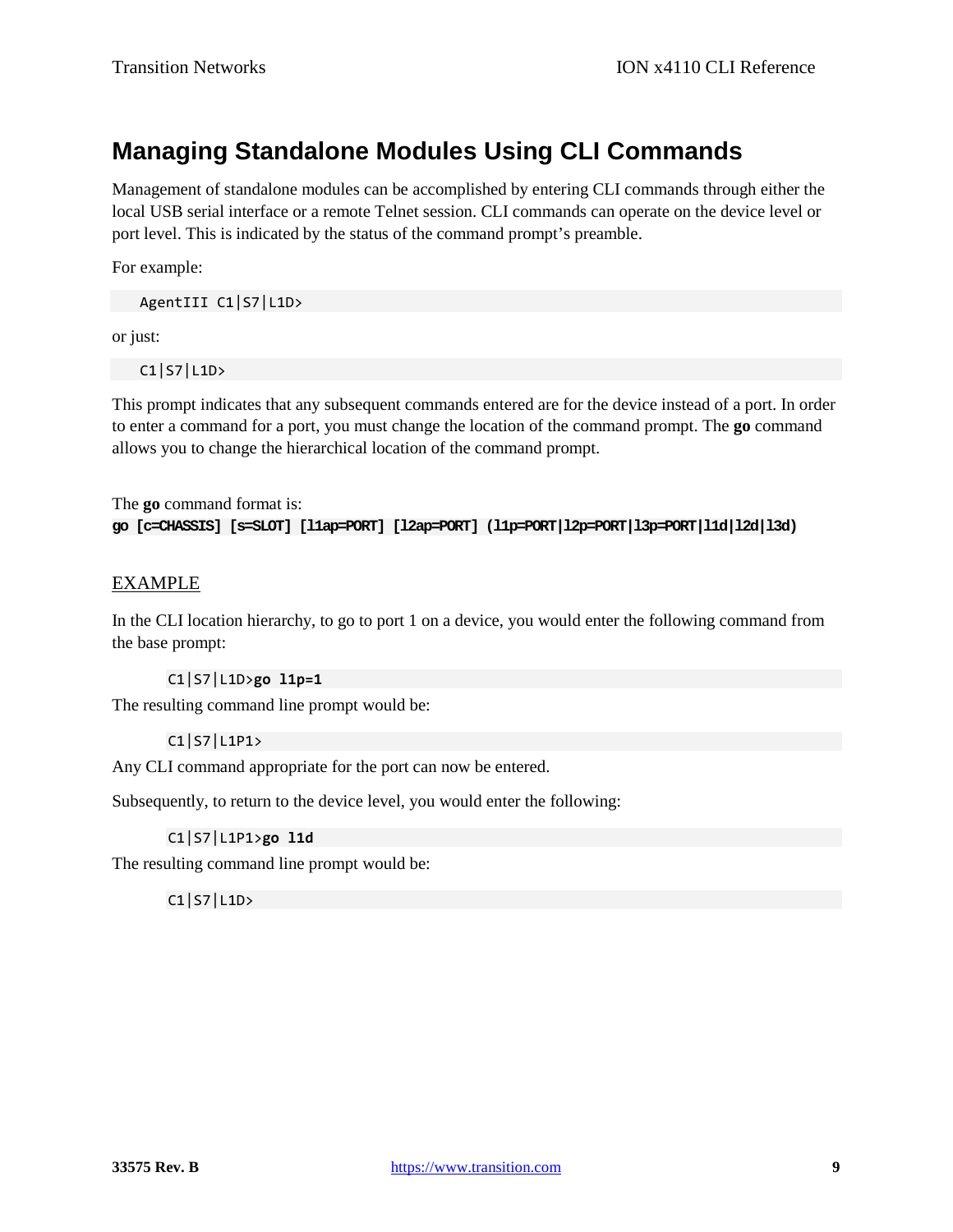# Managing Standalone Modules Using CLI Commands

Management of standalone modules can be accomplished by entering CLI commands through either the local USB serial interface or a remote Telnet session. CLI commands can operate on the device level or port level. This is indicated by the status of the command prompt's preamble.

For example:

```
AgentIII C1|S7|L1D>
```

or just:

```
C1|S7|L1D>
```

This prompt indicates that any subsequent commands entered are for the device instead of a port. In order to enter a command for a port, you must change the location of the command prompt. The **go** command allows you to change the hierarchical location of the command prompt.

The **go** command format is:
**go [c=CHASSIS] [s=SLOT] [l1ap=PORT] [l2ap=PORT] (l1p=PORT|l2p=PORT|l3p=PORT|l1d|l2d|l3d)**

## EXAMPLE

In the CLI location hierarchy, to go to port 1 on a device, you would enter the following command from the base prompt:

```
C1|S7|L1D>go l1p=1
```

The resulting command line prompt would be:

```
C1|S7|L1P1>
```

Any CLI command appropriate for the port can now be entered.

Subsequently, to return to the device level, you would enter the following:

```
C1|S7|L1P1>go l1d
```

The resulting command line prompt would be:

```
C1|S7|L1D>
```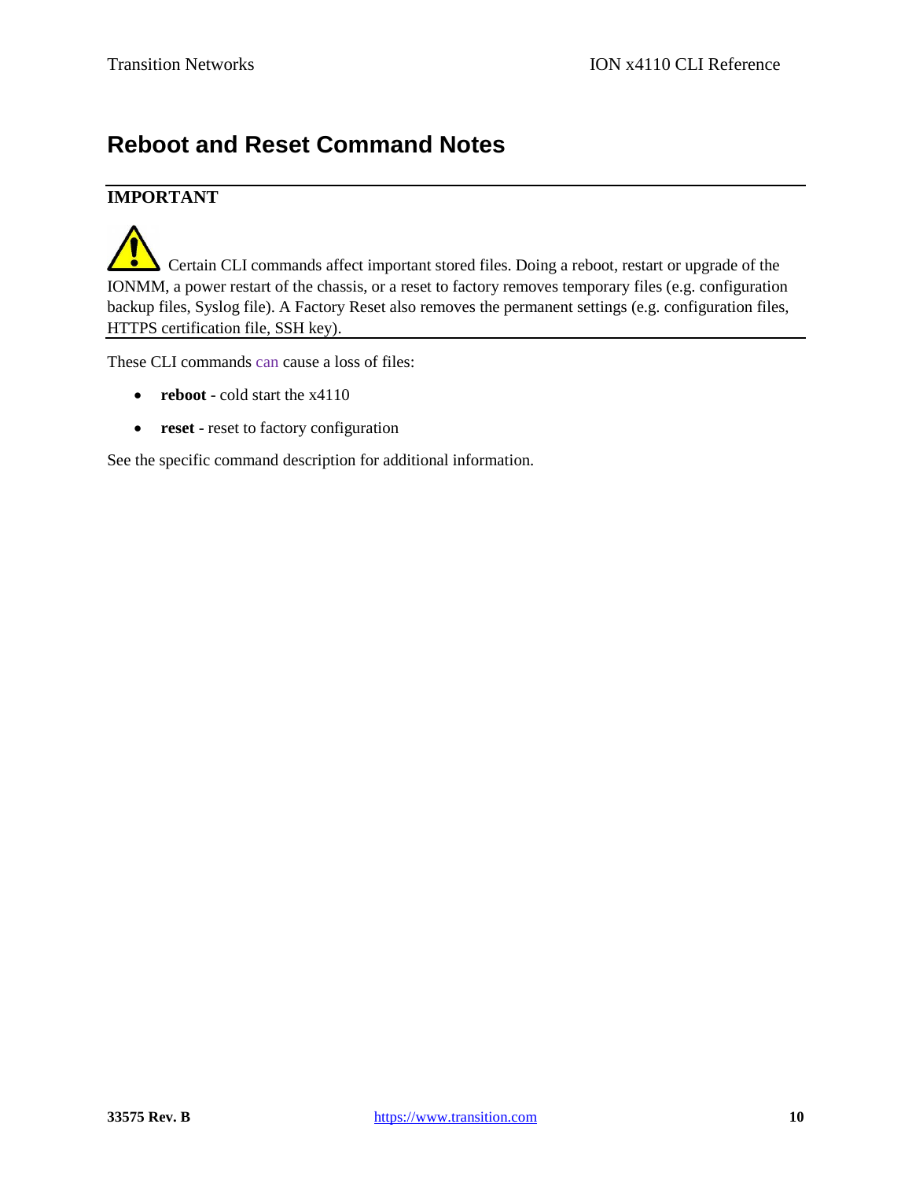# Reboot and Reset Command Notes

**IMPORTANT**

Certain CLI commands affect important stored files. Doing a reboot, restart or upgrade of the IONMM, a power restart of the chassis, or a reset to factory removes temporary files (e.g. configuration backup files, Syslog file). A Factory Reset also removes the permanent settings (e.g. configuration files, HTTPS certification file, SSH key).

These CLI commands can cause a loss of files:

- **reboot** - cold start the x4110
- **reset** - reset to factory configuration

See the specific command description for additional information.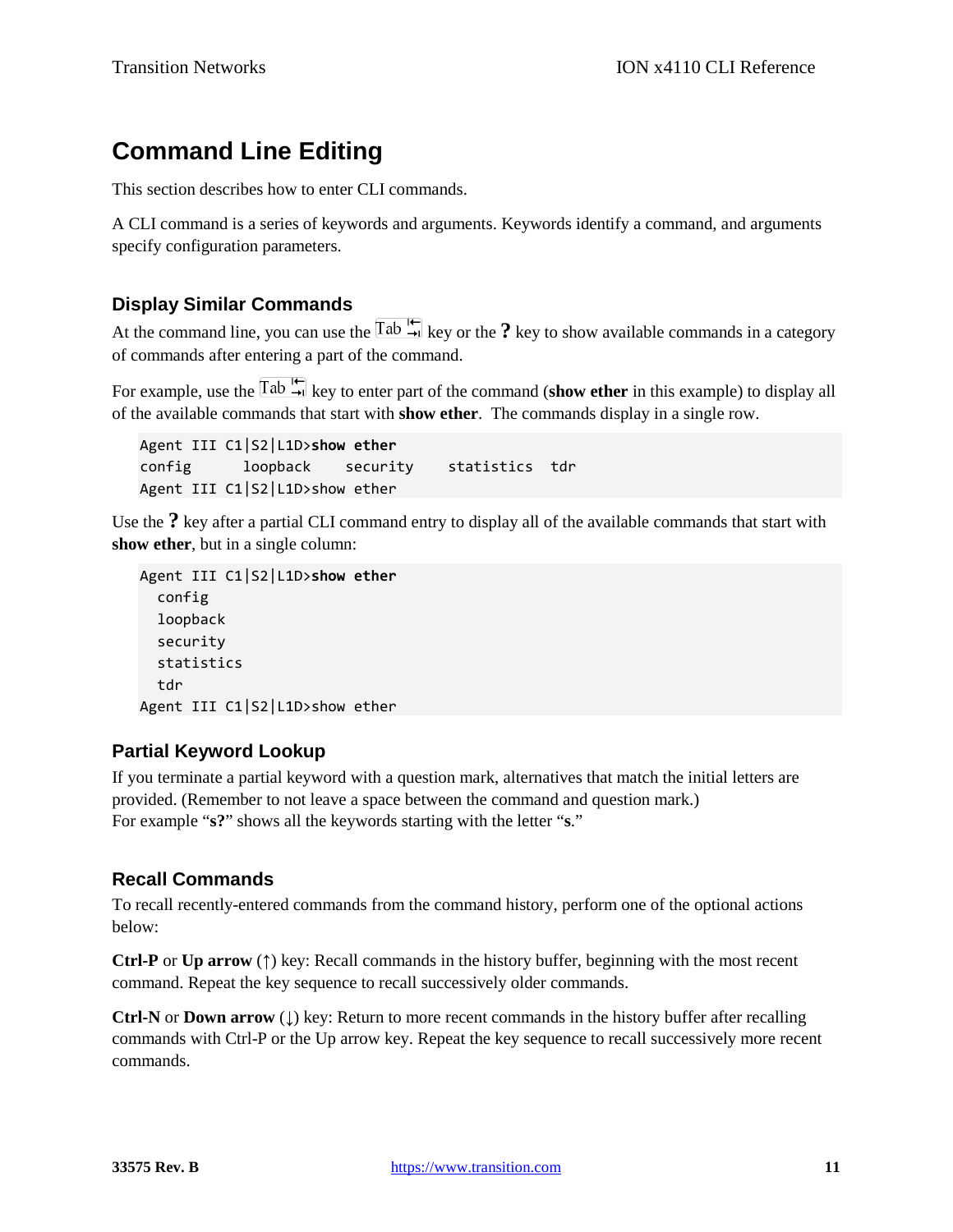# Command Line Editing

This section describes how to enter CLI commands.

A CLI command is a series of keywords and arguments. Keywords identify a command, and arguments specify configuration parameters.

## Display Similar Commands

At the command line, you can use the Tab key or the **?** key to show available commands in a category of commands after entering a part of the command.

For example, use the Tab key to enter part of the command (**show ether** in this example) to display all of the available commands that start with **show ether**. The commands display in a single row.

```
Agent III C1|S2|L1D>show ether
config      loopback    security    statistics  tdr
Agent III C1|S2|L1D>show ether
```

Use the **?** key after a partial CLI command entry to display all of the available commands that start with **show ether**, but in a single column:

```
Agent III C1|S2|L1D>show ether
  config
  loopback
  security
  statistics
  tdr
Agent III C1|S2|L1D>show ether
```

## Partial Keyword Lookup

If you terminate a partial keyword with a question mark, alternatives that match the initial letters are provided. (Remember to not leave a space between the command and question mark.)
For example "**s?**" shows all the keywords starting with the letter "**s**."

## Recall Commands

To recall recently-entered commands from the command history, perform one of the optional actions below:

**Ctrl-P** or **Up arrow** (↑) key: Recall commands in the history buffer, beginning with the most recent command. Repeat the key sequence to recall successively older commands.

**Ctrl-N** or **Down arrow** (↓) key: Return to more recent commands in the history buffer after recalling commands with Ctrl-P or the Up arrow key. Repeat the key sequence to recall successively more recent commands.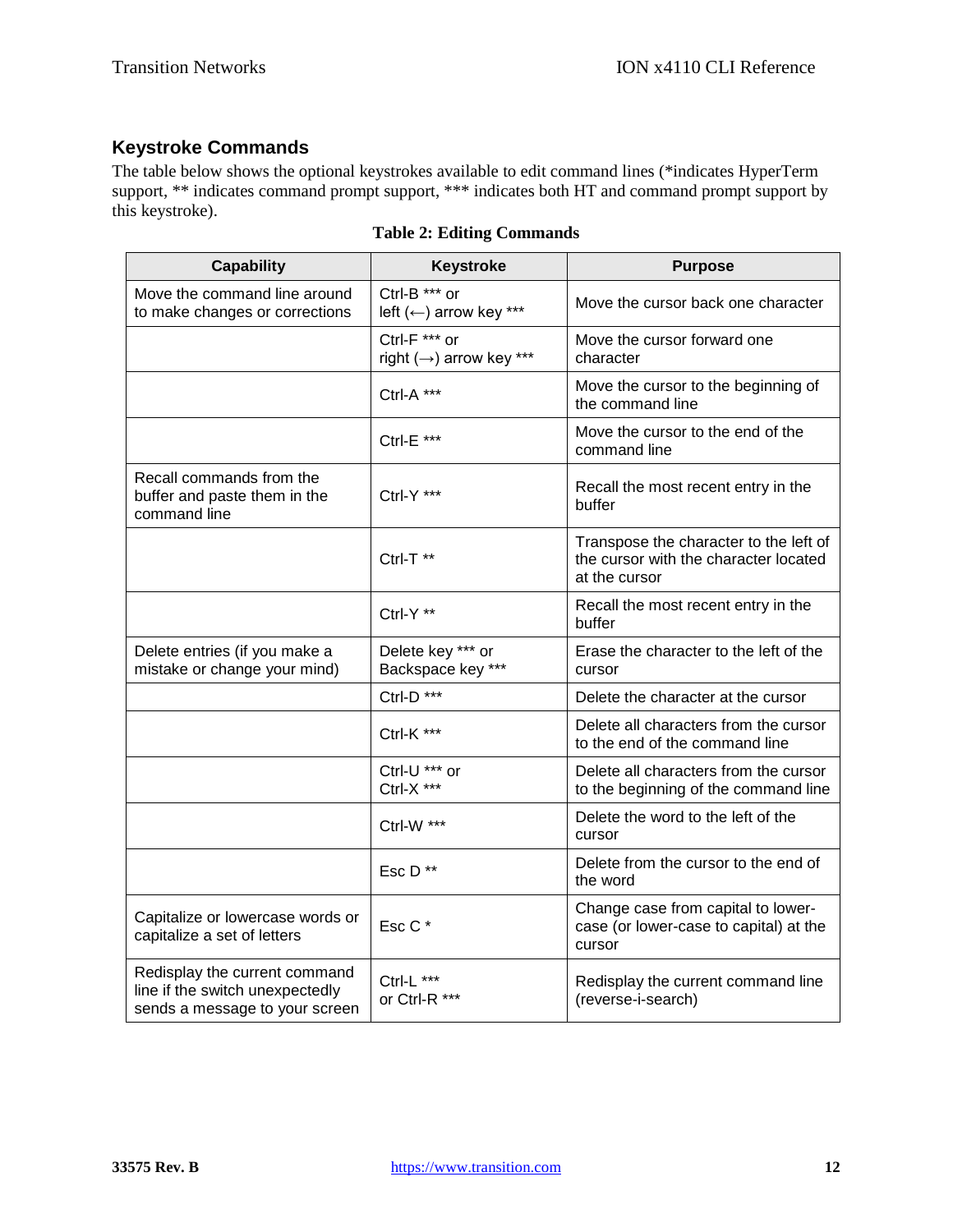## Keystroke Commands

The table below shows the optional keystrokes available to edit command lines (*indicates HyperTerm support, ** indicates command prompt support, *** indicates both HT and command prompt support by this keystroke).

**Table 2: Editing Commands**

| Capability | Keystroke | Purpose |
|---|---|---|
| Move the command line around to make changes or corrections | Ctrl-B *** or left (←) arrow key *** | Move the cursor back one character |
| | Ctrl-F *** or right (→) arrow key *** | Move the cursor forward one character |
| | Ctrl-A *** | Move the cursor to the beginning of the command line |
| | Ctrl-E *** | Move the cursor to the end of the command line |
| Recall commands from the buffer and paste them in the command line | Ctrl-Y *** | Recall the most recent entry in the buffer |
| | Ctrl-T ** | Transpose the character to the left of the cursor with the character located at the cursor |
| | Ctrl-Y ** | Recall the most recent entry in the buffer |
| Delete entries (if you make a mistake or change your mind) | Delete key *** or Backspace key *** | Erase the character to the left of the cursor |
| | Ctrl-D *** | Delete the character at the cursor |
| | Ctrl-K *** | Delete all characters from the cursor to the end of the command line |
| | Ctrl-U *** or Ctrl-X *** | Delete all characters from the cursor to the beginning of the command line |
| | Ctrl-W *** | Delete the word to the left of the cursor |
| | Esc D ** | Delete from the cursor to the end of the word |
| Capitalize or lowercase words or capitalize a set of letters | Esc C * | Change case from capital to lower-case (or lower-case to capital) at the cursor |
| Redisplay the current command line if the switch unexpectedly sends a message to your screen | Ctrl-L *** or Ctrl-R *** | Redisplay the current command line (reverse-i-search) |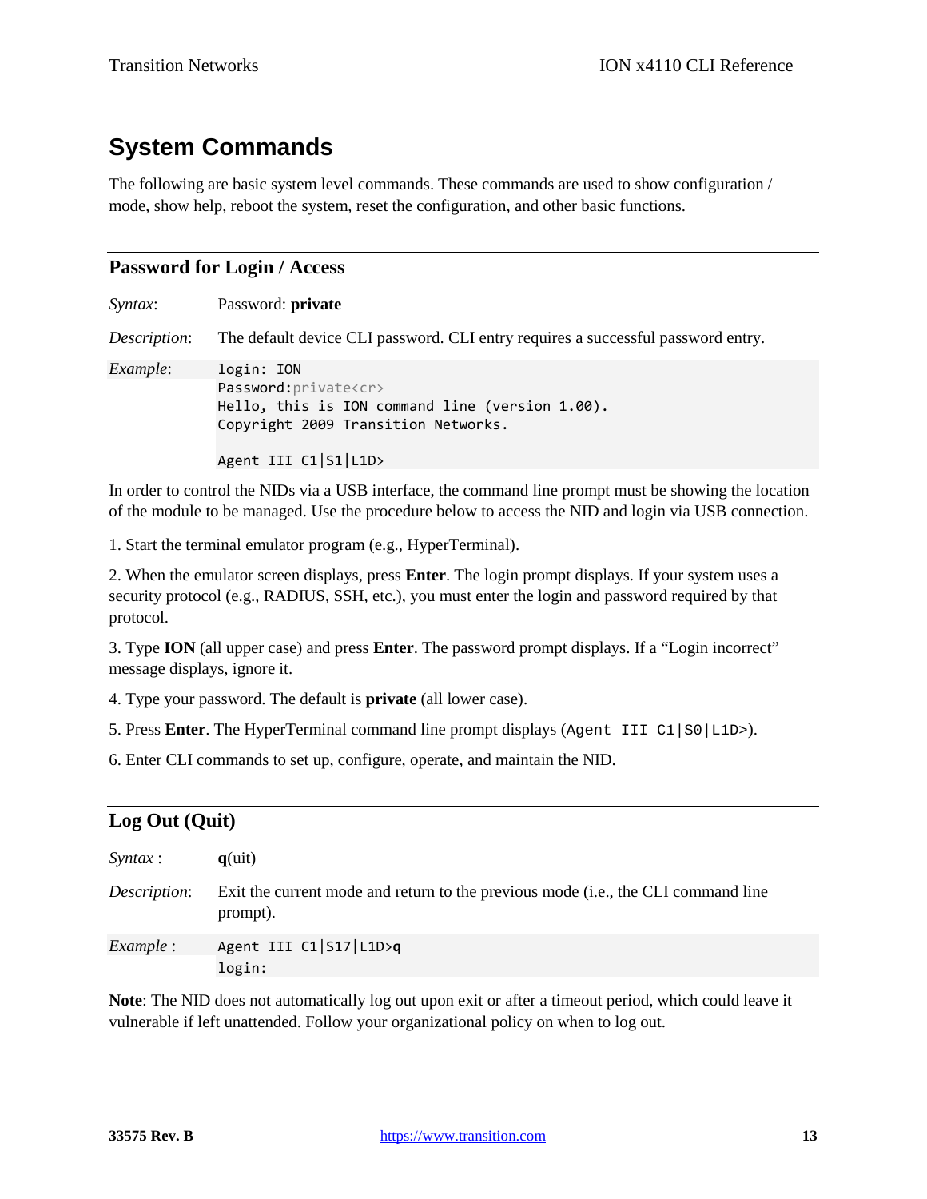# System Commands

The following are basic system level commands. These commands are used to show configuration / mode, show help, reboot the system, reset the configuration, and other basic functions.

## Password for Login / Access

*Syntax*: Password: **private**

*Description*: The default device CLI password. CLI entry requires a successful password entry.

*Example*:

```
login: ION
Password:private<cr>
Hello, this is ION command line (version 1.00).
Copyright 2009 Transition Networks.

Agent III C1|S1|L1D>
```

In order to control the NIDs via a USB interface, the command line prompt must be showing the location of the module to be managed. Use the procedure below to access the NID and login via USB connection.

1. Start the terminal emulator program (e.g., HyperTerminal).

2. When the emulator screen displays, press **Enter**. The login prompt displays. If your system uses a security protocol (e.g., RADIUS, SSH, etc.), you must enter the login and password required by that protocol.

3. Type **ION** (all upper case) and press **Enter**. The password prompt displays. If a "Login incorrect" message displays, ignore it.

4. Type your password. The default is **private** (all lower case).

5. Press **Enter**. The HyperTerminal command line prompt displays (`Agent III C1|S0|L1D>`).

6. Enter CLI commands to set up, configure, operate, and maintain the NID.

## Log Out (Quit)

*Syntax* : **q**(uit)

*Description*: Exit the current mode and return to the previous mode (i.e., the CLI command line prompt).

*Example* :

```
Agent III C1|S17|L1D>q
login:
```

**Note**: The NID does not automatically log out upon exit or after a timeout period, which could leave it vulnerable if left unattended. Follow your organizational policy on when to log out.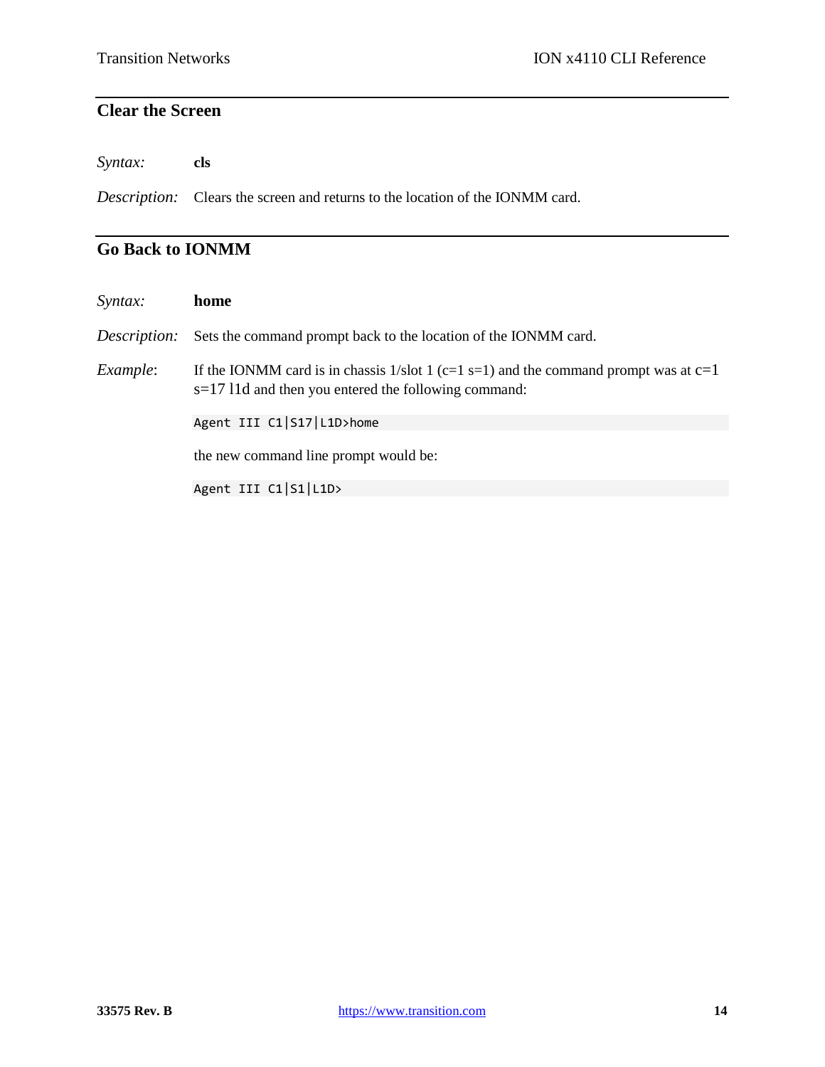## Clear the Screen

*Syntax:* **cls**

*Description:* Clears the screen and returns to the location of the IONMM card.

## Go Back to IONMM

*Syntax:* **home**

*Description:* Sets the command prompt back to the location of the IONMM card.

*Example:* If the IONMM card is in chassis 1/slot 1 (c=1 s=1) and the command prompt was at c=1 s=17 l1d and then you entered the following command:

```
Agent III C1|S17|L1D>home
```

the new command line prompt would be:

```
Agent III C1|S1|L1D>
```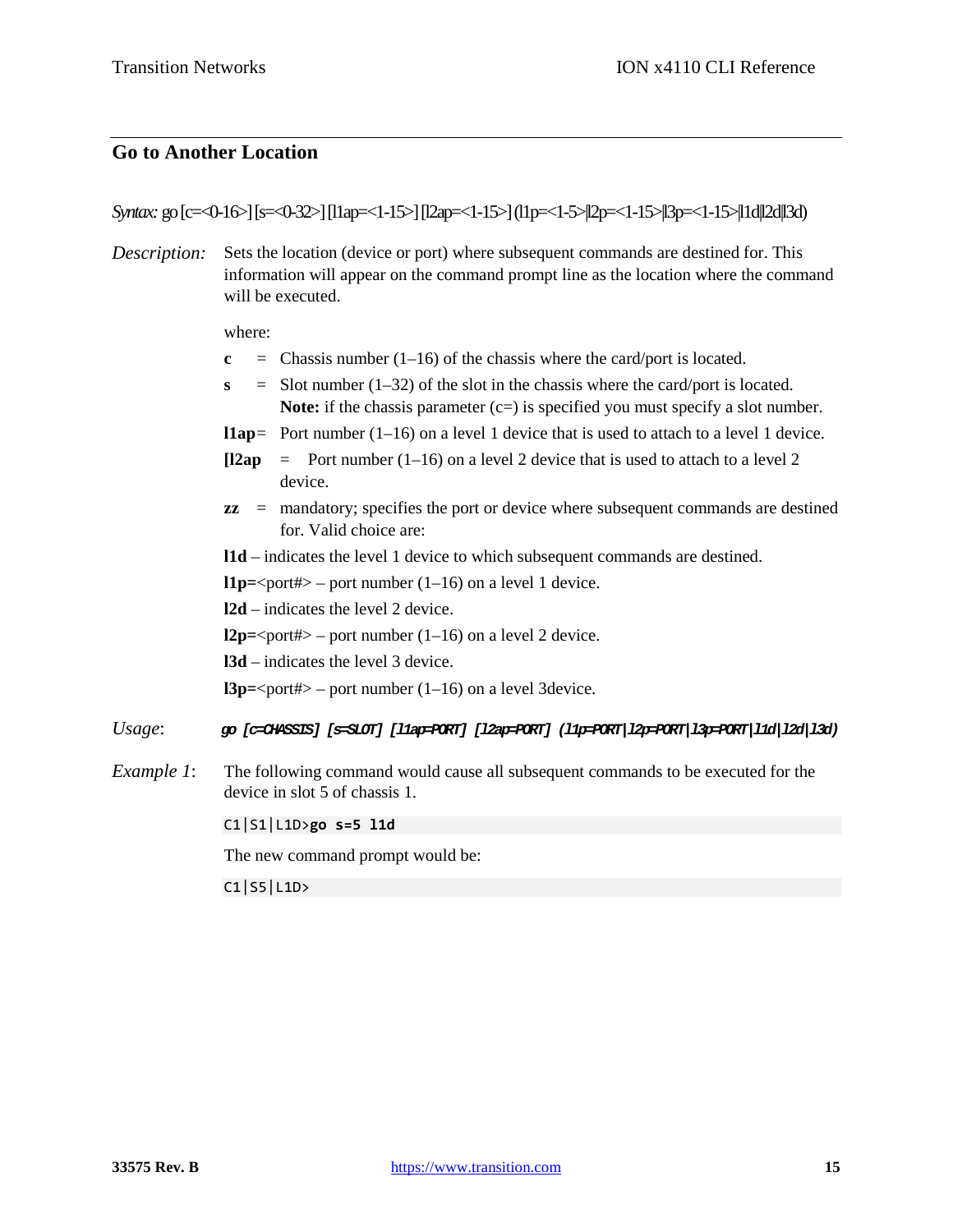## Go to Another Location

*Syntax:* go [c=<0-16>] [s=<0-32>] [l1ap=<1-15>] [l2ap=<1-15>] (l1p=<1-5>|l2p=<1-15>|l3p=<1-15>|l1d|l2d|l3d)

*Description:* Sets the location (device or port) where subsequent commands are destined for. This information will appear on the command prompt line as the location where the command will be executed.

where:

**c** = Chassis number (1–16) of the chassis where the card/port is located.

**s** = Slot number (1–32) of the slot in the chassis where the card/port is located. **Note:** if the chassis parameter (c=) is specified you must specify a slot number.

**l1ap**= Port number (1–16) on a level 1 device that is used to attach to a level 1 device.

**[l2ap** = Port number (1–16) on a level 2 device that is used to attach to a level 2 device.

**zz** = mandatory; specifies the port or device where subsequent commands are destined for. Valid choice are:

**l1d** – indicates the level 1 device to which subsequent commands are destined.

**l1p=**<port#> – port number (1–16) on a level 1 device.

**l2d** – indicates the level 2 device.

**l2p=**<port#> – port number (1–16) on a level 2 device.

**l3d** – indicates the level 3 device.

**l3p=**<port#> – port number (1–16) on a level 3device.

*Usage*: ***go [c=CHASSIS] [s=SLOT] [l1ap=PORT] [l2ap=PORT] (l1p=PORT|l2p=PORT|l3p=PORT|l1d|l2d|l3d)***

*Example 1*: The following command would cause all subsequent commands to be executed for the device in slot 5 of chassis 1.

```
C1|S1|L1D>go s=5 l1d
```

The new command prompt would be:

```
C1|S5|L1D>
```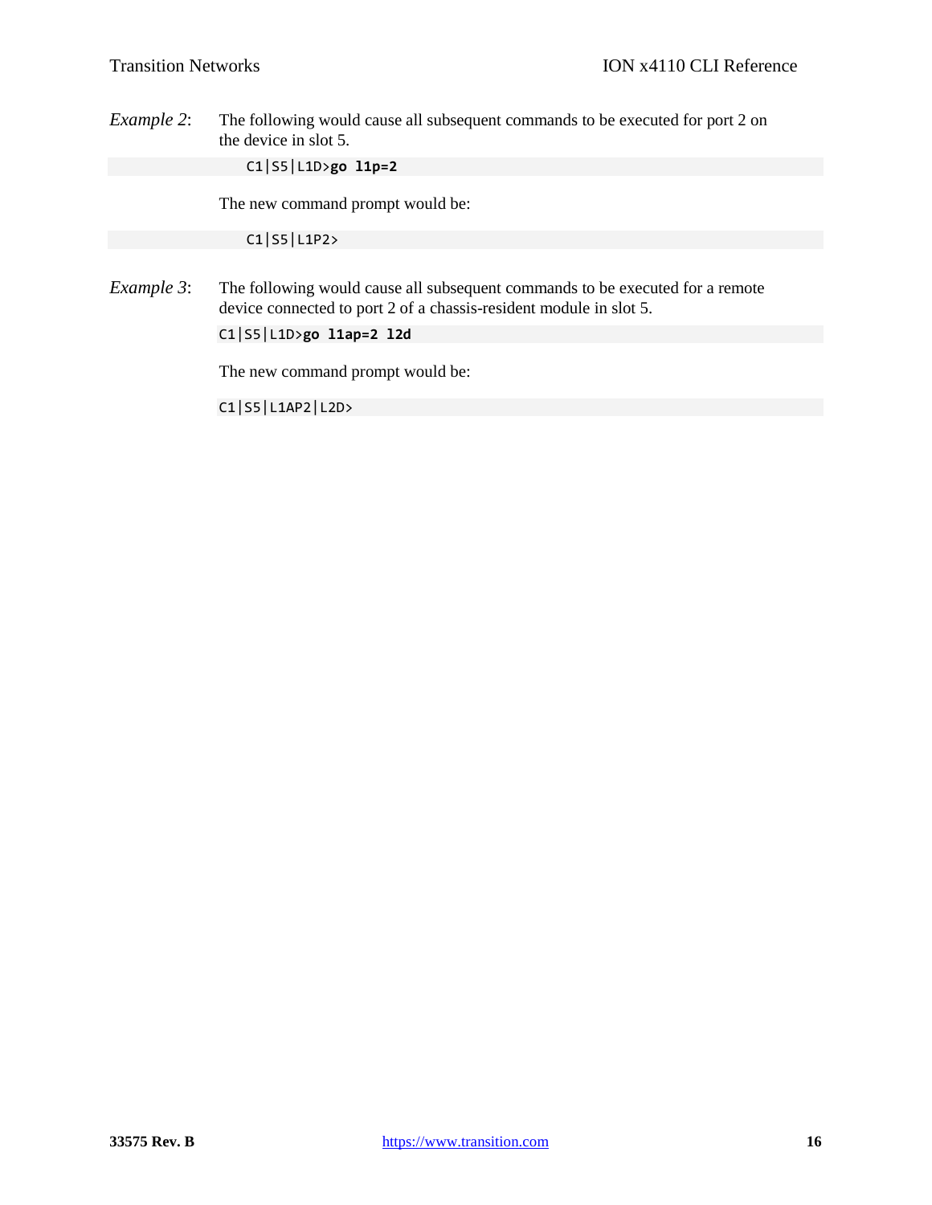*Example 2*: The following would cause all subsequent commands to be executed for port 2 on the device in slot 5.

```
C1|S5|L1D>go l1p=2
```

The new command prompt would be:

```
C1|S5|L1P2>
```

*Example 3*: The following would cause all subsequent commands to be executed for a remote device connected to port 2 of a chassis-resident module in slot 5.

```
C1|S5|L1D>go l1ap=2 l2d
```

The new command prompt would be:

```
C1|S5|L1AP2|L2D>
```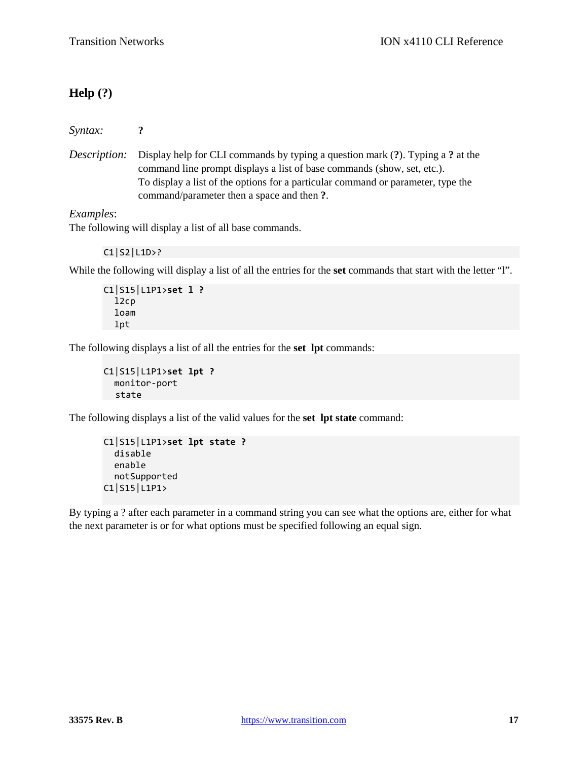## Help (?)

*Syntax:* **?**

*Description:* Display help for CLI commands by typing a question mark (**?**). Typing a **?** at the command line prompt displays a list of base commands (show, set, etc.).
To display a list of the options for a particular command or parameter, type the command/parameter then a space and then **?**.

*Examples*:
The following will display a list of all base commands.

```
C1|S2|L1D>?
```

While the following will display a list of all the entries for the **set** commands that start with the letter "l".

```
C1|S15|L1P1>set l ?
  l2cp
  loam
  lpt
```

The following displays a list of all the entries for the **set lpt** commands:

```
C1|S15|L1P1>set lpt ?
  monitor-port
  state
```

The following displays a list of the valid values for the **set lpt state** command:

```
C1|S15|L1P1>set lpt state ?
  disable
  enable
  notSupported
C1|S15|L1P1>
```

By typing a ? after each parameter in a command string you can see what the options are, either for what the next parameter is or for what options must be specified following an equal sign.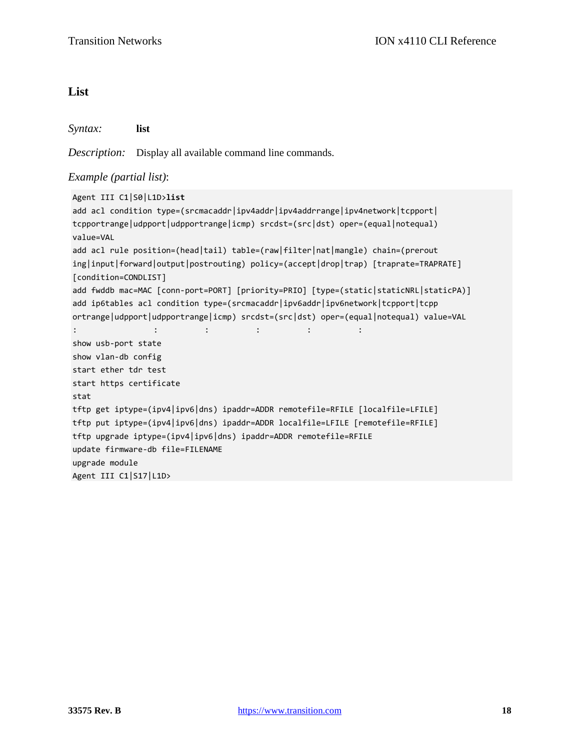## List

*Syntax:* **list**

*Description:* Display all available command line commands.

*Example (partial list)*:

```
Agent III C1|S0|L1D>list
add acl condition type=(srcmacaddr|ipv4addr|ipv4addrrange|ipv4network|tcpport|
tcpportrange|udpport|udpportrange|icmp) srcdst=(src|dst) oper=(equal|notequal)
value=VAL
add acl rule position=(head|tail) table=(raw|filter|nat|mangle) chain=(prerout
ing|input|forward|output|postrouting) policy=(accept|drop|trap) [traprate=TRAPRATE]
[condition=CONDLIST]
add fwddb mac=MAC [conn-port=PORT] [priority=PRIO] [type=(static|staticNRL|staticPA)]
add ip6tables acl condition type=(srcmacaddr|ipv6addr|ipv6network|tcpport|tcpp
ortrange|udpport|udpportrange|icmp) srcdst=(src|dst) oper=(equal|notequal) value=VAL
:                :          :          :          :          :
show usb-port state
show vlan-db config
start ether tdr test
start https certificate
stat
tftp get iptype=(ipv4|ipv6|dns) ipaddr=ADDR remotefile=RFILE [localfile=LFILE]
tftp put iptype=(ipv4|ipv6|dns) ipaddr=ADDR localfile=LFILE [remotefile=RFILE]
tftp upgrade iptype=(ipv4|ipv6|dns) ipaddr=ADDR remotefile=RFILE
update firmware-db file=FILENAME
upgrade module
Agent III C1|S17|L1D>
```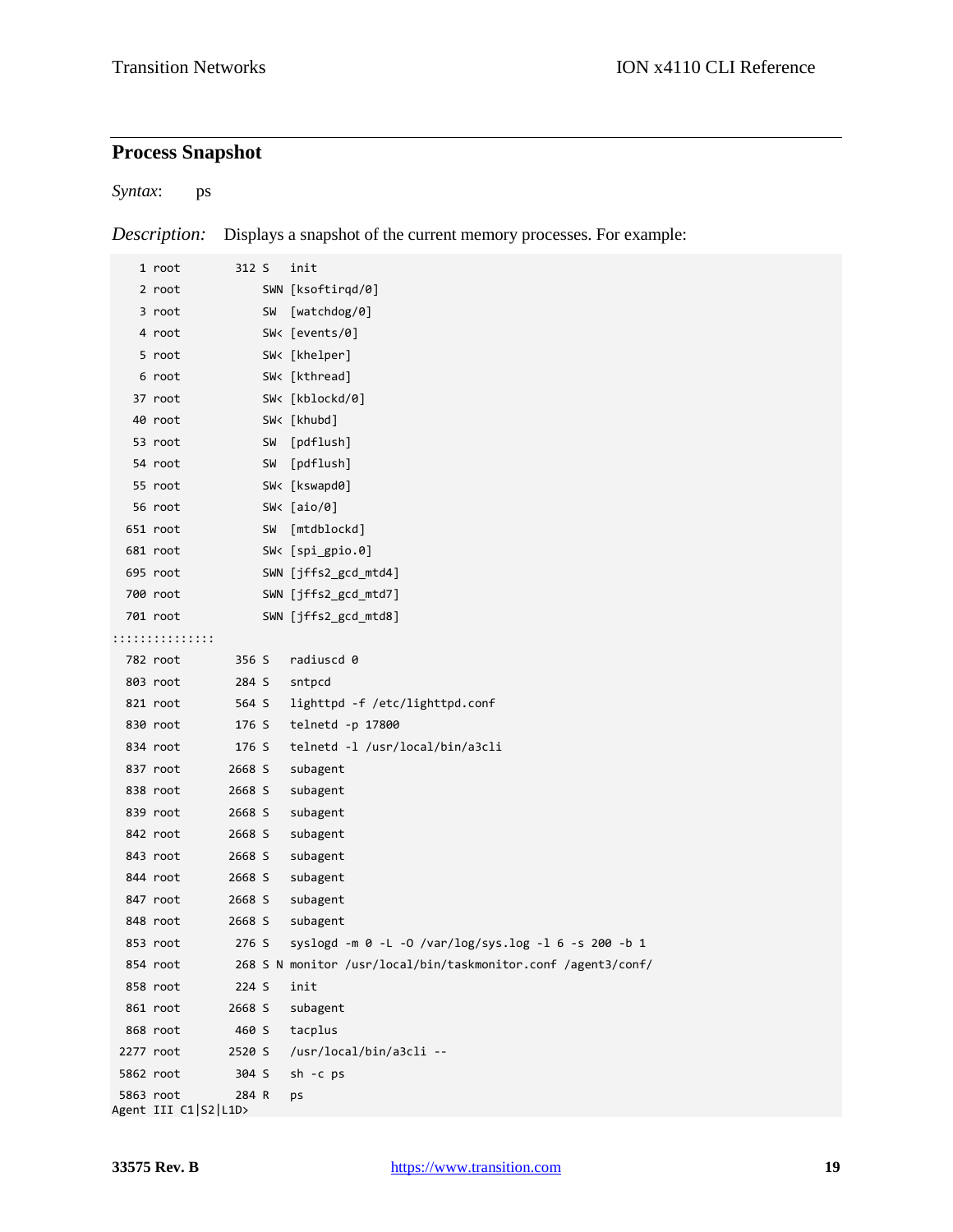## Process Snapshot

*Syntax*: ps

*Description:* Displays a snapshot of the current memory processes. For example:

```
    1 root       312 S   init
    2 root           SWN [ksoftirqd/0]
    3 root           SW  [watchdog/0]
    4 root           SW< [events/0]
    5 root           SW< [khelper]
    6 root           SW< [kthread]
   37 root           SW< [kblockd/0]
   40 root           SW< [khubd]
   53 root           SW  [pdflush]
   54 root           SW  [pdflush]
   55 root           SW< [kswapd0]
   56 root           SW< [aio/0]
  651 root           SW  [mtdblockd]
  681 root           SW< [spi_gpio.0]
  695 root           SWN [jffs2_gcd_mtd4]
  700 root           SWN [jffs2_gcd_mtd7]
  701 root           SWN [jffs2_gcd_mtd8]
::::::::::::::
  782 root       356 S   radiuscd 0
  803 root       284 S   sntpcd
  821 root       564 S   lighttpd -f /etc/lighttpd.conf
  830 root       176 S   telnetd -p 17800
  834 root       176 S   telnetd -l /usr/local/bin/a3cli
  837 root      2668 S   subagent
  838 root      2668 S   subagent
  839 root      2668 S   subagent
  842 root      2668 S   subagent
  843 root      2668 S   subagent
  844 root      2668 S   subagent
  847 root      2668 S   subagent
  848 root      2668 S   subagent
  853 root       276 S   syslogd -m 0 -L -O /var/log/sys.log -l 6 -s 200 -b 1
  854 root       268 S N monitor /usr/local/bin/taskmonitor.conf /agent3/conf/
  858 root       224 S   init
  861 root      2668 S   subagent
  868 root       460 S   tacplus
 2277 root      2520 S   /usr/local/bin/a3cli --
 5862 root       304 S   sh -c ps
 5863 root       284 R   ps
Agent III C1|S2|L1D>
```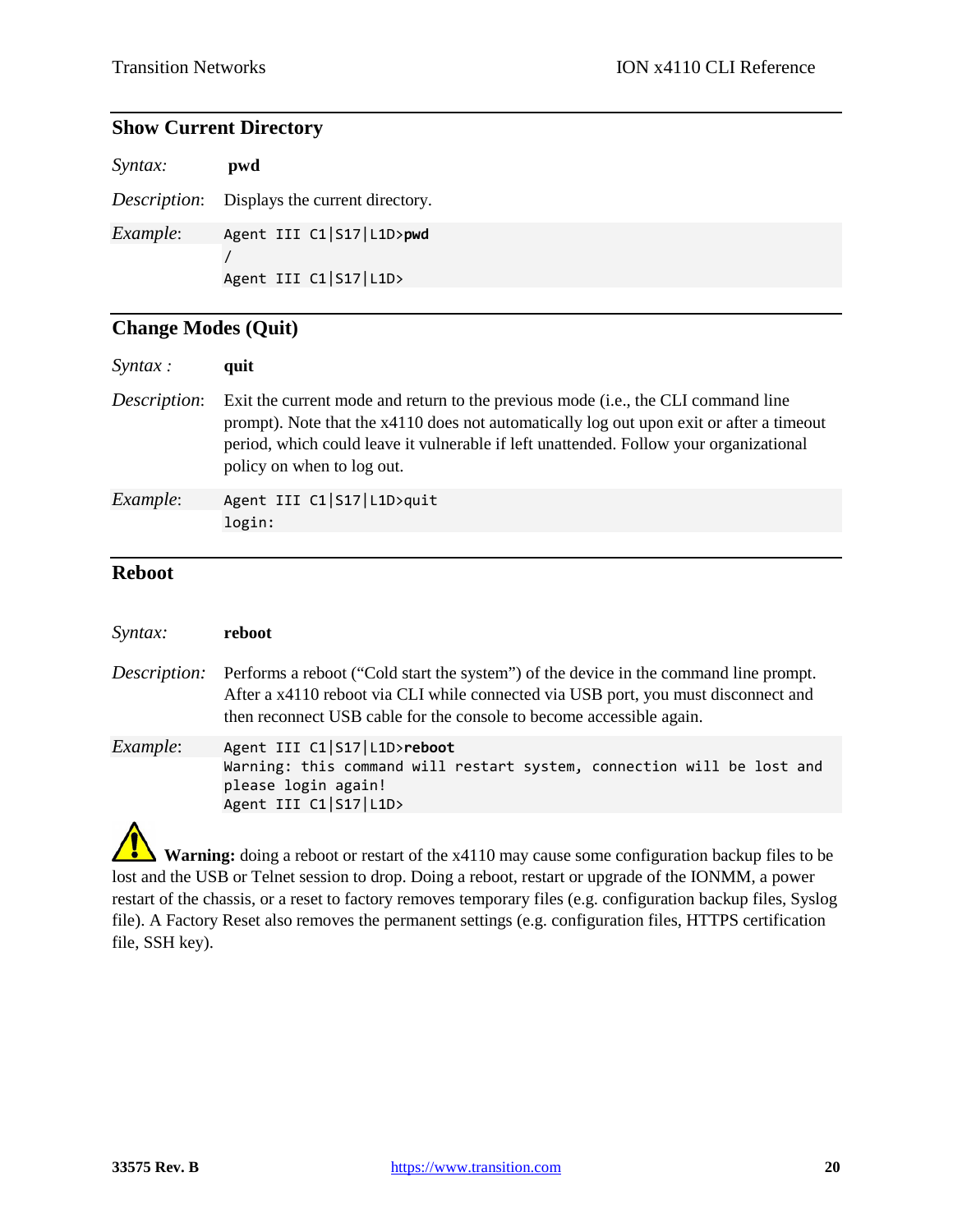## Show Current Directory

*Syntax:* **pwd**

*Description*: Displays the current directory.

*Example*:

```
Agent III C1|S17|L1D>pwd
/
Agent III C1|S17|L1D>
```

## Change Modes (Quit)

*Syntax :* **quit**

*Description*: Exit the current mode and return to the previous mode (i.e., the CLI command line prompt). Note that the x4110 does not automatically log out upon exit or after a timeout period, which could leave it vulnerable if left unattended. Follow your organizational policy on when to log out.

*Example*:

```
Agent III C1|S17|L1D>quit
login:
```

## Reboot

*Syntax:* **reboot**

*Description:* Performs a reboot ("Cold start the system") of the device in the command line prompt. After a x4110 reboot via CLI while connected via USB port, you must disconnect and then reconnect USB cable for the console to become accessible again.

*Example*:

```
Agent III C1|S17|L1D>reboot
Warning: this command will restart system, connection will be lost and
please login again!
Agent III C1|S17|L1D>
```

**Warning:** doing a reboot or restart of the x4110 may cause some configuration backup files to be lost and the USB or Telnet session to drop. Doing a reboot, restart or upgrade of the IONMM, a power restart of the chassis, or a reset to factory removes temporary files (e.g. configuration backup files, Syslog file). A Factory Reset also removes the permanent settings (e.g. configuration files, HTTPS certification file, SSH key).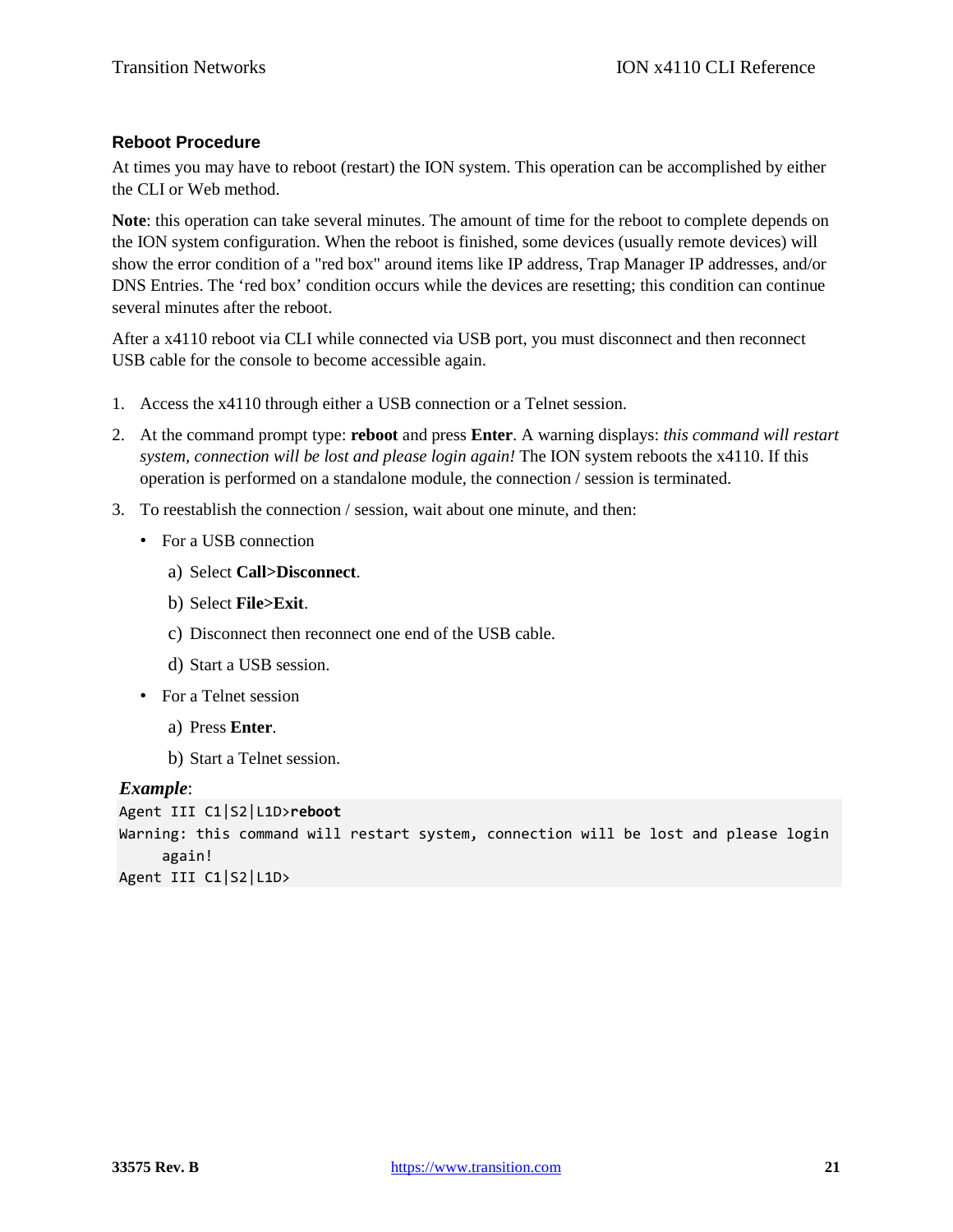### Reboot Procedure

At times you may have to reboot (restart) the ION system. This operation can be accomplished by either the CLI or Web method.

**Note**: this operation can take several minutes. The amount of time for the reboot to complete depends on the ION system configuration. When the reboot is finished, some devices (usually remote devices) will show the error condition of a "red box" around items like IP address, Trap Manager IP addresses, and/or DNS Entries. The 'red box' condition occurs while the devices are resetting; this condition can continue several minutes after the reboot.

After a x4110 reboot via CLI while connected via USB port, you must disconnect and then reconnect USB cable for the console to become accessible again.

1. Access the x4110 through either a USB connection or a Telnet session.
2. At the command prompt type: **reboot** and press **Enter**. A warning displays: *this command will restart system, connection will be lost and please login again!* The ION system reboots the x4110. If this operation is performed on a standalone module, the connection / session is terminated.
3. To reestablish the connection / session, wait about one minute, and then:
   - For a USB connection
     a) Select **Call>Disconnect**.
     b) Select **File>Exit**.
     c) Disconnect then reconnect one end of the USB cable.
     d) Start a USB session.
   - For a Telnet session
     a) Press **Enter**.
     b) Start a Telnet session.

***Example***:

```
Agent III C1|S2|L1D>reboot
Warning: this command will restart system, connection will be lost and please login
     again!
Agent III C1|S2|L1D>
```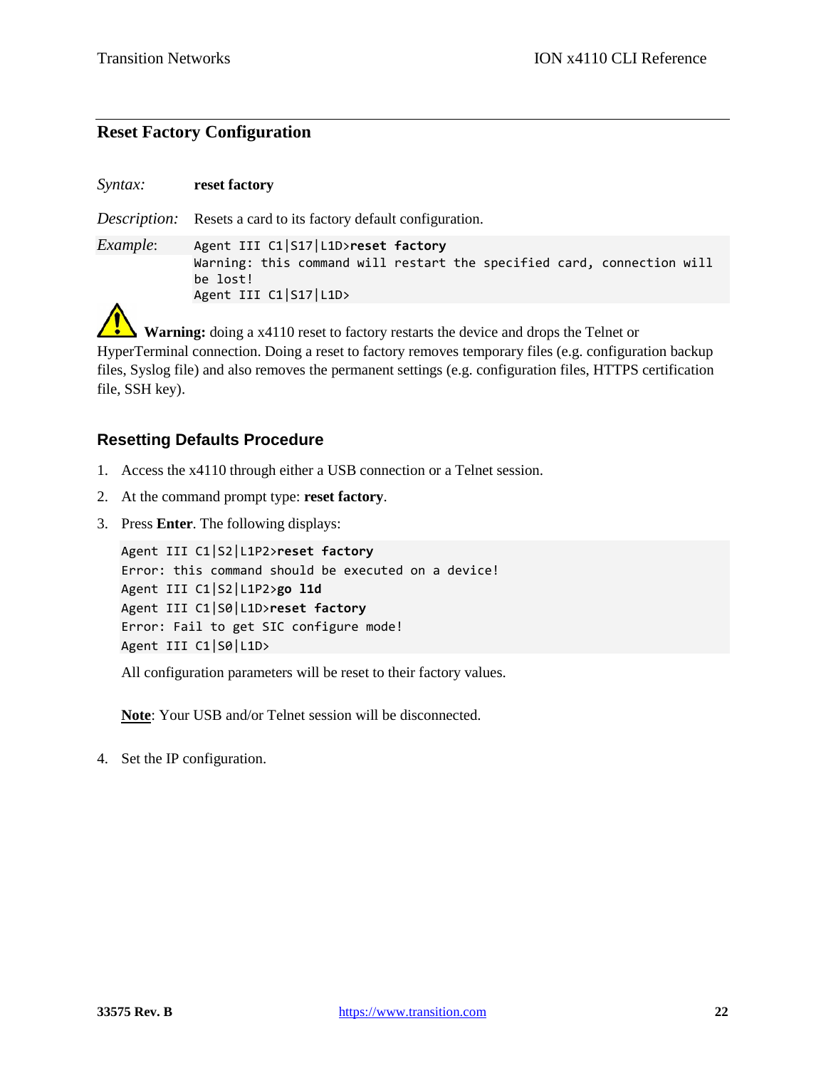## Reset Factory Configuration

*Syntax:* **reset factory**

*Description:* Resets a card to its factory default configuration.

*Example*:

```
Agent III C1|S17|L1D>reset factory
Warning: this command will restart the specified card, connection will be lost!
Agent III C1|S17|L1D>
```

**Warning:** doing a x4110 reset to factory restarts the device and drops the Telnet or HyperTerminal connection. Doing a reset to factory removes temporary files (e.g. configuration backup files, Syslog file) and also removes the permanent settings (e.g. configuration files, HTTPS certification file, SSH key).

### Resetting Defaults Procedure

1. Access the x4110 through either a USB connection or a Telnet session.
2. At the command prompt type: **reset factory**.
3. Press **Enter**. The following displays:

   ```
   Agent III C1|S2|L1P2>reset factory
   Error: this command should be executed on a device!
   Agent III C1|S2|L1P2>go l1d
   Agent III C1|S0|L1D>reset factory
   Error: Fail to get SIC configure mode!
   Agent III C1|S0|L1D>
   ```

   All configuration parameters will be reset to their factory values.

   **Note**: Your USB and/or Telnet session will be disconnected.

4. Set the IP configuration.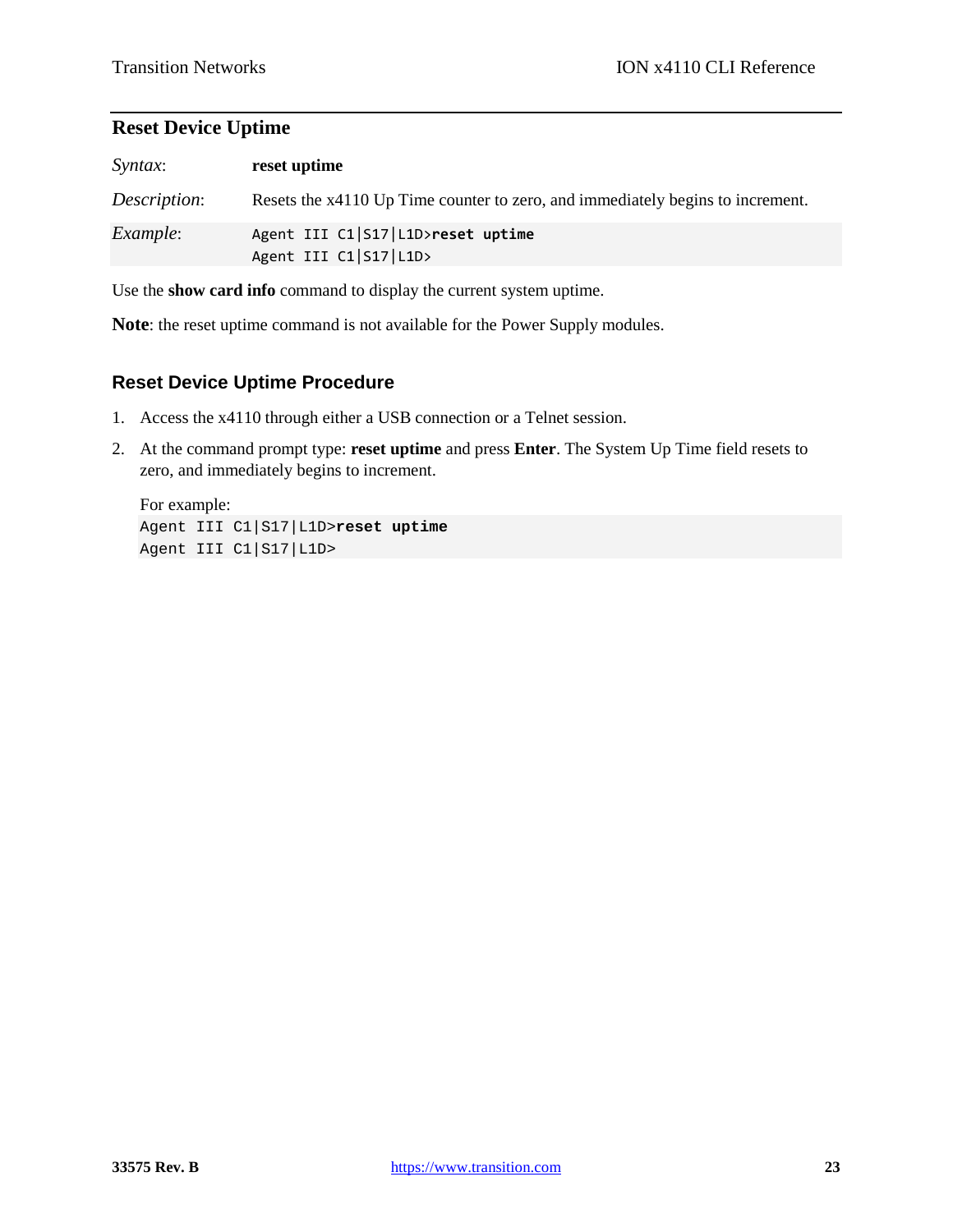## Reset Device Uptime

| | |
|---|---|
| *Syntax*: | **reset uptime** |
| *Description*: | Resets the x4110 Up Time counter to zero, and immediately begins to increment. |
| *Example*: | `Agent III C1|S17|L1D>`**`reset uptime`**<br>`Agent III C1|S17|L1D>` |

Use the **show card info** command to display the current system uptime.

**Note**: the reset uptime command is not available for the Power Supply modules.

### Reset Device Uptime Procedure

1. Access the x4110 through either a USB connection or a Telnet session.
2. At the command prompt type: **reset uptime** and press **Enter**. The System Up Time field resets to zero, and immediately begins to increment.

   For example:

   ```
   Agent III C1|S17|L1D>reset uptime
   Agent III C1|S17|L1D>
   ```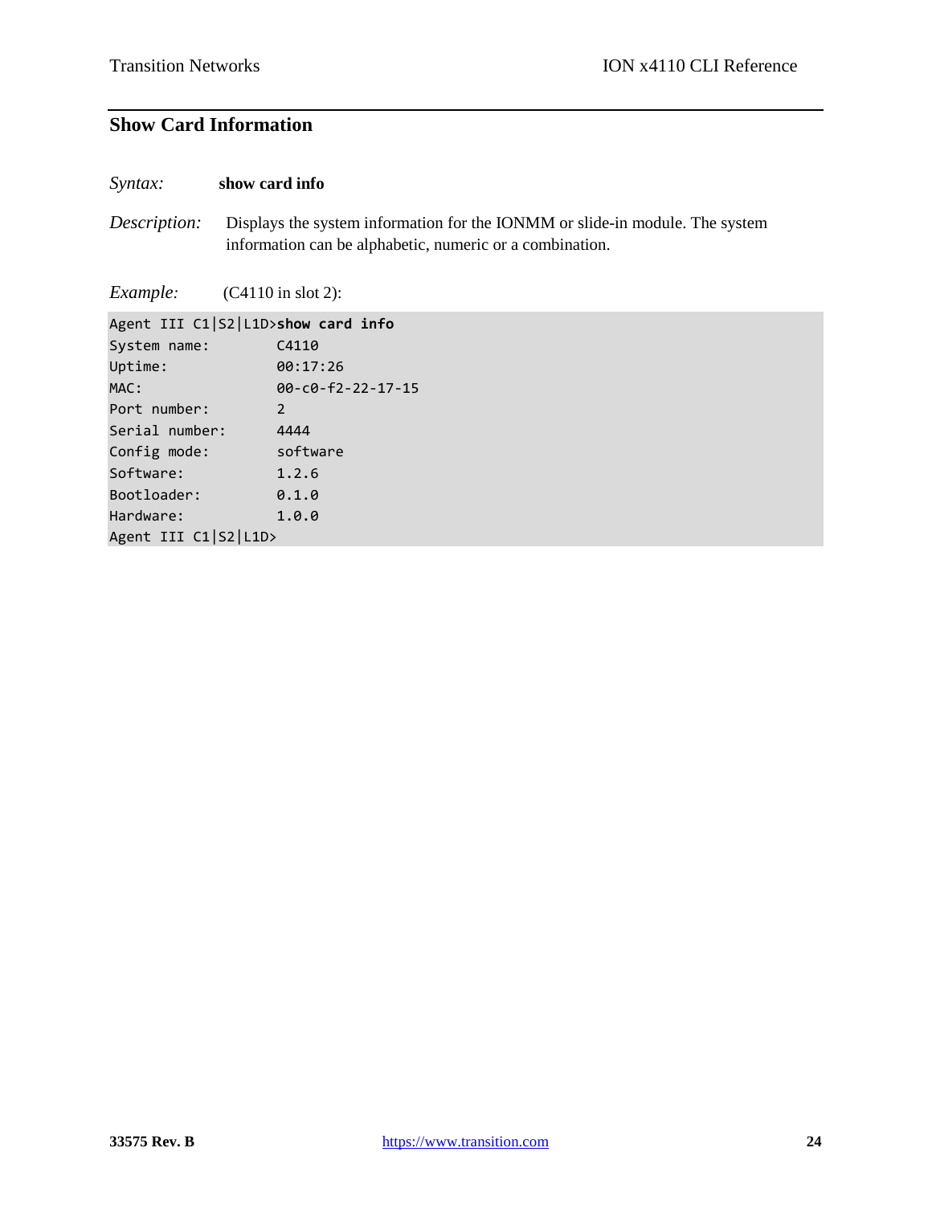## Show Card Information

*Syntax:* **show card info**

*Description:* Displays the system information for the IONMM or slide-in module. The system information can be alphabetic, numeric or a combination.

*Example:* (C4110 in slot 2):

```
Agent III C1|S2|L1D>show card info
System name:        C4110
Uptime:             00:17:26
MAC:                00-c0-f2-22-17-15
Port number:        2
Serial number:      4444
Config mode:        software
Software:           1.2.6
Bootloader:         0.1.0
Hardware:           1.0.0
Agent III C1|S2|L1D>
```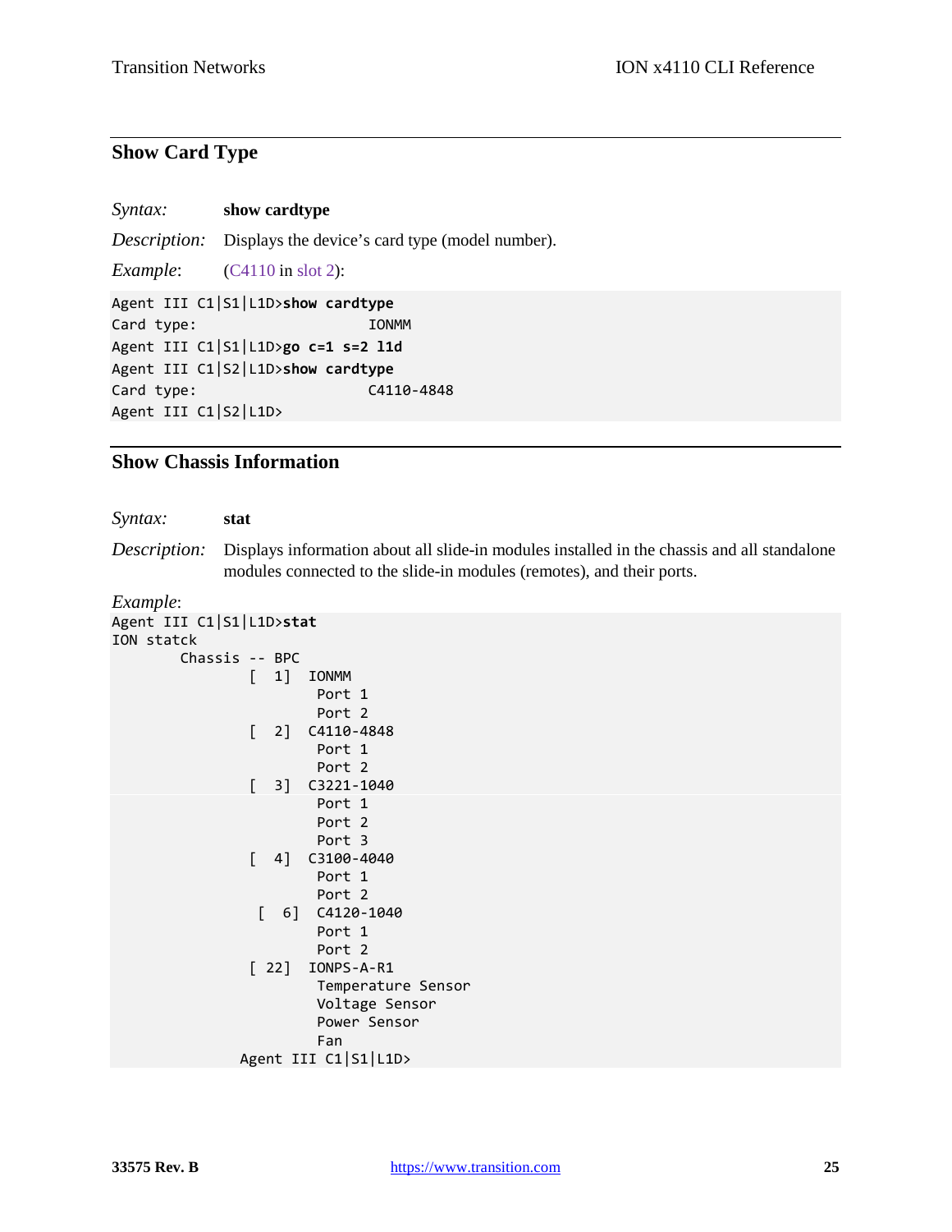## Show Card Type

*Syntax:* **show cardtype**

*Description:* Displays the device's card type (model number).

*Example:* (C4110 in slot 2):

```
Agent III C1|S1|L1D>show cardtype
Card type:                      IONMM
Agent III C1|S1|L1D>go c=1 s=2 l1d
Agent III C1|S2|L1D>show cardtype
Card type:                      C4110-4848
Agent III C1|S2|L1D>
```

## Show Chassis Information

*Syntax:* **stat**

*Description:* Displays information about all slide-in modules installed in the chassis and all standalone modules connected to the slide-in modules (remotes), and their ports.

*Example*:

```
Agent III C1|S1|L1D>stat
ION statck
        Chassis -- BPC
                [  1]  IONMM
                        Port 1
                        Port 2
                [  2]  C4110-4848
                        Port 1
                        Port 2
                [  3]  C3221-1040
                        Port 1
                        Port 2
                        Port 3
                [  4]  C3100-4040
                        Port 1
                        Port 2
                 [  6]  C4120-1040
                        Port 1
                        Port 2
                [ 22]  IONPS-A-R1
                        Temperature Sensor
                        Voltage Sensor
                        Power Sensor
                        Fan
               Agent III C1|S1|L1D>
```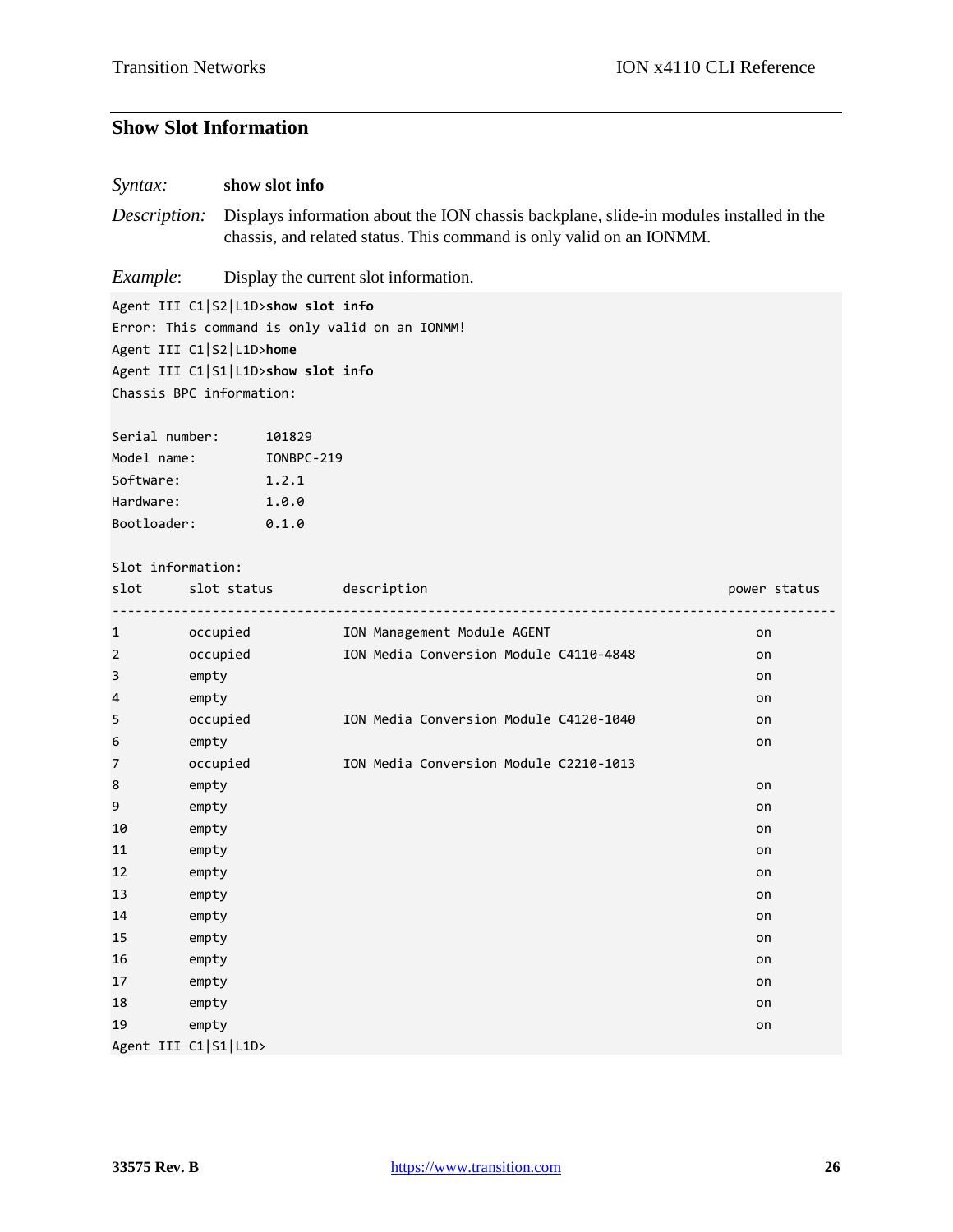## Show Slot Information

*Syntax:* **show slot info**

*Description:* Displays information about the ION chassis backplane, slide-in modules installed in the chassis, and related status. This command is only valid on an IONMM.

*Example*: Display the current slot information.

```
Agent III C1|S2|L1D>show slot info
Error: This command is only valid on an IONMM!
Agent III C1|S2|L1D>home
Agent III C1|S1|L1D>show slot info
Chassis BPC information:

Serial number:      101829
Model name:         IONBPC-219
Software:           1.2.1
Hardware:           1.0.0
Bootloader:         0.1.0

Slot information:
slot      slot status        description                                          power status
----------------------------------------------------------------------------------------------
1         occupied           ION Management Module AGENT                               on
2         occupied           ION Media Conversion Module C4110-4848                    on
3         empty                                                                        on
4         empty                                                                        on
5         occupied           ION Media Conversion Module C4120-1040                    on
6         empty                                                                        on
7         occupied           ION Media Conversion Module C2210-1013
8         empty                                                                        on
9         empty                                                                        on
10        empty                                                                        on
11        empty                                                                        on
12        empty                                                                        on
13        empty                                                                        on
14        empty                                                                        on
15        empty                                                                        on
16        empty                                                                        on
17        empty                                                                        on
18        empty                                                                        on
19        empty                                                                        on
Agent III C1|S1|L1D>
```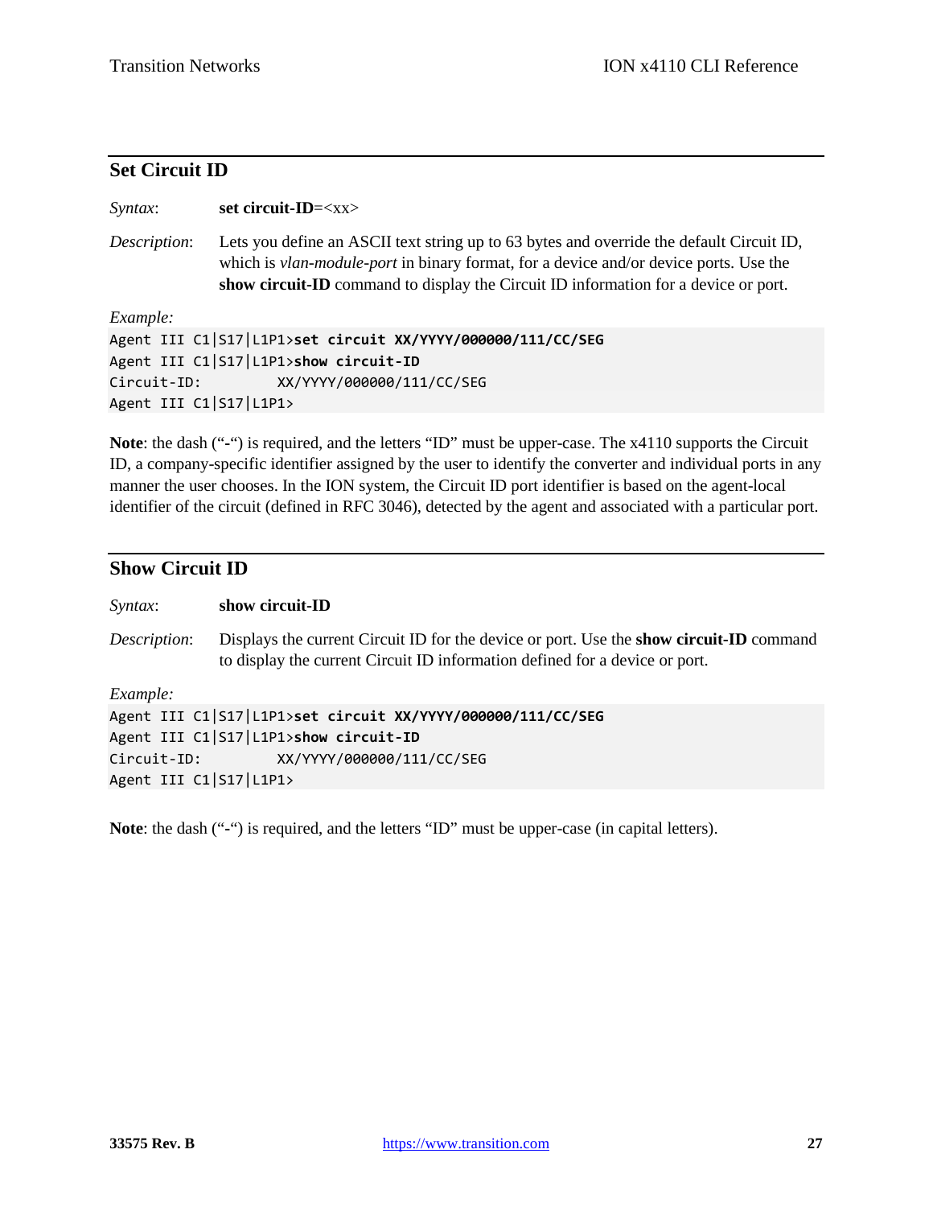## Set Circuit ID

*Syntax*: **set circuit-ID**=<xx>

*Description*: Lets you define an ASCII text string up to 63 bytes and override the default Circuit ID, which is *vlan-module-port* in binary format, for a device and/or device ports. Use the **show circuit-ID** command to display the Circuit ID information for a device or port.

*Example:*

```
Agent III C1|S17|L1P1>set circuit XX/YYYY/000000/111/CC/SEG
Agent III C1|S17|L1P1>show circuit-ID
Circuit-ID:         XX/YYYY/000000/111/CC/SEG
Agent III C1|S17|L1P1>
```

**Note**: the dash ("-") is required, and the letters "ID" must be upper-case. The x4110 supports the Circuit ID, a company-specific identifier assigned by the user to identify the converter and individual ports in any manner the user chooses. In the ION system, the Circuit ID port identifier is based on the agent-local identifier of the circuit (defined in RFC 3046), detected by the agent and associated with a particular port.

## Show Circuit ID

*Syntax*: **show circuit-ID**

*Description*: Displays the current Circuit ID for the device or port. Use the **show circuit-ID** command to display the current Circuit ID information defined for a device or port.

*Example:*

```
Agent III C1|S17|L1P1>set circuit XX/YYYY/000000/111/CC/SEG
Agent III C1|S17|L1P1>show circuit-ID
Circuit-ID:         XX/YYYY/000000/111/CC/SEG
Agent III C1|S17|L1P1>
```

**Note**: the dash ("-") is required, and the letters "ID" must be upper-case (in capital letters).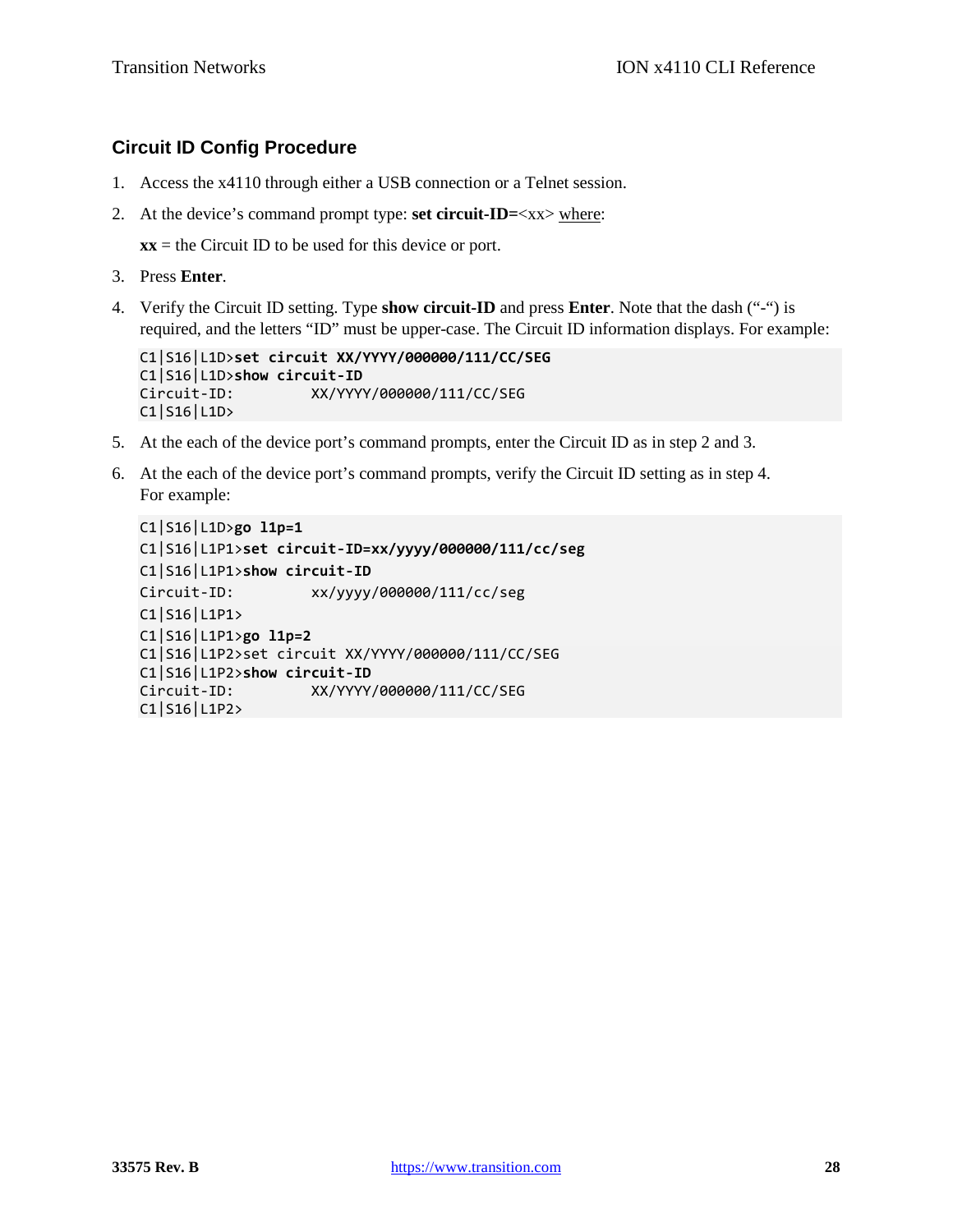### Circuit ID Config Procedure

1. Access the x4110 through either a USB connection or a Telnet session.
2. At the device's command prompt type: **set circuit-ID=**<xx> where:

   **xx** = the Circuit ID to be used for this device or port.
3. Press **Enter**.
4. Verify the Circuit ID setting. Type **show circuit-ID** and press **Enter**. Note that the dash ("-") is required, and the letters "ID" must be upper-case. The Circuit ID information displays. For example:

```
C1|S16|L1D>set circuit XX/YYYY/000000/111/CC/SEG
C1|S16|L1D>show circuit-ID
Circuit-ID:          XX/YYYY/000000/111/CC/SEG
C1|S16|L1D>
```

5. At the each of the device port's command prompts, enter the Circuit ID as in step 2 and 3.
6. At the each of the device port's command prompts, verify the Circuit ID setting as in step 4. For example:

```
C1|S16|L1D>go l1p=1
C1|S16|L1P1>set circuit-ID=xx/yyyy/000000/111/cc/seg
C1|S16|L1P1>show circuit-ID
Circuit-ID:          xx/yyyy/000000/111/cc/seg
C1|S16|L1P1>
C1|S16|L1P1>go l1p=2
C1|S16|L1P2>set circuit XX/YYYY/000000/111/CC/SEG
C1|S16|L1P2>show circuit-ID
Circuit-ID:          XX/YYYY/000000/111/CC/SEG
C1|S16|L1P2>
```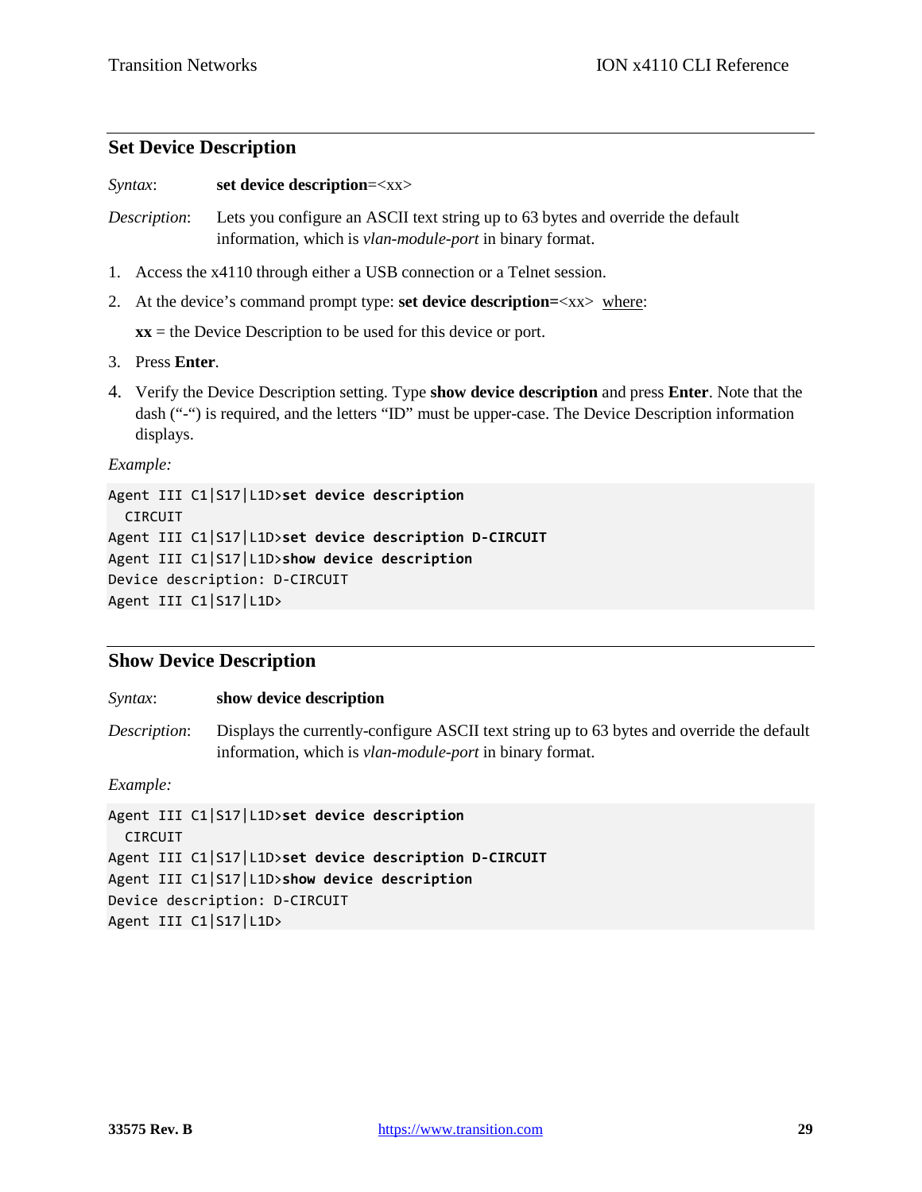## Set Device Description

*Syntax*: **set device description**=<xx>

*Description*: Lets you configure an ASCII text string up to 63 bytes and override the default information, which is *vlan-module-port* in binary format.

1. Access the x4110 through either a USB connection or a Telnet session.
2. At the device's command prompt type: **set device description=**<xx> where:

   **xx** = the Device Description to be used for this device or port.

3. Press **Enter**.
4. Verify the Device Description setting. Type **show device description** and press **Enter**. Note that the dash ("-") is required, and the letters "ID" must be upper-case. The Device Description information displays.

*Example:*

```
Agent III C1|S17|L1D>set device description
  CIRCUIT
Agent III C1|S17|L1D>set device description D-CIRCUIT
Agent III C1|S17|L1D>show device description
Device description: D-CIRCUIT
Agent III C1|S17|L1D>
```

## Show Device Description

*Syntax*: **show device description**

*Description*: Displays the currently-configure ASCII text string up to 63 bytes and override the default information, which is *vlan-module-port* in binary format.

*Example:*

```
Agent III C1|S17|L1D>set device description
  CIRCUIT
Agent III C1|S17|L1D>set device description D-CIRCUIT
Agent III C1|S17|L1D>show device description
Device description: D-CIRCUIT
Agent III C1|S17|L1D>
```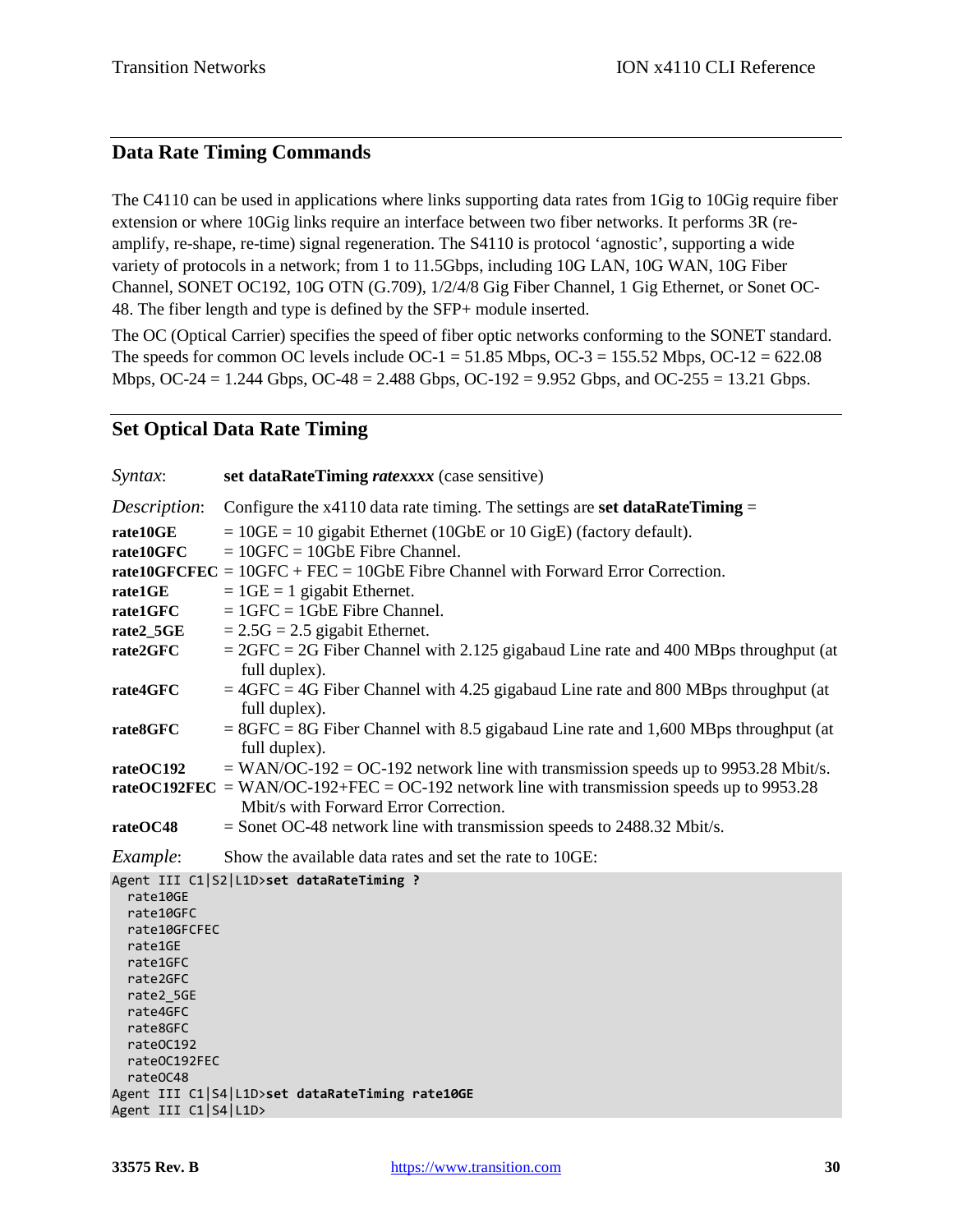## Data Rate Timing Commands

The C4110 can be used in applications where links supporting data rates from 1Gig to 10Gig require fiber extension or where 10Gig links require an interface between two fiber networks. It performs 3R (re-amplify, re-shape, re-time) signal regeneration. The S4110 is protocol 'agnostic', supporting a wide variety of protocols in a network; from 1 to 11.5Gbps, including 10G LAN, 10G WAN, 10G Fiber Channel, SONET OC192, 10G OTN (G.709), 1/2/4/8 Gig Fiber Channel, 1 Gig Ethernet, or Sonet OC-48. The fiber length and type is defined by the SFP+ module inserted.

The OC (Optical Carrier) specifies the speed of fiber optic networks conforming to the SONET standard. The speeds for common OC levels include OC-1 = 51.85 Mbps, OC-3 = 155.52 Mbps, OC-12 = 622.08 Mbps, OC-24 = 1.244 Gbps, OC-48 = 2.488 Gbps, OC-192 = 9.952 Gbps, and OC-255 = 13.21 Gbps.

## Set Optical Data Rate Timing

*Syntax*: **set dataRateTiming *ratexxxx*** (case sensitive)

*Description*: Configure the x4110 data rate timing. The settings are **set dataRateTiming** =

**rate10GE** = 10GE = 10 gigabit Ethernet (10GbE or 10 GigE) (factory default).
**rate10GFC** = 10GFC = 10GbE Fibre Channel.
**rate10GFCFEC** = 10GFC + FEC = 10GbE Fibre Channel with Forward Error Correction.
**rate1GE** = 1GE = 1 gigabit Ethernet.
**rate1GFC** = 1GFC = 1GbE Fibre Channel.
**rate2_5GE** = 2.5G = 2.5 gigabit Ethernet.
**rate2GFC** = 2GFC = 2G Fiber Channel with 2.125 gigabaud Line rate and 400 MBps throughput (at full duplex).
**rate4GFC** = 4GFC = 4G Fiber Channel with 4.25 gigabaud Line rate and 800 MBps throughput (at full duplex).
**rate8GFC** = 8GFC = 8G Fiber Channel with 8.5 gigabaud Line rate and 1,600 MBps throughput (at full duplex).
**rateOC192** = WAN/OC-192 = OC-192 network line with transmission speeds up to 9953.28 Mbit/s.
**rateOC192FEC** = WAN/OC-192+FEC = OC-192 network line with transmission speeds up to 9953.28 Mbit/s with Forward Error Correction.
**rateOC48** = Sonet OC-48 network line with transmission speeds to 2488.32 Mbit/s.

*Example*: Show the available data rates and set the rate to 10GE:

```
Agent III C1|S2|L1D>set dataRateTiming ?
  rate10GE
  rate10GFC
  rate10GFCFEC
  rate1GE
  rate1GFC
  rate2GFC
  rate2_5GE
  rate4GFC
  rate8GFC
  rateOC192
  rateOC192FEC
  rateOC48
Agent III C1|S4|L1D>set dataRateTiming rate10GE
Agent III C1|S4|L1D>
```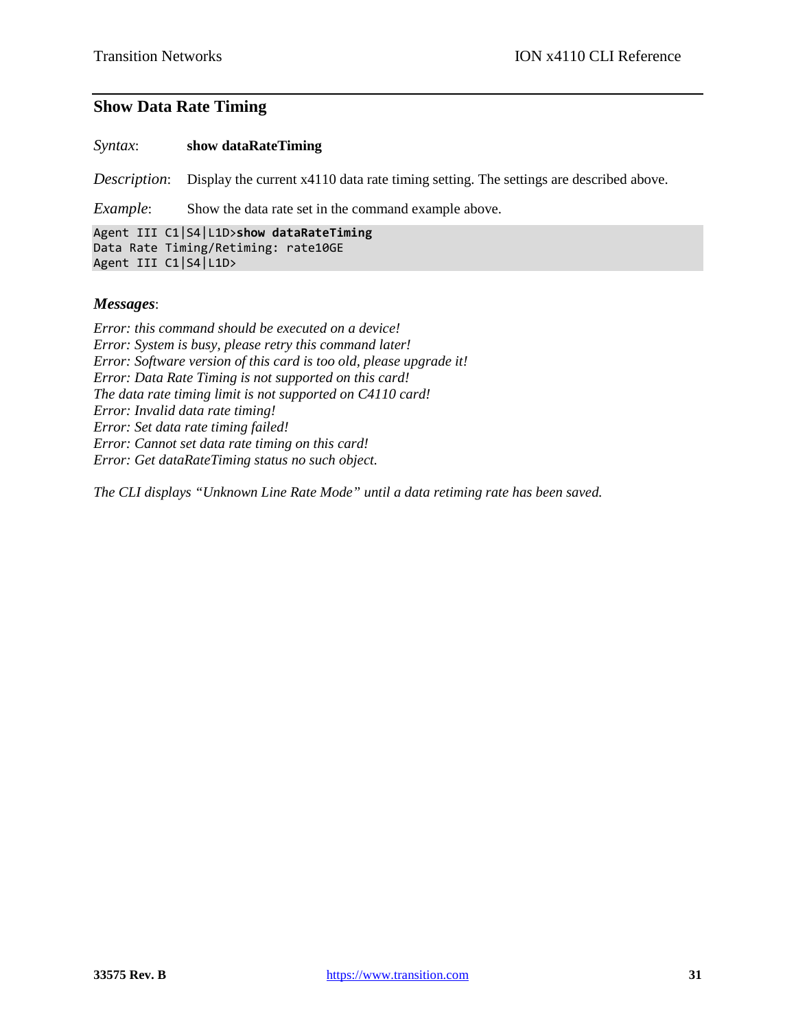## Show Data Rate Timing

*Syntax*: **show dataRateTiming**

*Description*: Display the current x4110 data rate timing setting. The settings are described above.

*Example*: Show the data rate set in the command example above.

```
Agent III C1|S4|L1D>show dataRateTiming
Data Rate Timing/Retiming: rate10GE
Agent III C1|S4|L1D>
```

***Messages***:

*Error: this command should be executed on a device!*
*Error: System is busy, please retry this command later!*
*Error: Software version of this card is too old, please upgrade it!*
*Error: Data Rate Timing is not supported on this card!*
*The data rate timing limit is not supported on C4110 card!*
*Error: Invalid data rate timing!*
*Error: Set data rate timing failed!*
*Error: Cannot set data rate timing on this card!*
*Error: Get dataRateTiming status no such object.*

*The CLI displays "Unknown Line Rate Mode" until a data retiming rate has been saved.*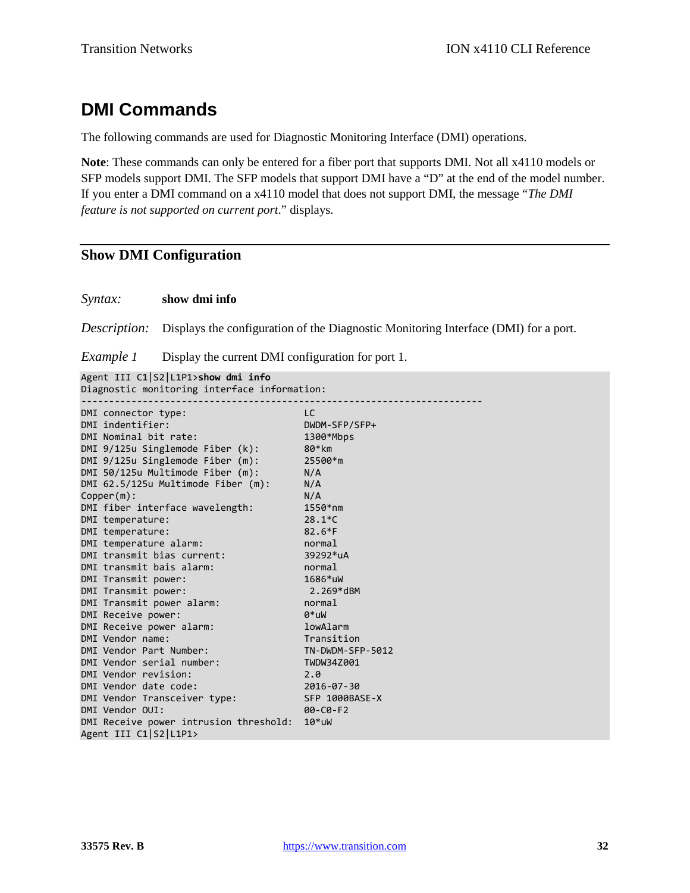# DMI Commands

The following commands are used for Diagnostic Monitoring Interface (DMI) operations.

**Note**: These commands can only be entered for a fiber port that supports DMI. Not all x4110 models or SFP models support DMI. The SFP models that support DMI have a “D” at the end of the model number. If you enter a DMI command on a x4110 model that does not support DMI, the message “*The DMI feature is not supported on current port*.” displays.

## Show DMI Configuration

*Syntax:* **show dmi info**

*Description:* Displays the configuration of the Diagnostic Monitoring Interface (DMI) for a port.

*Example 1* Display the current DMI configuration for port 1.

```
Agent III C1|S2|L1P1>show dmi info
Diagnostic monitoring interface information:
------------------------------------------------------------------------
DMI connector type:                      LC
DMI indentifier:                         DWDM-SFP/SFP+
DMI Nominal bit rate:                    1300*Mbps
DMI 9/125u Singlemode Fiber (k):         80*km
DMI 9/125u Singlemode Fiber (m):         25500*m
DMI 50/125u Multimode Fiber (m):         N/A
DMI 62.5/125u Multimode Fiber (m):       N/A
Copper(m):                               N/A
DMI fiber interface wavelength:          1550*nm
DMI temperature:                         28.1*C
DMI temperature:                         82.6*F
DMI temperature alarm:                   normal
DMI transmit bias current:               39292*uA
DMI transmit bais alarm:                 normal
DMI Transmit power:                      1686*uW
DMI Transmit power:                       2.269*dBM
DMI Transmit power alarm:                normal
DMI Receive power:                       0*uW
DMI Receive power alarm:                 lowAlarm
DMI Vendor name:                         Transition
DMI Vendor Part Number:                  TN-DWDM-SFP-5012
DMI Vendor serial number:                TWDW34Z001
DMI Vendor revision:                     2.0
DMI Vendor date code:                    2016-07-30
DMI Vendor Transceiver type:             SFP 1000BASE-X
DMI Vendor OUI:                          00-C0-F2
DMI Receive power intrusion threshold:  10*uW
Agent III C1|S2|L1P1>
```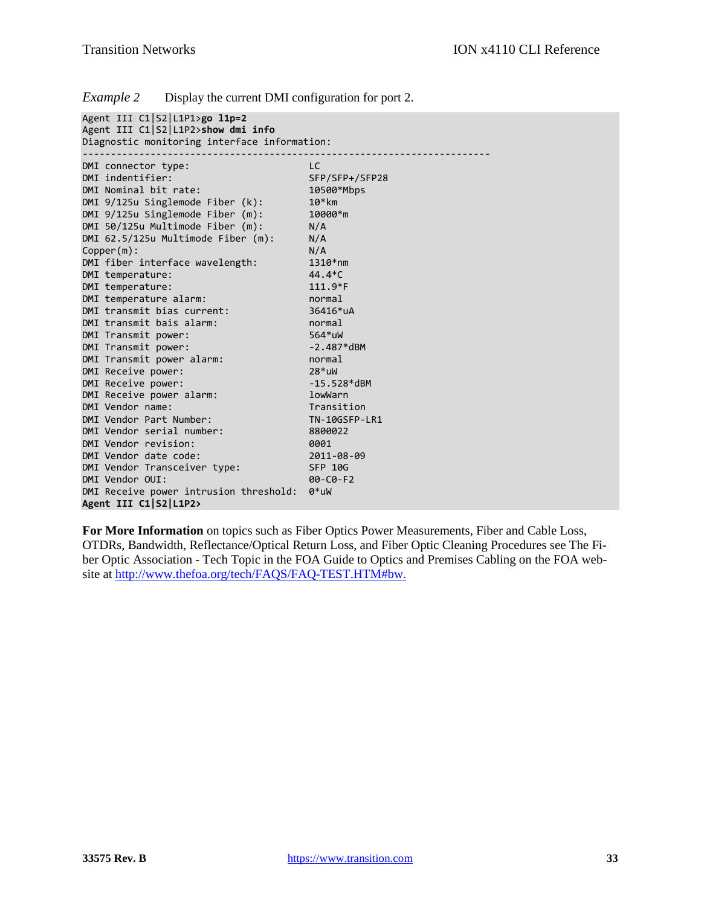*Example 2* Display the current DMI configuration for port 2.

```
Agent III C1|S2|L1P1>go l1p=2
Agent III C1|S2|L1P2>show dmi info
Diagnostic monitoring interface information:
------------------------------------------------------------------------
DMI connector type:                     LC
DMI indentifier:                        SFP/SFP+/SFP28
DMI Nominal bit rate:                   10500*Mbps
DMI 9/125u Singlemode Fiber (k):        10*km
DMI 9/125u Singlemode Fiber (m):        10000*m
DMI 50/125u Multimode Fiber (m):        N/A
DMI 62.5/125u Multimode Fiber (m):      N/A
Copper(m):                              N/A
DMI fiber interface wavelength:         1310*nm
DMI temperature:                        44.4*C
DMI temperature:                        111.9*F
DMI temperature alarm:                  normal
DMI transmit bias current:              36416*uA
DMI transmit bais alarm:                normal
DMI Transmit power:                     564*uW
DMI Transmit power:                     -2.487*dBM
DMI Transmit power alarm:               normal
DMI Receive power:                      28*uW
DMI Receive power:                      -15.528*dBM
DMI Receive power alarm:                lowWarn
DMI Vendor name:                        Transition
DMI Vendor Part Number:                 TN-10GSFP-LR1
DMI Vendor serial number:               8800022
DMI Vendor revision:                    0001
DMI Vendor date code:                   2011-08-09
DMI Vendor Transceiver type:            SFP 10G
DMI Vendor OUI:                         00-C0-F2
DMI Receive power intrusion threshold:  0*uW
Agent III C1|S2|L1P2>
```

**For More Information** on topics such as Fiber Optics Power Measurements, Fiber and Cable Loss, OTDRs, Bandwidth, Reflectance/Optical Return Loss, and Fiber Optic Cleaning Procedures see The Fiber Optic Association - Tech Topic in the FOA Guide to Optics and Premises Cabling on the FOA website at [http://www.thefoa.org/tech/FAQS/FAQ-TEST.HTM#bw.](http://www.thefoa.org/tech/FAQS/FAQ-TEST.HTM#bw)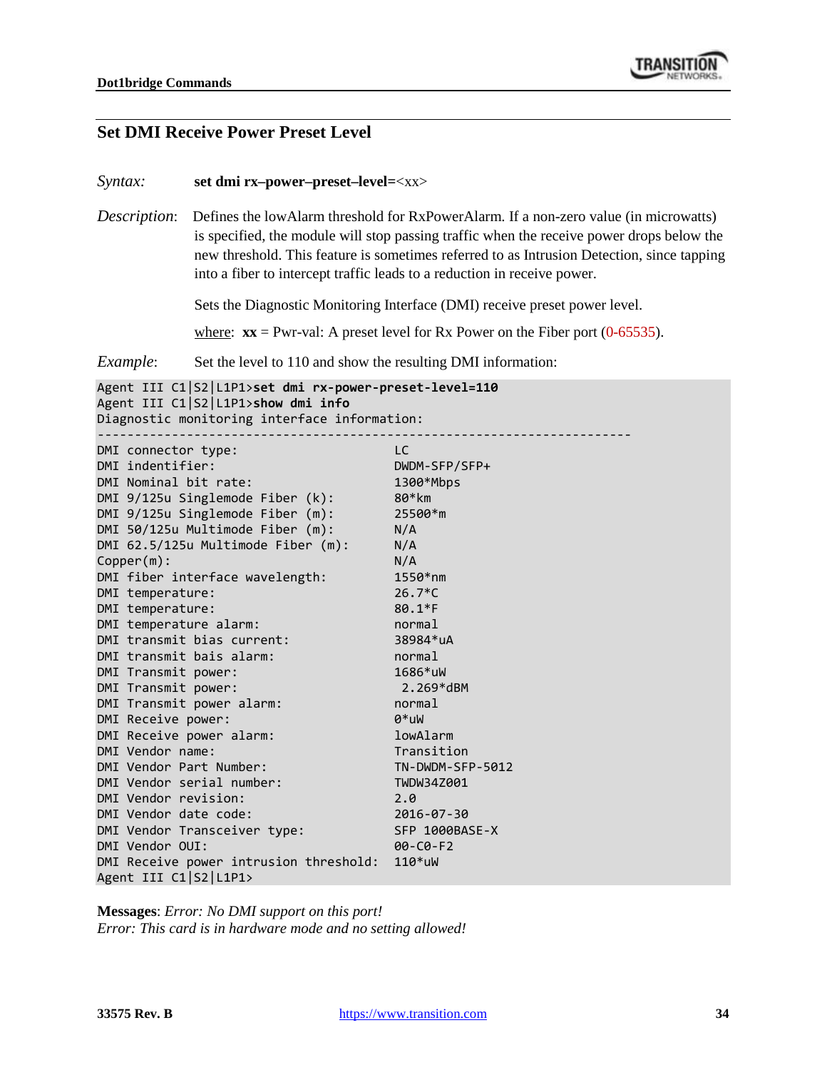## Set DMI Receive Power Preset Level

*Syntax:* **set dmi rx–power–preset–level=**<xx>

*Description*: Defines the lowAlarm threshold for RxPowerAlarm. If a non-zero value (in microwatts) is specified, the module will stop passing traffic when the receive power drops below the new threshold. This feature is sometimes referred to as Intrusion Detection, since tapping into a fiber to intercept traffic leads to a reduction in receive power.

Sets the Diagnostic Monitoring Interface (DMI) receive preset power level.

where: **xx** = Pwr-val: A preset level for Rx Power on the Fiber port (0-65535).

*Example*: Set the level to 110 and show the resulting DMI information:

```
Agent III C1|S2|L1P1>set dmi rx-power-preset-level=110
Agent III C1|S2|L1P1>show dmi info
Diagnostic monitoring interface information:
------------------------------------------------------------------------
DMI connector type:                     LC
DMI indentifier:                        DWDM-SFP/SFP+
DMI Nominal bit rate:                   1300*Mbps
DMI 9/125u Singlemode Fiber (k):        80*km
DMI 9/125u Singlemode Fiber (m):        25500*m
DMI 50/125u Multimode Fiber (m):        N/A
DMI 62.5/125u Multimode Fiber (m):      N/A
Copper(m):                              N/A
DMI fiber interface wavelength:         1550*nm
DMI temperature:                        26.7*C
DMI temperature:                        80.1*F
DMI temperature alarm:                  normal
DMI transmit bias current:              38984*uA
DMI transmit bais alarm:                normal
DMI Transmit power:                     1686*uW
DMI Transmit power:                      2.269*dBM
DMI Transmit power alarm:               normal
DMI Receive power:                      0*uW
DMI Receive power alarm:                lowAlarm
DMI Vendor name:                        Transition
DMI Vendor Part Number:                 TN-DWDM-SFP-5012
DMI Vendor serial number:               TWDW34Z001
DMI Vendor revision:                    2.0
DMI Vendor date code:                   2016-07-30
DMI Vendor Transceiver type:            SFP 1000BASE-X
DMI Vendor OUI:                         00-C0-F2
DMI Receive power intrusion threshold:  110*uW
Agent III C1|S2|L1P1>
```

**Messages**: *Error: No DMI support on this port!*
*Error: This card is in hardware mode and no setting allowed!*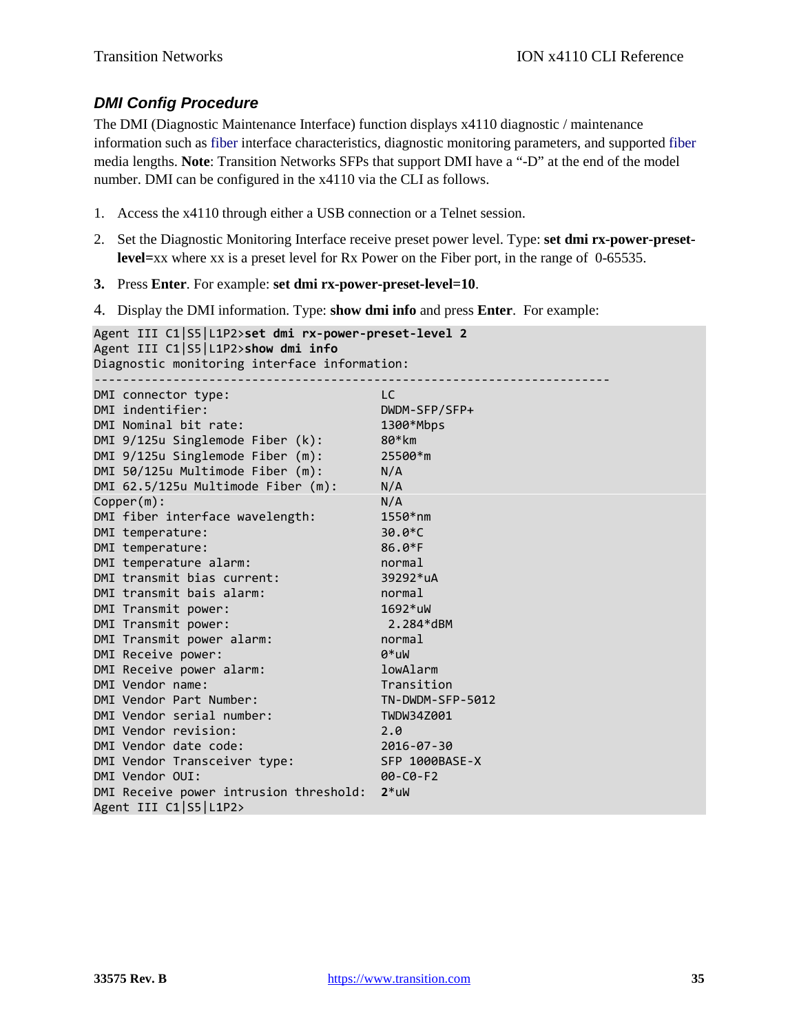### *DMI Config Procedure*

The DMI (Diagnostic Maintenance Interface) function displays x4110 diagnostic / maintenance information such as fiber interface characteristics, diagnostic monitoring parameters, and supported fiber media lengths. **Note**: Transition Networks SFPs that support DMI have a "-D" at the end of the model number. DMI can be configured in the x4110 via the CLI as follows.

1. Access the x4110 through either a USB connection or a Telnet session.
2. Set the Diagnostic Monitoring Interface receive preset power level. Type: **set dmi rx-power-preset-level=**xx where xx is a preset level for Rx Power on the Fiber port, in the range of 0-65535.
3. Press **Enter**. For example: **set dmi rx-power-preset-level=10**.
4. Display the DMI information. Type: **show dmi info** and press **Enter**. For example:

```
Agent III C1|S5|L1P2>set dmi rx-power-preset-level 2
Agent III C1|S5|L1P2>show dmi info
Diagnostic monitoring interface information:
------------------------------------------------------------------------
DMI connector type:                     LC
DMI indentifier:                        DWDM-SFP/SFP+
DMI Nominal bit rate:                   1300*Mbps
DMI 9/125u Singlemode Fiber (k):        80*km
DMI 9/125u Singlemode Fiber (m):        25500*m
DMI 50/125u Multimode Fiber (m):        N/A
DMI 62.5/125u Multimode Fiber (m):      N/A
Copper(m):                              N/A
DMI fiber interface wavelength:         1550*nm
DMI temperature:                        30.0*C
DMI temperature:                        86.0*F
DMI temperature alarm:                  normal
DMI transmit bias current:              39292*uA
DMI transmit bais alarm:                normal
DMI Transmit power:                     1692*uW
DMI Transmit power:                      2.284*dBM
DMI Transmit power alarm:               normal
DMI Receive power:                      0*uW
DMI Receive power alarm:                lowAlarm
DMI Vendor name:                        Transition
DMI Vendor Part Number:                 TN-DWDM-SFP-5012
DMI Vendor serial number:               TWDW34Z001
DMI Vendor revision:                    2.0
DMI Vendor date code:                   2016-07-30
DMI Vendor Transceiver type:            SFP 1000BASE-X
DMI Vendor OUI:                         00-C0-F2
DMI Receive power intrusion threshold:  2*uW
Agent III C1|S5|L1P2>
```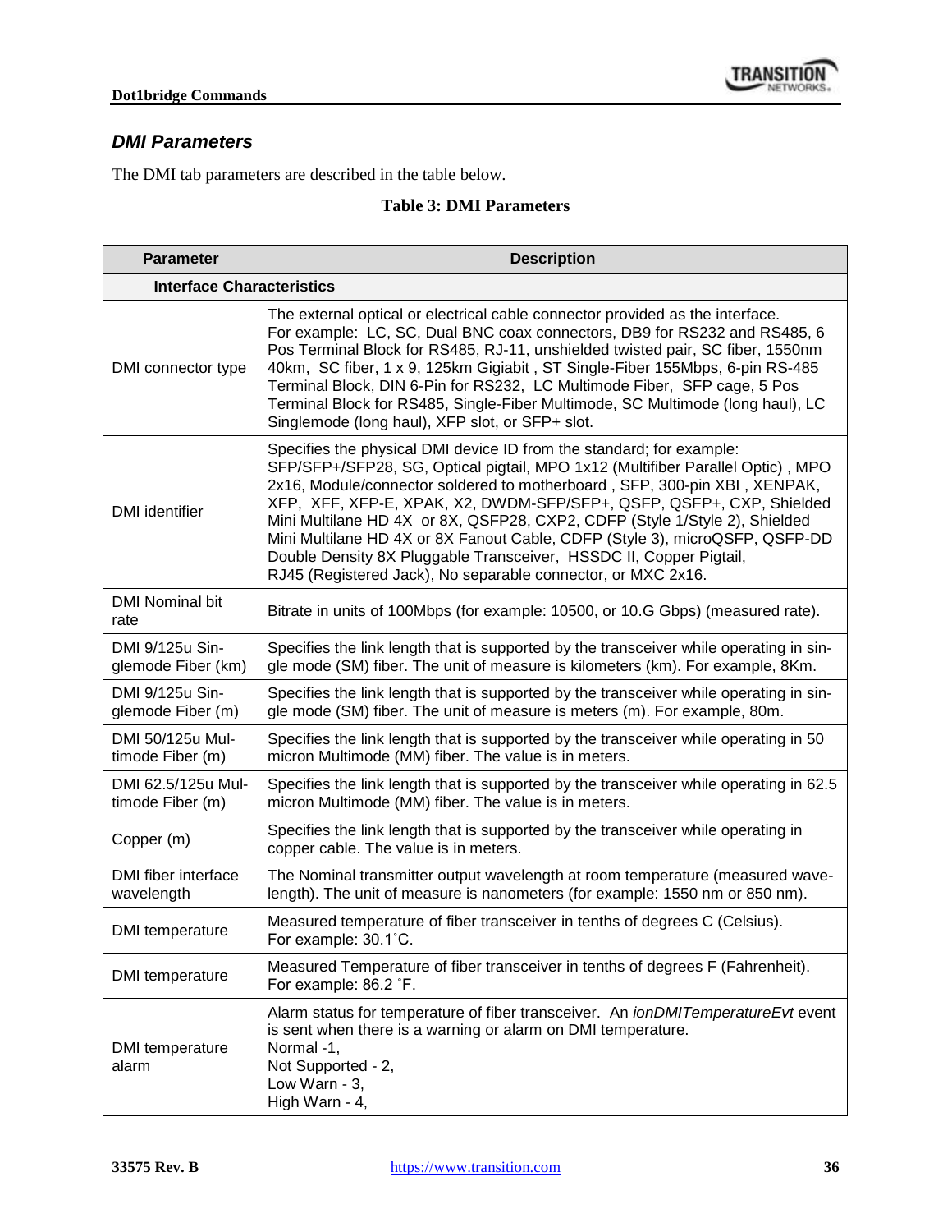## DMI Parameters

The DMI tab parameters are described in the table below.

**Table 3: DMI Parameters**

| Parameter | Description |
|---|---|
| **Interface Characteristics** | |
| DMI connector type | The external optical or electrical cable connector provided as the interface. For example: LC, SC, Dual BNC coax connectors, DB9 for RS232 and RS485, 6 Pos Terminal Block for RS485, RJ-11, unshielded twisted pair, SC fiber, 1550nm 40km, SC fiber, 1 x 9, 125km Gigiabit , ST Single-Fiber 155Mbps, 6-pin RS-485 Terminal Block, DIN 6-Pin for RS232, LC Multimode Fiber, SFP cage, 5 Pos Terminal Block for RS485, Single-Fiber Multimode, SC Multimode (long haul), LC Singlemode (long haul), XFP slot, or SFP+ slot. |
| DMI identifier | Specifies the physical DMI device ID from the standard; for example: SFP/SFP+/SFP28, SG, Optical pigtail, MPO 1x12 (Multifiber Parallel Optic) , MPO 2x16, Module/connector soldered to motherboard , SFP, 300-pin XBI , XENPAK, XFP, XFF, XFP-E, XPAK, X2, DWDM-SFP/SFP+, QSFP, QSFP+, CXP, Shielded Mini Multilane HD 4X or 8X, QSFP28, CXP2, CDFP (Style 1/Style 2), Shielded Mini Multilane HD 4X or 8X Fanout Cable, CDFP (Style 3), microQSFP, QSFP-DD Double Density 8X Pluggable Transceiver, HSSDC II, Copper Pigtail, RJ45 (Registered Jack), No separable connector, or MXC 2x16. |
| DMI Nominal bit rate | Bitrate in units of 100Mbps (for example: 10500, or 10.G Gbps) (measured rate). |
| DMI 9/125u Singlemode Fiber (km) | Specifies the link length that is supported by the transceiver while operating in single mode (SM) fiber. The unit of measure is kilometers (km). For example, 8Km. |
| DMI 9/125u Singlemode Fiber (m) | Specifies the link length that is supported by the transceiver while operating in single mode (SM) fiber. The unit of measure is meters (m). For example, 80m. |
| DMI 50/125u Multimode Fiber (m) | Specifies the link length that is supported by the transceiver while operating in 50 micron Multimode (MM) fiber. The value is in meters. |
| DMI 62.5/125u Multimode Fiber (m) | Specifies the link length that is supported by the transceiver while operating in 62.5 micron Multimode (MM) fiber. The value is in meters. |
| Copper (m) | Specifies the link length that is supported by the transceiver while operating in copper cable. The value is in meters. |
| DMI fiber interface wavelength | The Nominal transmitter output wavelength at room temperature (measured wavelength). The unit of measure is nanometers (for example: 1550 nm or 850 nm). |
| DMI temperature | Measured temperature of fiber transceiver in tenths of degrees C (Celsius). For example: 30.1˚C. |
| DMI temperature | Measured Temperature of fiber transceiver in tenths of degrees F (Fahrenheit). For example: 86.2 ˚F. |
| DMI temperature alarm | Alarm status for temperature of fiber transceiver. An *ionDMITemperatureEvt* event is sent when there is a warning or alarm on DMI temperature.<br>Normal -1,<br>Not Supported - 2,<br>Low Warn - 3,<br>High Warn - 4, |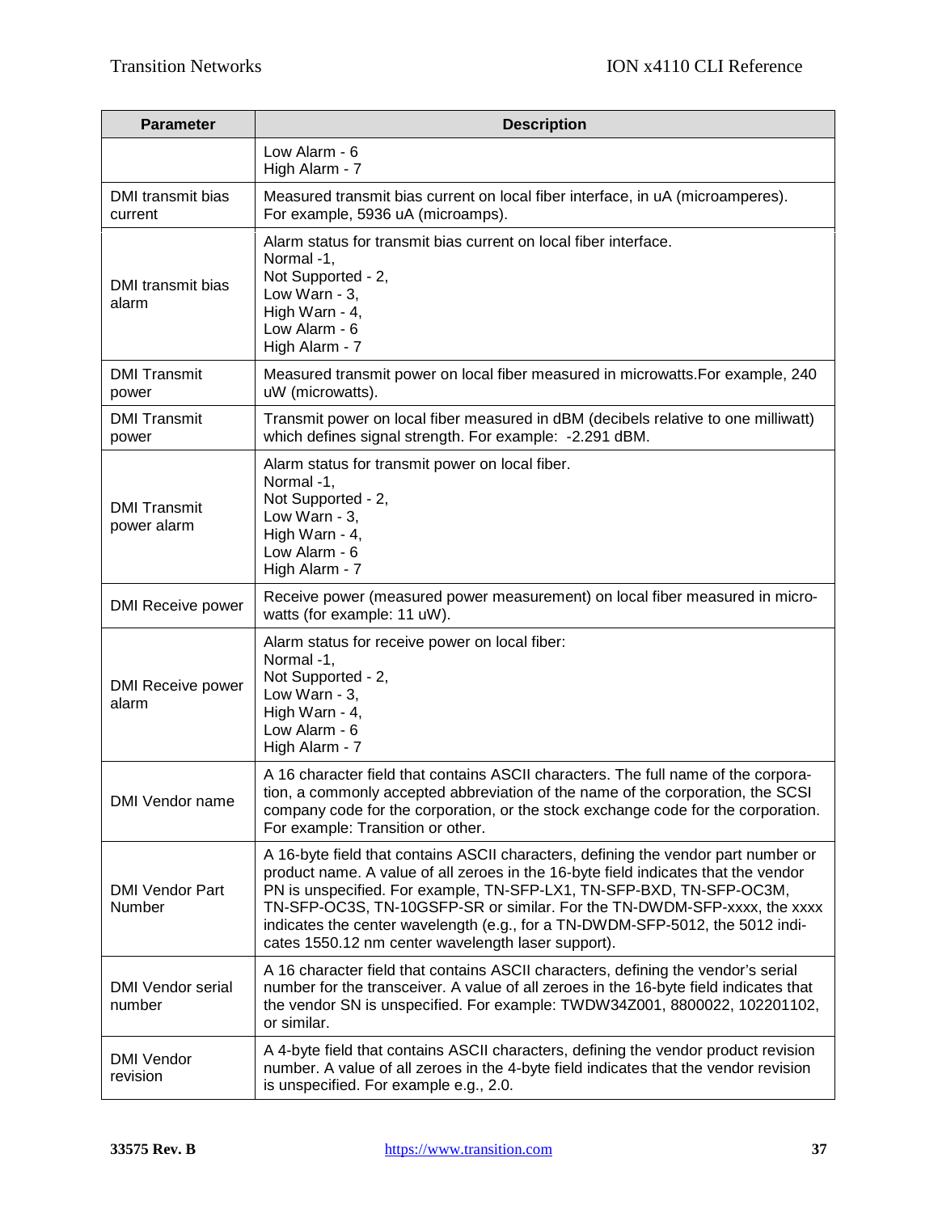| Parameter | Description |
|---|---|
| | Low Alarm - 6<br>High Alarm - 7 |
| DMI transmit bias current | Measured transmit bias current on local fiber interface, in uA (microamperes). For example, 5936 uA (microamps). |
| DMI transmit bias alarm | Alarm status for transmit bias current on local fiber interface.<br>Normal -1,<br>Not Supported - 2,<br>Low Warn - 3,<br>High Warn - 4,<br>Low Alarm - 6<br>High Alarm - 7 |
| DMI Transmit power | Measured transmit power on local fiber measured in microwatts.For example, 240 uW (microwatts). |
| DMI Transmit power | Transmit power on local fiber measured in dBM (decibels relative to one milliwatt) which defines signal strength. For example:  -2.291 dBM. |
| DMI Transmit power alarm | Alarm status for transmit power on local fiber.<br>Normal -1,<br>Not Supported - 2,<br>Low Warn - 3,<br>High Warn - 4,<br>Low Alarm - 6<br>High Alarm - 7 |
| DMI Receive power | Receive power (measured power measurement) on local fiber measured in micro-watts (for example: 11 uW). |
| DMI Receive power alarm | Alarm status for receive power on local fiber:<br>Normal -1,<br>Not Supported - 2,<br>Low Warn - 3,<br>High Warn - 4,<br>Low Alarm - 6<br>High Alarm - 7 |
| DMI Vendor name | A 16 character field that contains ASCII characters. The full name of the corporation, a commonly accepted abbreviation of the name of the corporation, the SCSI company code for the corporation, or the stock exchange code for the corporation. For example: Transition or other. |
| DMI Vendor Part Number | A 16-byte field that contains ASCII characters, defining the vendor part number or product name. A value of all zeroes in the 16-byte field indicates that the vendor PN is unspecified. For example, TN-SFP-LX1, TN-SFP-BXD, TN-SFP-OC3M, TN-SFP-OC3S, TN-10GSFP-SR or similar. For the TN-DWDM-SFP-xxxx, the xxxx indicates the center wavelength (e.g., for a TN-DWDM-SFP-5012, the 5012 indicates 1550.12 nm center wavelength laser support). |
| DMI Vendor serial number | A 16 character field that contains ASCII characters, defining the vendor's serial number for the transceiver. A value of all zeroes in the 16-byte field indicates that the vendor SN is unspecified. For example: TWDW34Z001, 8800022, 102201102, or similar. |
| DMI Vendor revision | A 4-byte field that contains ASCII characters, defining the vendor product revision number. A value of all zeroes in the 4-byte field indicates that the vendor revision is unspecified. For example e.g., 2.0. |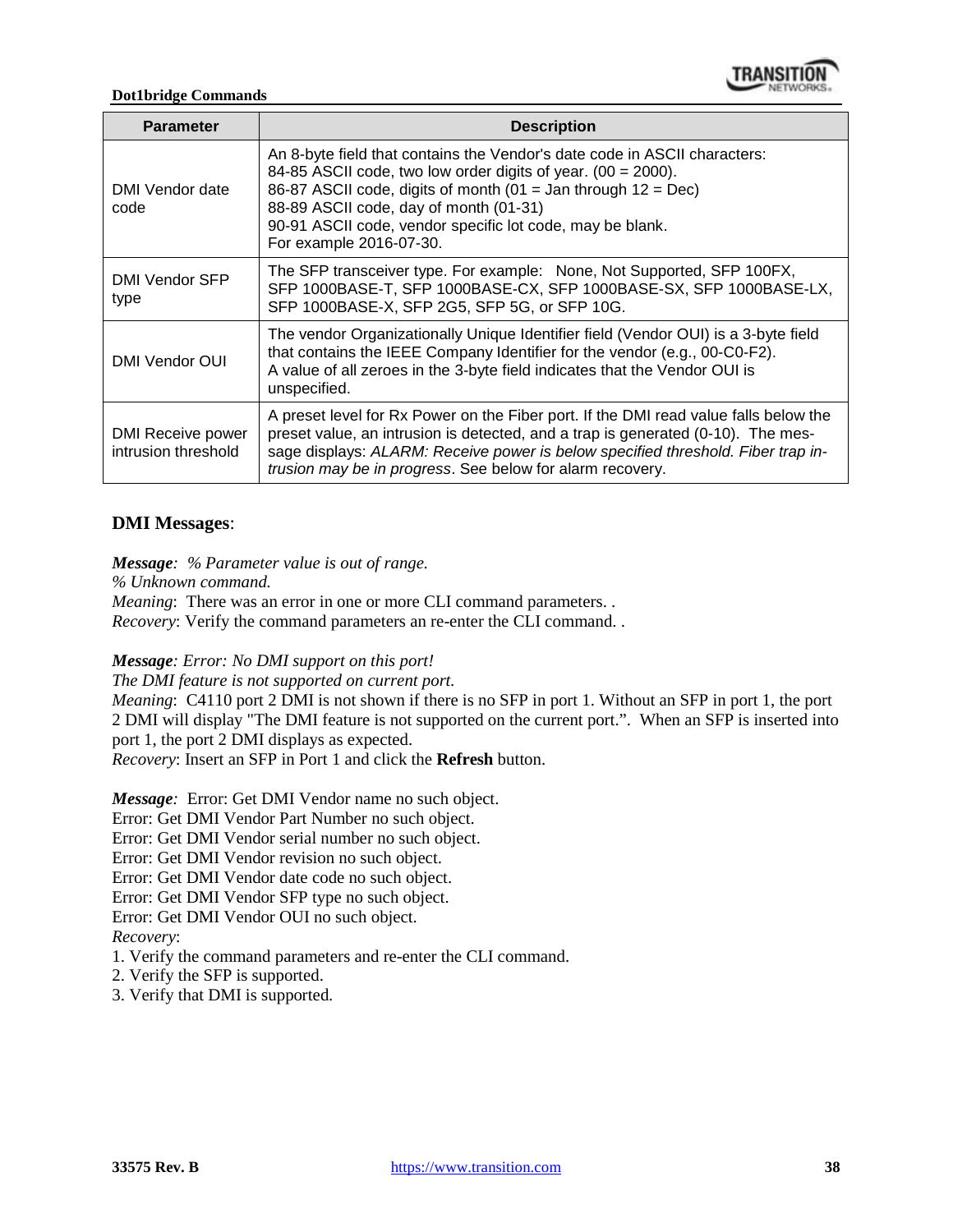| Parameter | Description |
|---|---|
| DMI Vendor date code | An 8-byte field that contains the Vendor's date code in ASCII characters:<br>84-85 ASCII code, two low order digits of year. (00 = 2000).<br>86-87 ASCII code, digits of month (01 = Jan through 12 = Dec)<br>88-89 ASCII code, day of month (01-31)<br>90-91 ASCII code, vendor specific lot code, may be blank.<br>For example 2016-07-30. |
| DMI Vendor SFP type | The SFP transceiver type. For example: None, Not Supported, SFP 100FX, SFP 1000BASE-T, SFP 1000BASE-CX, SFP 1000BASE-SX, SFP 1000BASE-LX, SFP 1000BASE-X, SFP 2G5, SFP 5G, or SFP 10G. |
| DMI Vendor OUI | The vendor Organizationally Unique Identifier field (Vendor OUI) is a 3-byte field that contains the IEEE Company Identifier for the vendor (e.g., 00-C0-F2).<br>A value of all zeroes in the 3-byte field indicates that the Vendor OUI is unspecified. |
| DMI Receive power intrusion threshold | A preset level for Rx Power on the Fiber port. If the DMI read value falls below the preset value, an intrusion is detected, and a trap is generated (0-10). The message displays: *ALARM: Receive power is below specified threshold. Fiber trap intrusion may be in progress*. See below for alarm recovery. |

**DMI Messages**:

***Message**: % Parameter value is out of range.*
*% Unknown command.*
*Meaning*: There was an error in one or more CLI command parameters. .
*Recovery*: Verify the command parameters an re-enter the CLI command. .

***Message**: Error: No DMI support on this port!*
*The DMI feature is not supported on current port.*
*Meaning*: C4110 port 2 DMI is not shown if there is no SFP in port 1. Without an SFP in port 1, the port 2 DMI will display "The DMI feature is not supported on the current port.". When an SFP is inserted into port 1, the port 2 DMI displays as expected.
*Recovery*: Insert an SFP in Port 1 and click the **Refresh** button.

***Message**:* Error: Get DMI Vendor name no such object.
Error: Get DMI Vendor Part Number no such object.
Error: Get DMI Vendor serial number no such object.
Error: Get DMI Vendor revision no such object.
Error: Get DMI Vendor date code no such object.
Error: Get DMI Vendor SFP type no such object.
Error: Get DMI Vendor OUI no such object.
*Recovery*:
1. Verify the command parameters and re-enter the CLI command.
2. Verify the SFP is supported.
3. Verify that DMI is supported.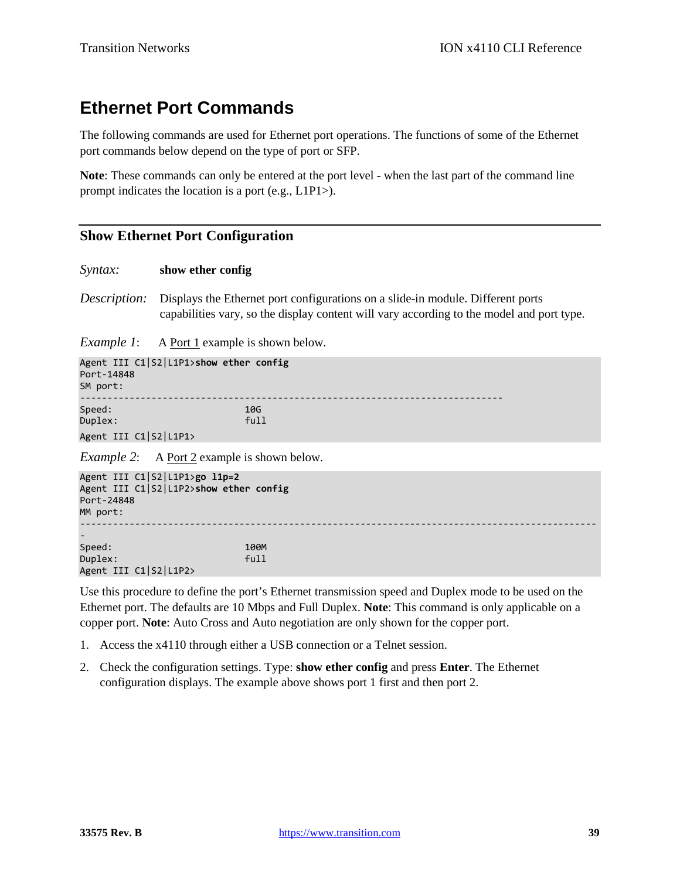# Ethernet Port Commands

The following commands are used for Ethernet port operations. The functions of some of the Ethernet port commands below depend on the type of port or SFP.

**Note**: These commands can only be entered at the port level - when the last part of the command line prompt indicates the location is a port (e.g., L1P1>).

## Show Ethernet Port Configuration

*Syntax:* **show ether config**

*Description:* Displays the Ethernet port configurations on a slide-in module. Different ports capabilities vary, so the display content will vary according to the model and port type.

*Example 1*: A Port 1 example is shown below.

```
Agent III C1|S2|L1P1>show ether config
Port-14848
SM port:
-----------------------------------------------------------------------------
Speed:                        10G
Duplex:                       full
Agent III C1|S2|L1P1>
```

*Example 2*: A Port 2 example is shown below.

```
Agent III C1|S2|L1P1>go l1p=2
Agent III C1|S2|L1P2>show ether config
Port-24848
MM port:
----------------------------------------------------------------------------------------------
-
Speed:                        100M
Duplex:                       full
Agent III C1|S2|L1P2>
```

Use this procedure to define the port's Ethernet transmission speed and Duplex mode to be used on the Ethernet port. The defaults are 10 Mbps and Full Duplex. **Note**: This command is only applicable on a copper port. **Note**: Auto Cross and Auto negotiation are only shown for the copper port.

1. Access the x4110 through either a USB connection or a Telnet session.
2. Check the configuration settings. Type: **show ether config** and press **Enter**. The Ethernet configuration displays. The example above shows port 1 first and then port 2.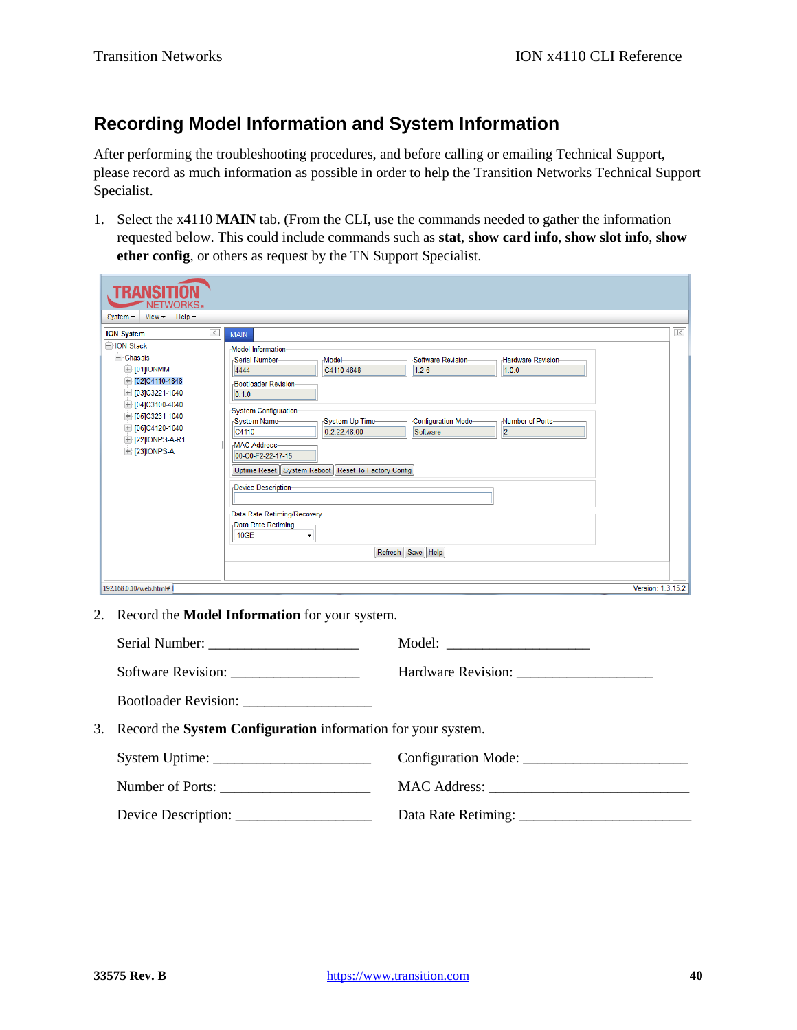## Recording Model Information and System Information

After performing the troubleshooting procedures, and before calling or emailing Technical Support, please record as much information as possible in order to help the Transition Networks Technical Support Specialist.

1. Select the x4110 **MAIN** tab. (From the CLI, use the commands needed to gather the information requested below. This could include commands such as **stat**, **show card info**, **show slot info**, **show ether config**, or others as request by the TN Support Specialist.

2. Record the **Model Information** for your system.

   Serial Number: ____________________ Model: ___________________

   Software Revision: _________________ Hardware Revision: __________________

   Bootloader Revision: _________________

3. Record the **System Configuration** information for your system.

   System Uptime: _____________________ Configuration Mode: ______________________

   Number of Ports: ____________________ MAC Address: ___________________________

   Device Description: __________________ Data Rate Retiming: _______________________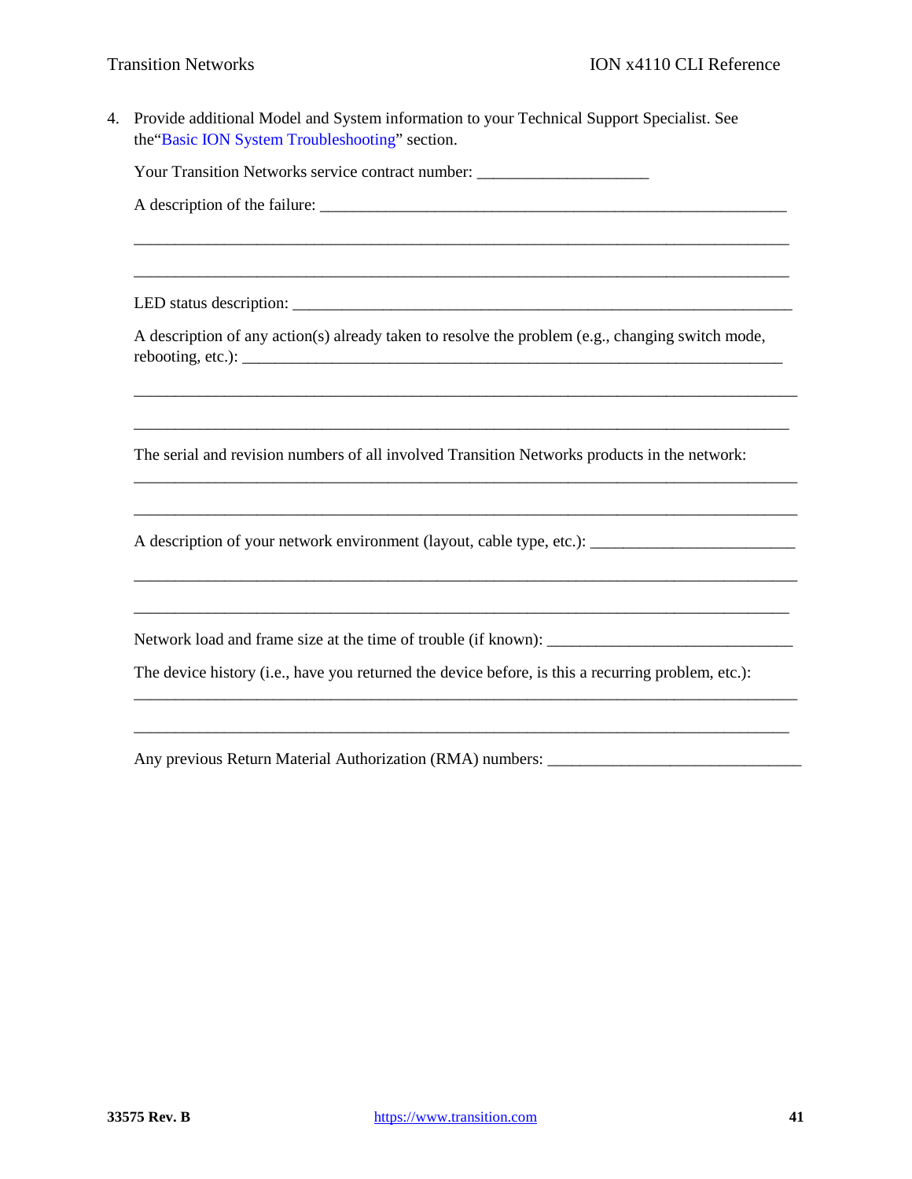4. Provide additional Model and System information to your Technical Support Specialist. See the"Basic ION System Troubleshooting" section.

   Your Transition Networks service contract number: ____________________

   A description of the failure: _______________________________________________________

   ____________________________________________________________________________

   ____________________________________________________________________________

   LED status description: ___________________________________________________________

   A description of any action(s) already taken to resolve the problem (e.g., changing switch mode, rebooting, etc.): _______________________________________________________________

   ____________________________________________________________________________

   ____________________________________________________________________________

   The serial and revision numbers of all involved Transition Networks products in the network:

   ____________________________________________________________________________

   ____________________________________________________________________________

   A description of your network environment (layout, cable type, etc.): _______________________

   ____________________________________________________________________________

   ____________________________________________________________________________

   Network load and frame size at the time of trouble (if known): ____________________________

   The device history (i.e., have you returned the device before, is this a recurring problem, etc.):

   ____________________________________________________________________________

   ____________________________________________________________________________

   Any previous Return Material Authorization (RMA) numbers: ______________________________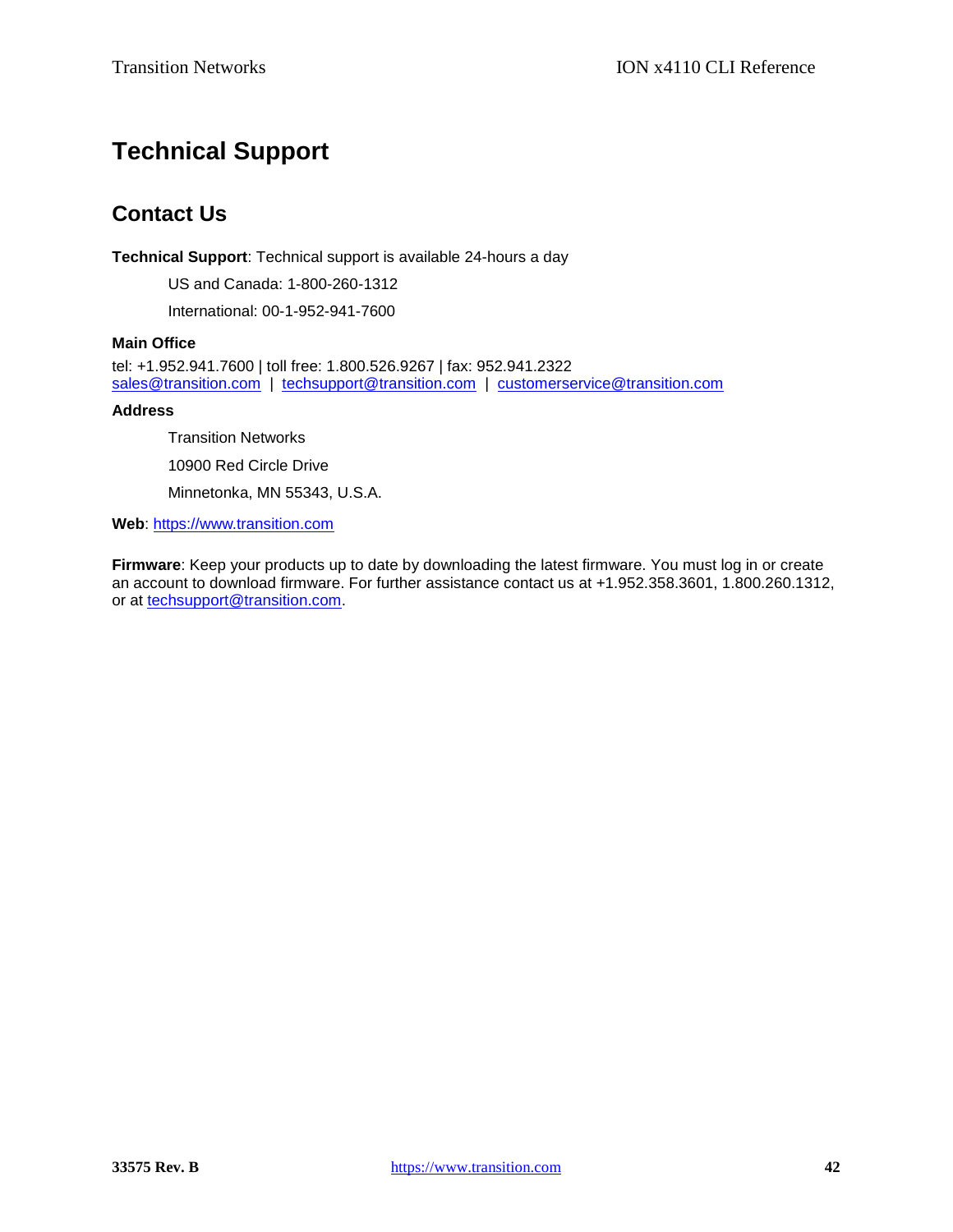# Technical Support

## Contact Us

**Technical Support**: Technical support is available 24-hours a day

US and Canada: 1-800-260-1312

International: 00-1-952-941-7600

**Main Office**

tel: +1.952.941.7600 | toll free: 1.800.526.9267 | fax: 952.941.2322
sales@transition.com | techsupport@transition.com | customerservice@transition.com

**Address**

Transition Networks

10900 Red Circle Drive

Minnetonka, MN 55343, U.S.A.

**Web**: https://www.transition.com

**Firmware**: Keep your products up to date by downloading the latest firmware. You must log in or create an account to download firmware. For further assistance contact us at +1.952.358.3601, 1.800.260.1312, or at techsupport@transition.com.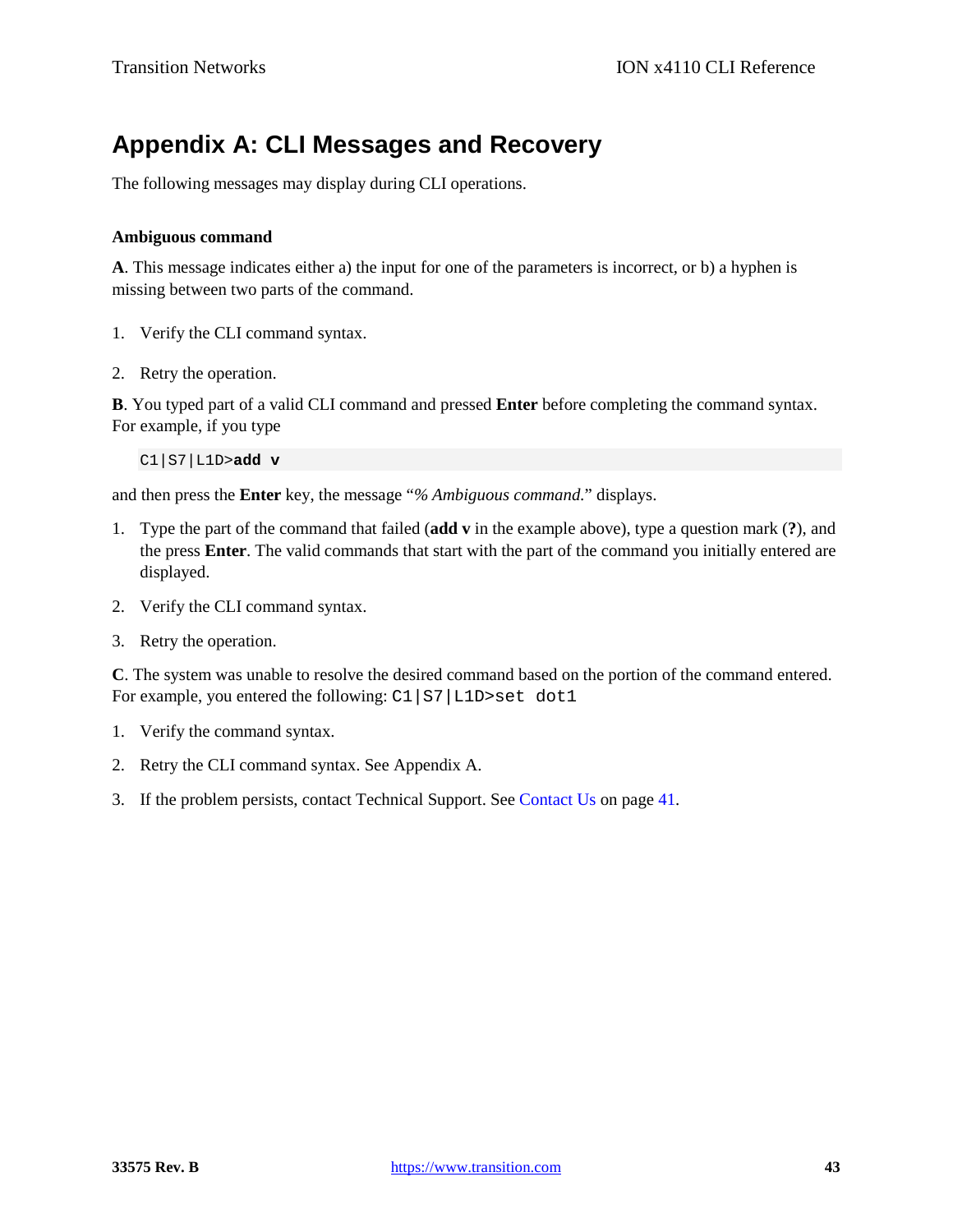# Appendix A: CLI Messages and Recovery

The following messages may display during CLI operations.

**Ambiguous command**

**A**. This message indicates either a) the input for one of the parameters is incorrect, or b) a hyphen is missing between two parts of the command.

1. Verify the CLI command syntax.

2. Retry the operation.

**B**. You typed part of a valid CLI command and pressed **Enter** before completing the command syntax. For example, if you type

```
C1|S7|L1D>add v
```

and then press the **Enter** key, the message "*% Ambiguous command.*" displays.

1. Type the part of the command that failed (**add v** in the example above), type a question mark (**?**), and the press **Enter**. The valid commands that start with the part of the command you initially entered are displayed.

2. Verify the CLI command syntax.

3. Retry the operation.

**C**. The system was unable to resolve the desired command based on the portion of the command entered. For example, you entered the following: `C1|S7|L1D>set dot1`

1. Verify the command syntax.

2. Retry the CLI command syntax. See Appendix A.

3. If the problem persists, contact Technical Support. See Contact Us on page 41.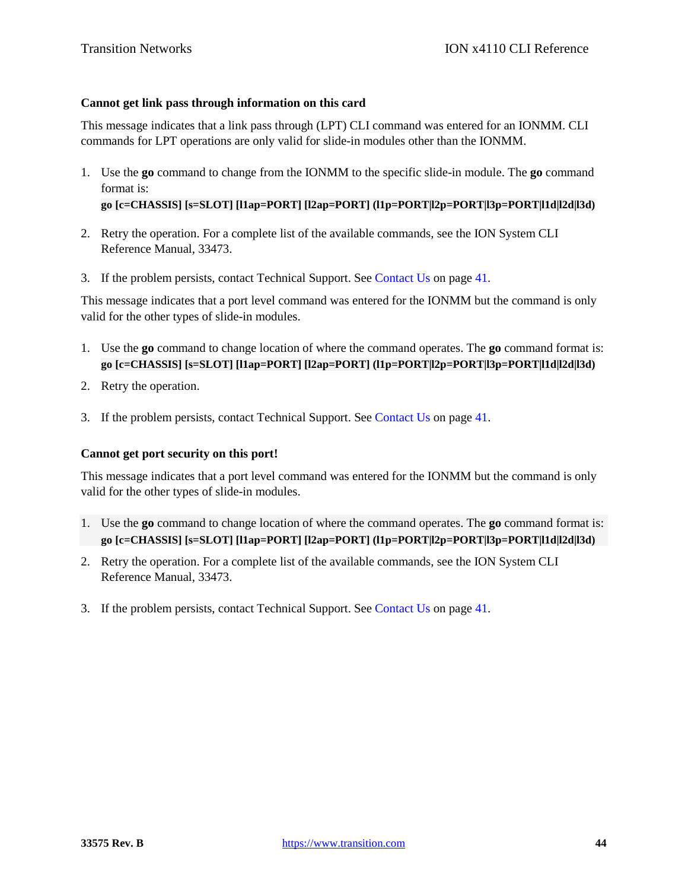**Cannot get link pass through information on this card**

This message indicates that a link pass through (LPT) CLI command was entered for an IONMM. CLI commands for LPT operations are only valid for slide-in modules other than the IONMM.

1. Use the **go** command to change from the IONMM to the specific slide-in module. The **go** command format is:
   **go [c=CHASSIS] [s=SLOT] [l1ap=PORT] [l2ap=PORT] (l1p=PORT|l2p=PORT|l3p=PORT|l1d|l2d|l3d)**
2. Retry the operation. For a complete list of the available commands, see the ION System CLI Reference Manual, 33473.
3. If the problem persists, contact Technical Support. See Contact Us on page 41.

This message indicates that a port level command was entered for the IONMM but the command is only valid for the other types of slide-in modules.

1. Use the **go** command to change location of where the command operates. The **go** command format is:
   **go [c=CHASSIS] [s=SLOT] [l1ap=PORT] [l2ap=PORT] (l1p=PORT|l2p=PORT|l3p=PORT|l1d|l2d|l3d)**
2. Retry the operation.
3. If the problem persists, contact Technical Support. See Contact Us on page 41.

**Cannot get port security on this port!**

This message indicates that a port level command was entered for the IONMM but the command is only valid for the other types of slide-in modules.

1. Use the **go** command to change location of where the command operates. The **go** command format is:
   **go [c=CHASSIS] [s=SLOT] [l1ap=PORT] [l2ap=PORT] (l1p=PORT|l2p=PORT|l3p=PORT|l1d|l2d|l3d)**
2. Retry the operation. For a complete list of the available commands, see the ION System CLI Reference Manual, 33473.
3. If the problem persists, contact Technical Support. See Contact Us on page 41.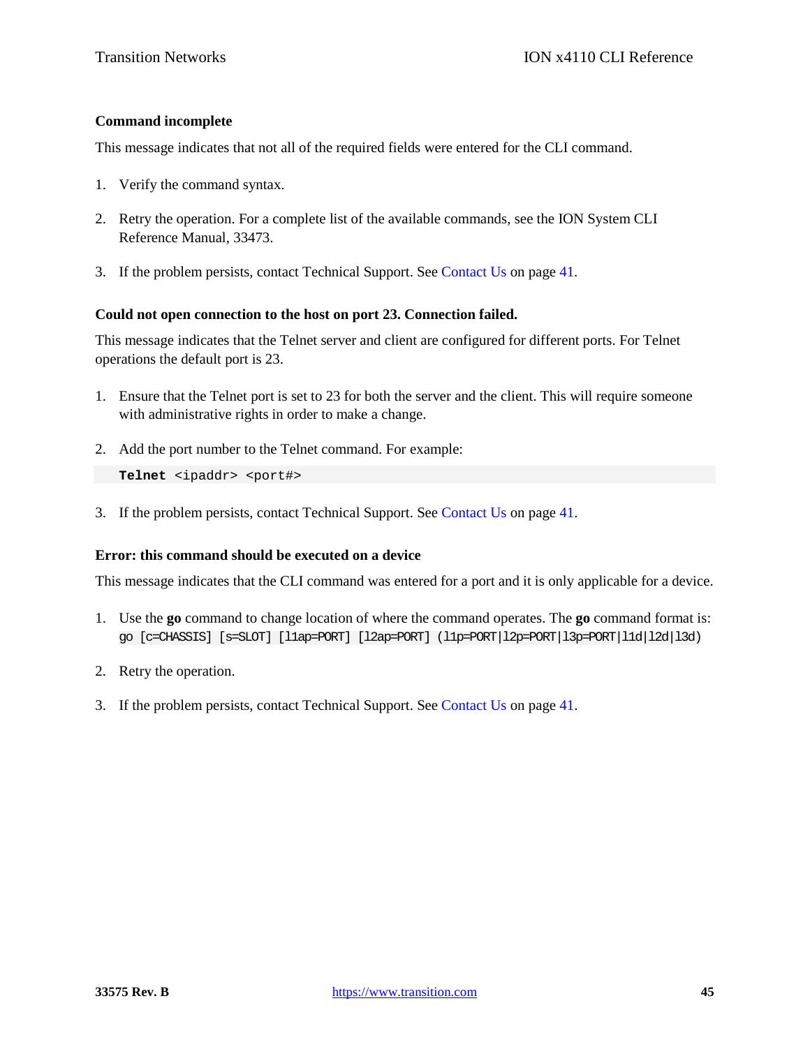**Command incomplete**

This message indicates that not all of the required fields were entered for the CLI command.

1. Verify the command syntax.
2. Retry the operation. For a complete list of the available commands, see the ION System CLI Reference Manual, 33473.
3. If the problem persists, contact Technical Support. See Contact Us on page 41.

**Could not open connection to the host on port 23. Connection failed.**

This message indicates that the Telnet server and client are configured for different ports. For Telnet operations the default port is 23.

1. Ensure that the Telnet port is set to 23 for both the server and the client. This will require someone with administrative rights in order to make a change.
2. Add the port number to the Telnet command. For example:

```
Telnet <ipaddr> <port#>
```

3. If the problem persists, contact Technical Support. See Contact Us on page 41.

**Error: this command should be executed on a device**

This message indicates that the CLI command was entered for a port and it is only applicable for a device.

1. Use the **go** command to change location of where the command operates. The **go** command format is: `go [c=CHASSIS] [s=SLOT] [l1ap=PORT] [l2ap=PORT] (l1p=PORT|l2p=PORT|l3p=PORT|l1d|l2d|l3d)`
2. Retry the operation.
3. If the problem persists, contact Technical Support. See Contact Us on page 41.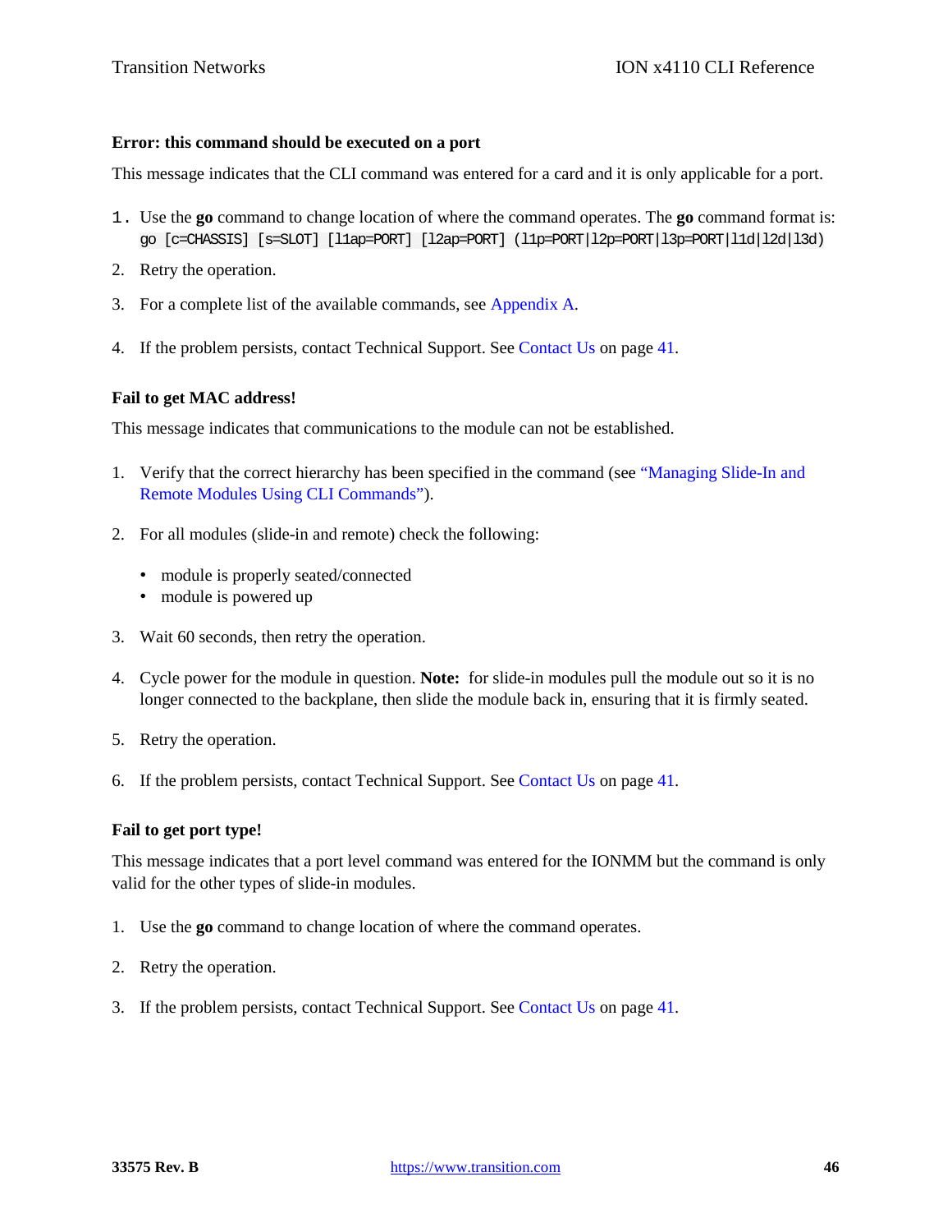**Error: this command should be executed on a port**

This message indicates that the CLI command was entered for a card and it is only applicable for a port.

1. Use the **go** command to change location of where the command operates. The **go** command format is:
   `go [c=CHASSIS] [s=SLOT] [l1ap=PORT] [l2ap=PORT] (l1p=PORT|l2p=PORT|l3p=PORT|l1d|l2d|l3d)`
2. Retry the operation.
3. For a complete list of the available commands, see Appendix A.
4. If the problem persists, contact Technical Support. See Contact Us on page 41.

**Fail to get MAC address!**

This message indicates that communications to the module can not be established.

1. Verify that the correct hierarchy has been specified in the command (see "Managing Slide-In and Remote Modules Using CLI Commands").
2. For all modules (slide-in and remote) check the following:
   - module is properly seated/connected
   - module is powered up
3. Wait 60 seconds, then retry the operation.
4. Cycle power for the module in question. **Note:** for slide-in modules pull the module out so it is no longer connected to the backplane, then slide the module back in, ensuring that it is firmly seated.
5. Retry the operation.
6. If the problem persists, contact Technical Support. See Contact Us on page 41.

**Fail to get port type!**

This message indicates that a port level command was entered for the IONMM but the command is only valid for the other types of slide-in modules.

1. Use the **go** command to change location of where the command operates.
2. Retry the operation.
3. If the problem persists, contact Technical Support. See Contact Us on page 41.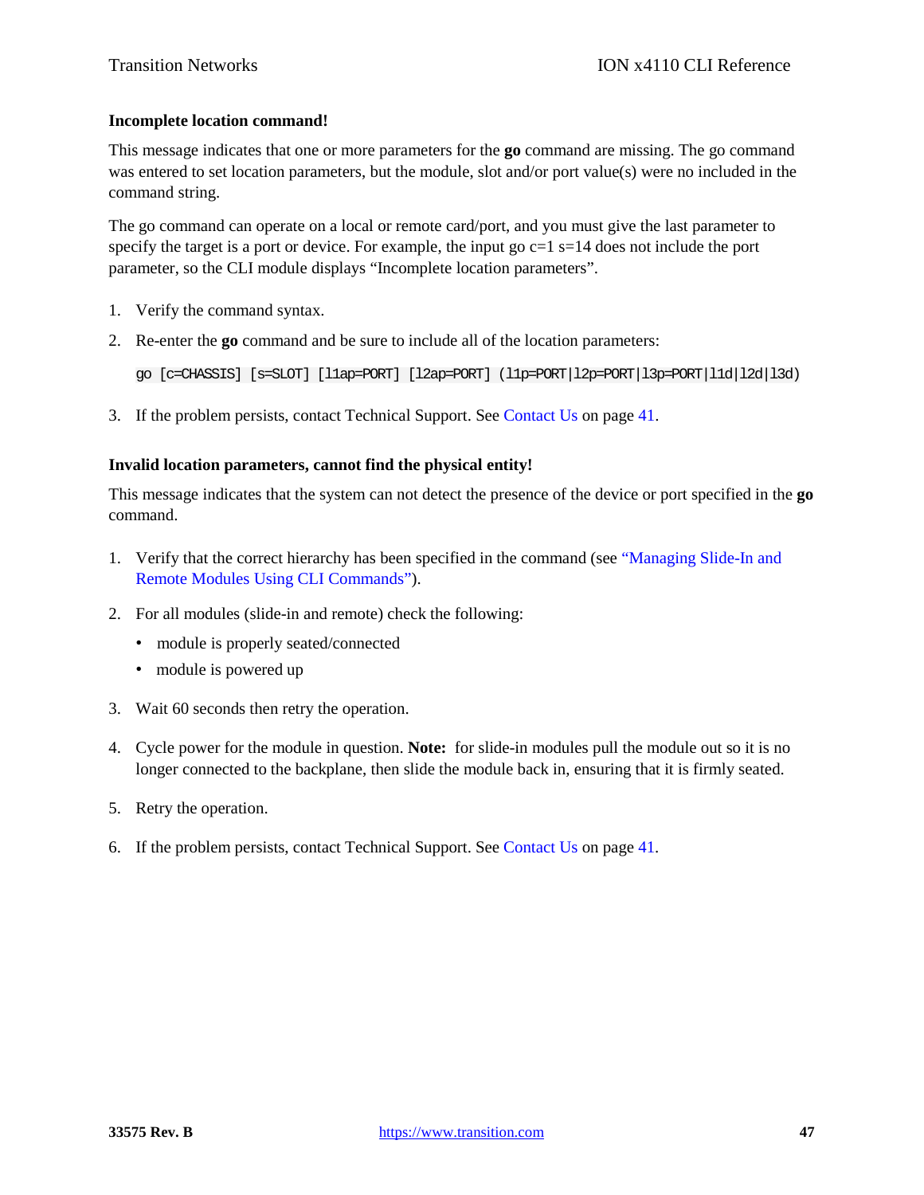### Incomplete location command!

This message indicates that one or more parameters for the **go** command are missing. The go command was entered to set location parameters, but the module, slot and/or port value(s) were no included in the command string.

The go command can operate on a local or remote card/port, and you must give the last parameter to specify the target is a port or device. For example, the input go c=1 s=14 does not include the port parameter, so the CLI module displays "Incomplete location parameters".

1. Verify the command syntax.
2. Re-enter the **go** command and be sure to include all of the location parameters:

   ```
   go [c=CHASSIS] [s=SLOT] [l1ap=PORT] [l2ap=PORT] (l1p=PORT|l2p=PORT|l3p=PORT|l1d|l2d|l3d)
   ```

3. If the problem persists, contact Technical Support. See Contact Us on page 41.

### Invalid location parameters, cannot find the physical entity!

This message indicates that the system can not detect the presence of the device or port specified in the **go** command.

1. Verify that the correct hierarchy has been specified in the command (see "Managing Slide-In and Remote Modules Using CLI Commands").
2. For all modules (slide-in and remote) check the following:
   - module is properly seated/connected
   - module is powered up
3. Wait 60 seconds then retry the operation.
4. Cycle power for the module in question. **Note:** for slide-in modules pull the module out so it is no longer connected to the backplane, then slide the module back in, ensuring that it is firmly seated.
5. Retry the operation.
6. If the problem persists, contact Technical Support. See Contact Us on page 41.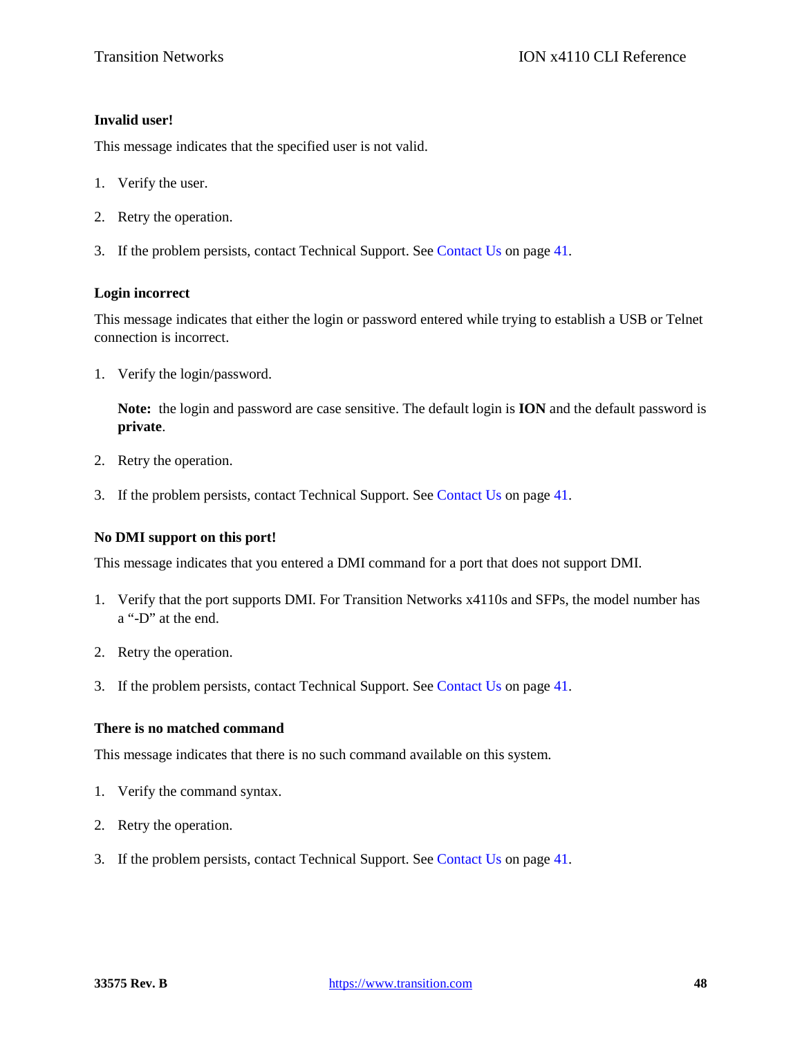**Invalid user!**

This message indicates that the specified user is not valid.

1. Verify the user.
2. Retry the operation.
3. If the problem persists, contact Technical Support. See Contact Us on page 41.

**Login incorrect**

This message indicates that either the login or password entered while trying to establish a USB or Telnet connection is incorrect.

1. Verify the login/password.

   **Note:** the login and password are case sensitive. The default login is **ION** and the default password is **private**.

2. Retry the operation.
3. If the problem persists, contact Technical Support. See Contact Us on page 41.

**No DMI support on this port!**

This message indicates that you entered a DMI command for a port that does not support DMI.

1. Verify that the port supports DMI. For Transition Networks x4110s and SFPs, the model number has a “-D” at the end.
2. Retry the operation.
3. If the problem persists, contact Technical Support. See Contact Us on page 41.

**There is no matched command**

This message indicates that there is no such command available on this system.

1. Verify the command syntax.
2. Retry the operation.
3. If the problem persists, contact Technical Support. See Contact Us on page 41.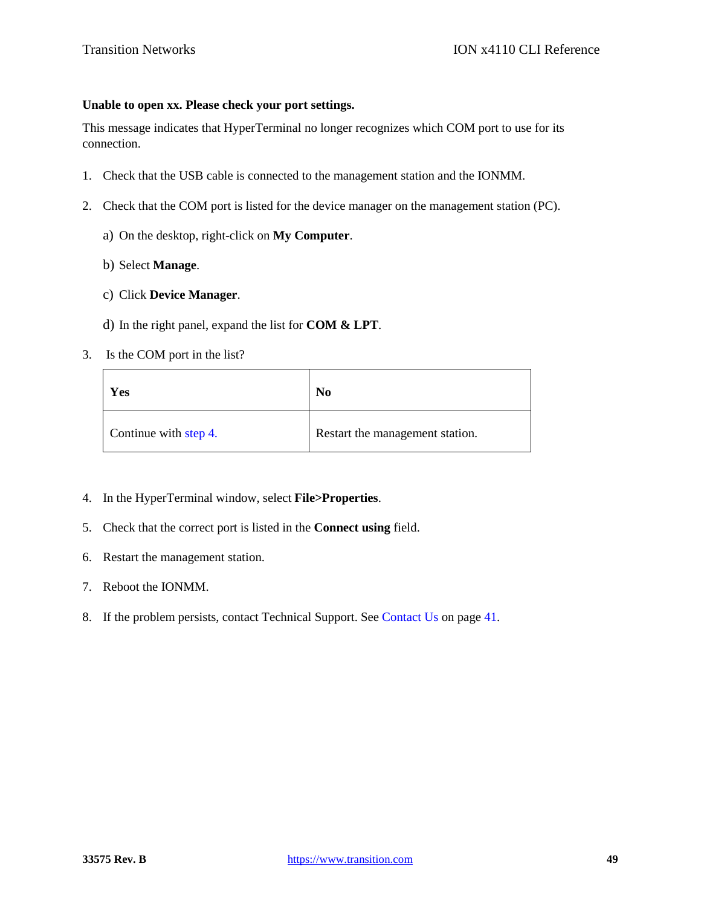**Unable to open xx. Please check your port settings.**

This message indicates that HyperTerminal no longer recognizes which COM port to use for its connection.

1. Check that the USB cable is connected to the management station and the IONMM.
2. Check that the COM port is listed for the device manager on the management station (PC).
   a) On the desktop, right-click on **My Computer**.
   b) Select **Manage**.
   c) Click **Device Manager**.
   d) In the right panel, expand the list for **COM & LPT**.
3. Is the COM port in the list?

| **Yes** | **No** |
|---|---|
| Continue with step 4. | Restart the management station. |

4. In the HyperTerminal window, select **File>Properties**.
5. Check that the correct port is listed in the **Connect using** field.
6. Restart the management station.
7. Reboot the IONMM.
8. If the problem persists, contact Technical Support. See Contact Us on page 41.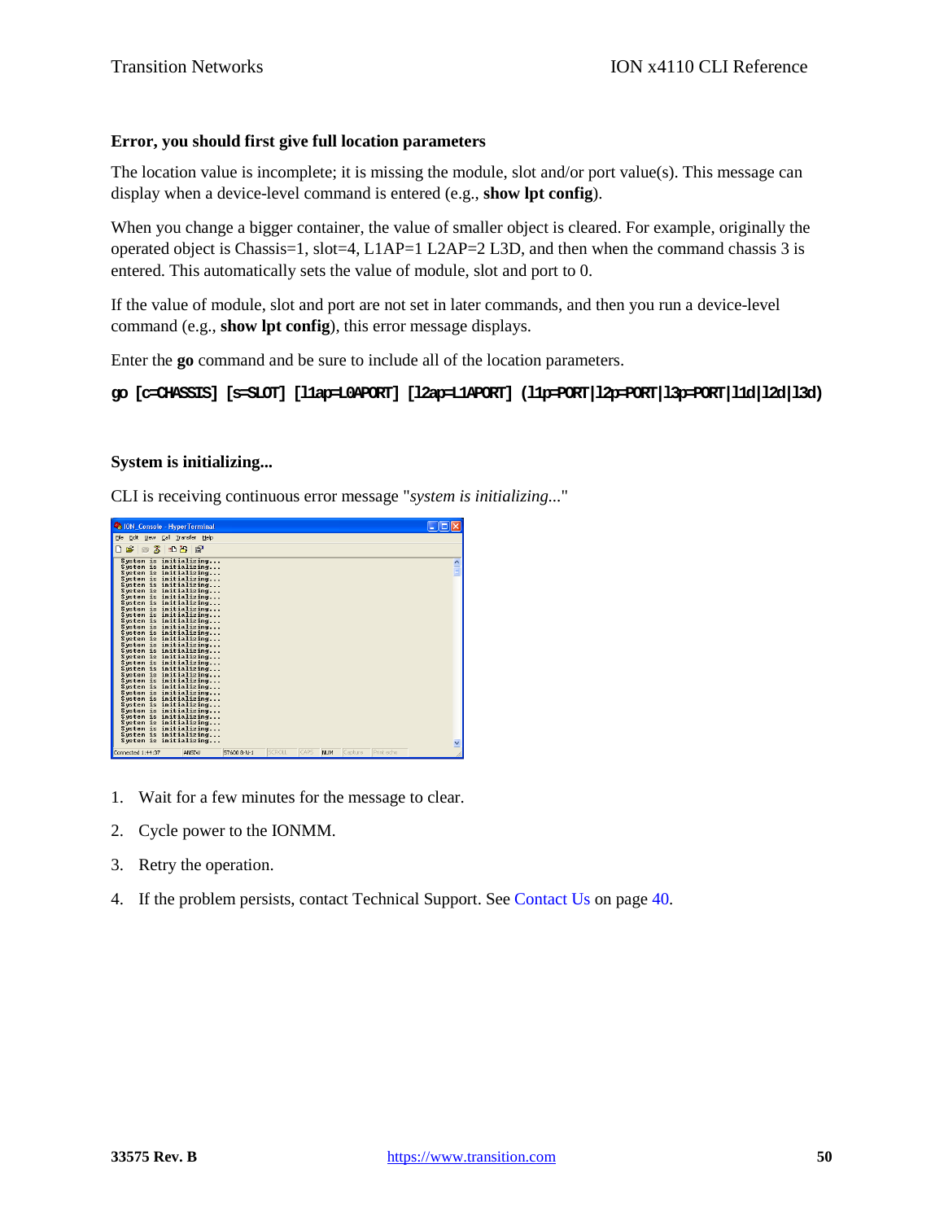**Error, you should first give full location parameters**

The location value is incomplete; it is missing the module, slot and/or port value(s). This message can display when a device-level command is entered (e.g., **show lpt config**).

When you change a bigger container, the value of smaller object is cleared. For example, originally the operated object is Chassis=1, slot=4, L1AP=1 L2AP=2 L3D, and then when the command chassis 3 is entered. This automatically sets the value of module, slot and port to 0.

If the value of module, slot and port are not set in later commands, and then you run a device-level command (e.g., **show lpt config**), this error message displays.

Enter the **go** command and be sure to include all of the location parameters.

```
go [c=CHASSIS] [s=SLOT] [l1ap=L0APORT] [l2ap=L1APORT] (l1p=PORT|l2p=PORT|l3p=PORT|l1d|l2d|l3d)
```

**System is initializing...**

CLI is receiving continuous error message "*system is initializing...*"

1. Wait for a few minutes for the message to clear.
2. Cycle power to the IONMM.
3. Retry the operation.
4. If the problem persists, contact Technical Support. See Contact Us on page 40.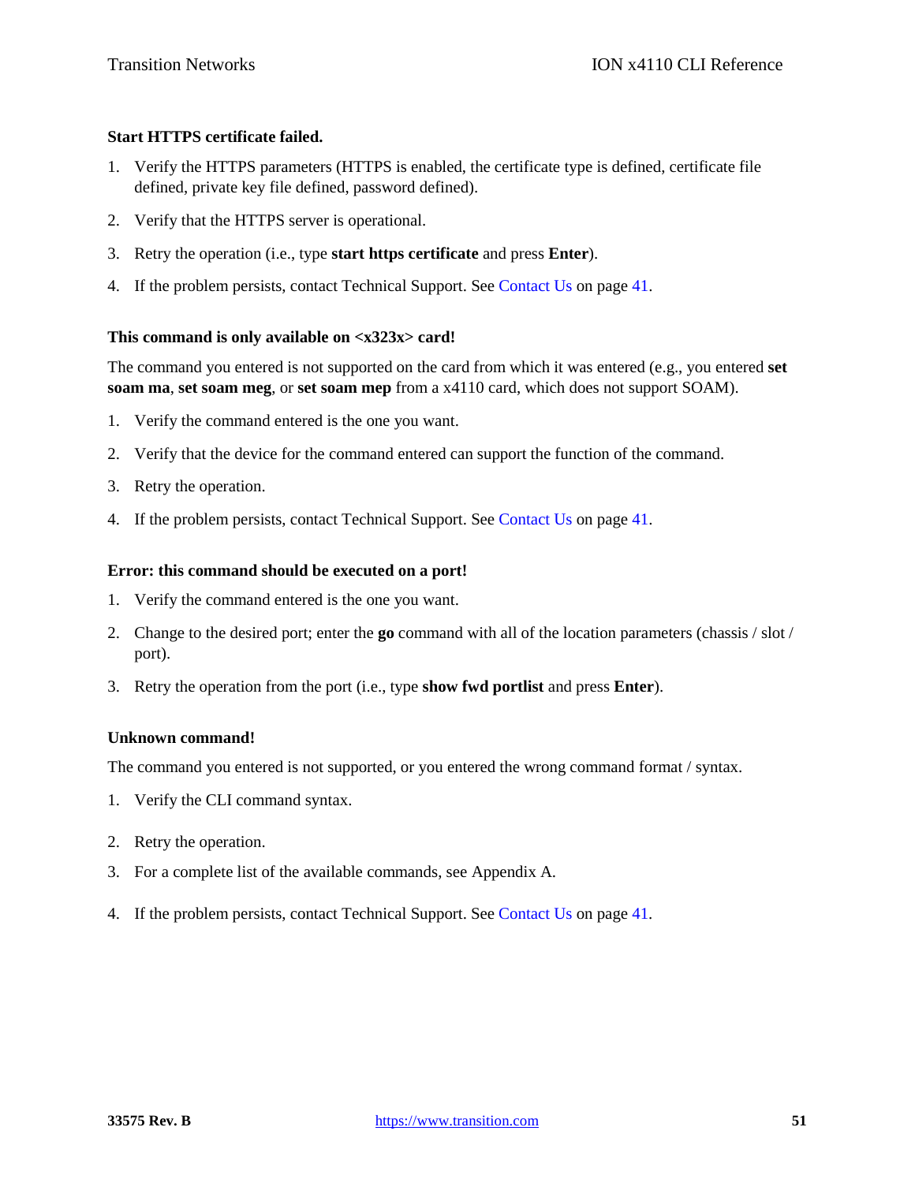**Start HTTPS certificate failed.**

1. Verify the HTTPS parameters (HTTPS is enabled, the certificate type is defined, certificate file defined, private key file defined, password defined).
2. Verify that the HTTPS server is operational.
3. Retry the operation (i.e., type **start https certificate** and press **Enter**).
4. If the problem persists, contact Technical Support. See Contact Us on page 41.

**This command is only available on <x323x> card!**

The command you entered is not supported on the card from which it was entered (e.g., you entered **set soam ma**, **set soam meg**, or **set soam mep** from a x4110 card, which does not support SOAM).

1. Verify the command entered is the one you want.
2. Verify that the device for the command entered can support the function of the command.
3. Retry the operation.
4. If the problem persists, contact Technical Support. See Contact Us on page 41.

**Error: this command should be executed on a port!**

1. Verify the command entered is the one you want.
2. Change to the desired port; enter the **go** command with all of the location parameters (chassis / slot / port).
3. Retry the operation from the port (i.e., type **show fwd portlist** and press **Enter**).

**Unknown command!**

The command you entered is not supported, or you entered the wrong command format / syntax.

1. Verify the CLI command syntax.
2. Retry the operation.
3. For a complete list of the available commands, see Appendix A.
4. If the problem persists, contact Technical Support. See Contact Us on page 41.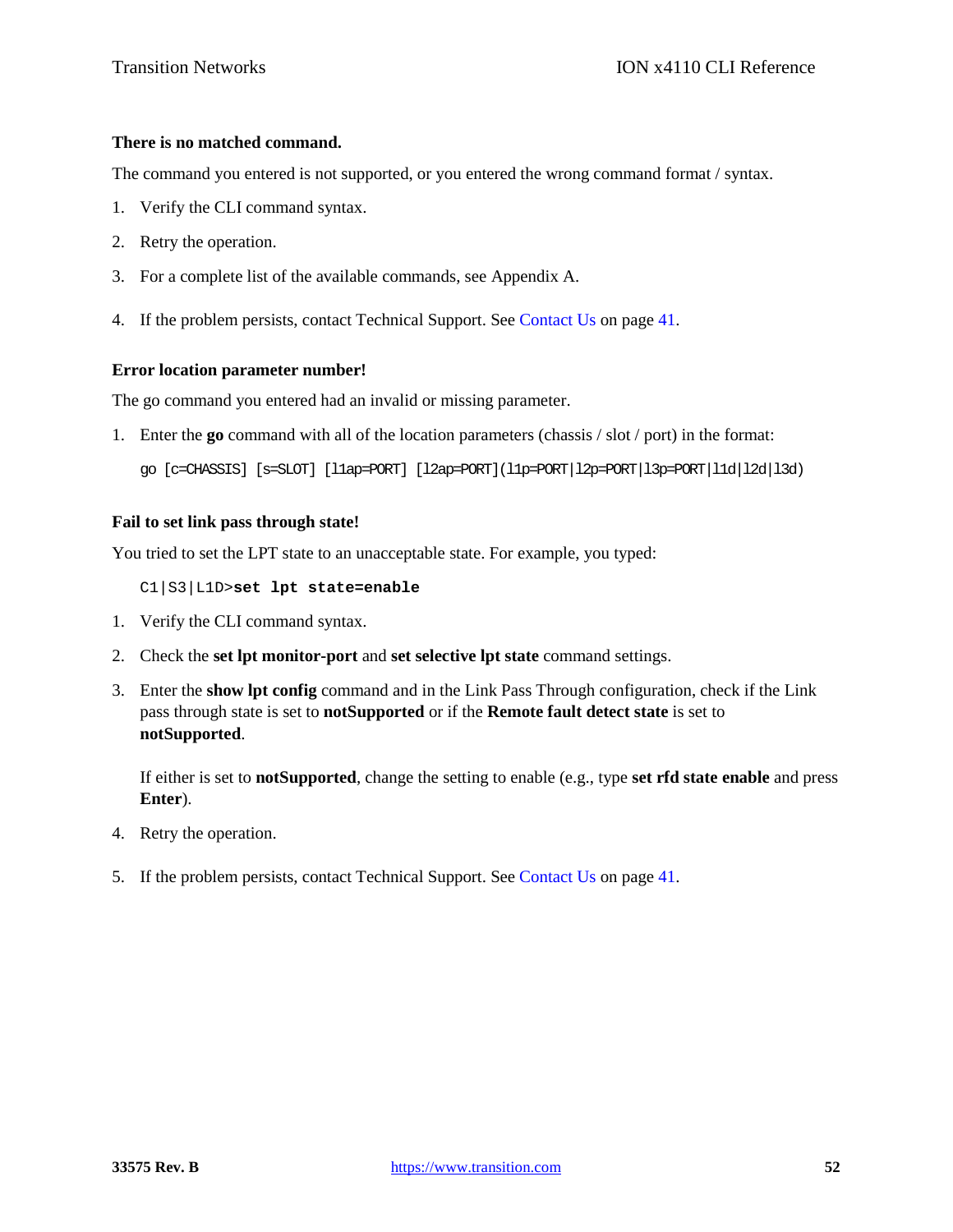**There is no matched command.**

The command you entered is not supported, or you entered the wrong command format / syntax.

1. Verify the CLI command syntax.
2. Retry the operation.
3. For a complete list of the available commands, see Appendix A.
4. If the problem persists, contact Technical Support. See Contact Us on page 41.

**Error location parameter number!**

The go command you entered had an invalid or missing parameter.

1. Enter the **go** command with all of the location parameters (chassis / slot / port) in the format:

```
go [c=CHASSIS] [s=SLOT] [l1ap=PORT] [l2ap=PORT](l1p=PORT|l2p=PORT|l3p=PORT|l1d|l2d|l3d)
```

**Fail to set link pass through state!**

You tried to set the LPT state to an unacceptable state. For example, you typed:

```
C1|S3|L1D>set lpt state=enable
```

1. Verify the CLI command syntax.
2. Check the **set lpt monitor-port** and **set selective lpt state** command settings.
3. Enter the **show lpt config** command and in the Link Pass Through configuration, check if the Link pass through state is set to **notSupported** or if the **Remote fault detect state** is set to **notSupported**.

   If either is set to **notSupported**, change the setting to enable (e.g., type **set rfd state enable** and press **Enter**).
4. Retry the operation.
5. If the problem persists, contact Technical Support. See Contact Us on page 41.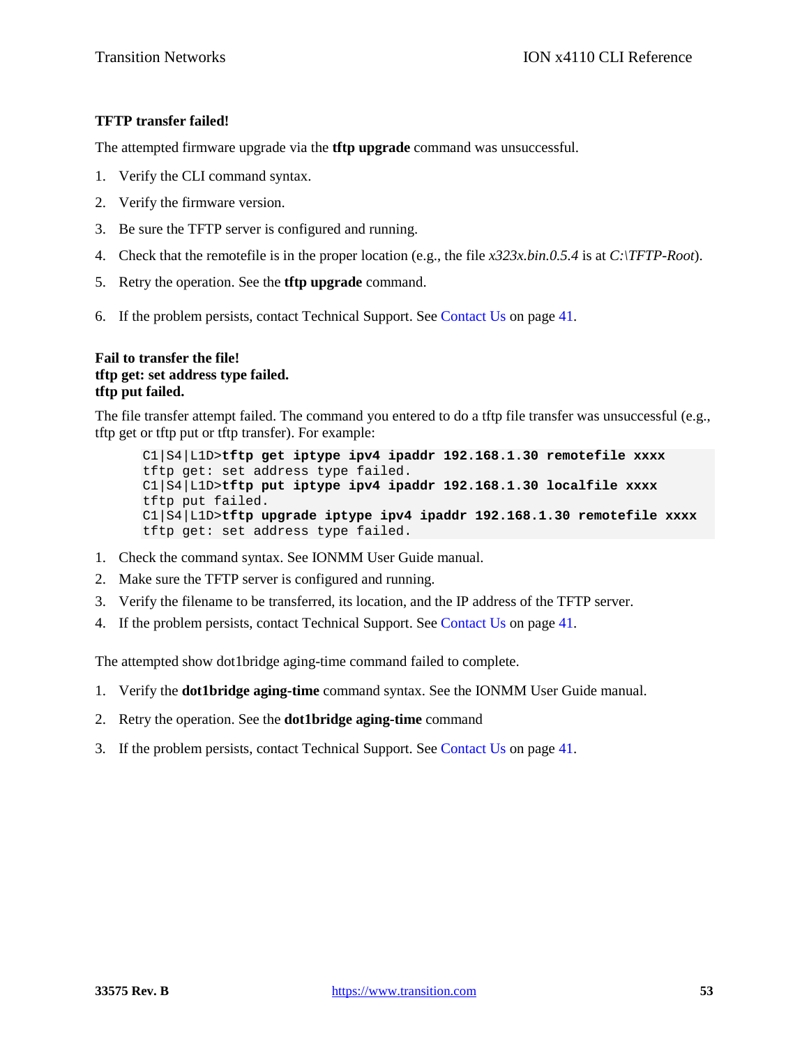**TFTP transfer failed!**

The attempted firmware upgrade via the **tftp upgrade** command was unsuccessful.

1. Verify the CLI command syntax.
2. Verify the firmware version.
3. Be sure the TFTP server is configured and running.
4. Check that the remotefile is in the proper location (e.g., the file *x323x.bin.0.5.4* is at *C:\TFTP-Root*).
5. Retry the operation. See the **tftp upgrade** command.
6. If the problem persists, contact Technical Support. See Contact Us on page 41.

**Fail to transfer the file!**
**tftp get: set address type failed.**
**tftp put failed.**

The file transfer attempt failed. The command you entered to do a tftp file transfer was unsuccessful (e.g., tftp get or tftp put or tftp transfer). For example:

```
C1|S4|L1D>tftp get iptype ipv4 ipaddr 192.168.1.30 remotefile xxxx
tftp get: set address type failed.
C1|S4|L1D>tftp put iptype ipv4 ipaddr 192.168.1.30 localfile xxxx
tftp put failed.
C1|S4|L1D>tftp upgrade iptype ipv4 ipaddr 192.168.1.30 remotefile xxxx
tftp get: set address type failed.
```

1. Check the command syntax. See IONMM User Guide manual.
2. Make sure the TFTP server is configured and running.
3. Verify the filename to be transferred, its location, and the IP address of the TFTP server.
4. If the problem persists, contact Technical Support. See Contact Us on page 41.

The attempted show dot1bridge aging-time command failed to complete.

1. Verify the **dot1bridge aging-time** command syntax. See the IONMM User Guide manual.
2. Retry the operation. See the **dot1bridge aging-time** command
3. If the problem persists, contact Technical Support. See Contact Us on page 41.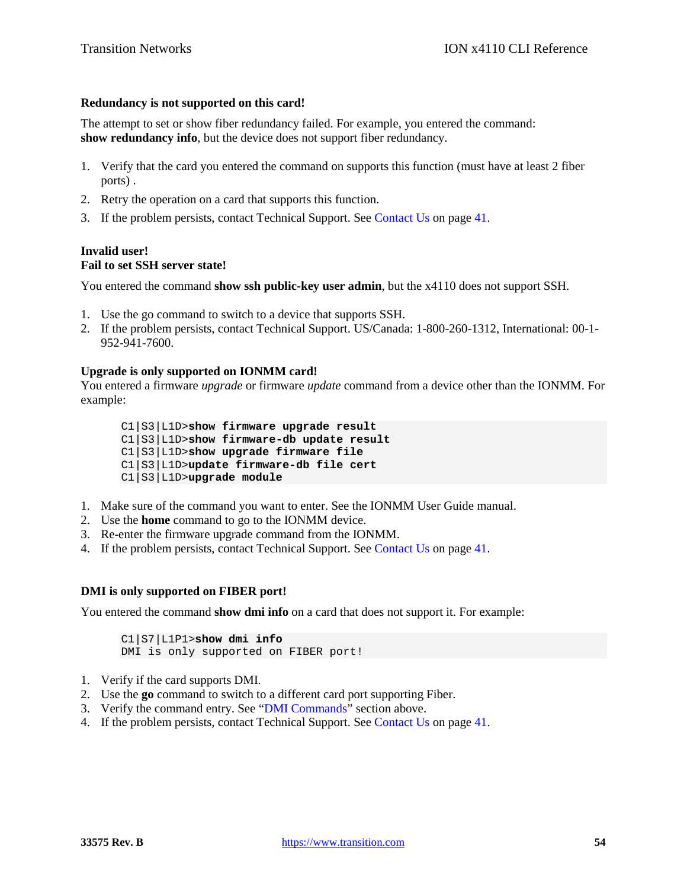**Redundancy is not supported on this card!**

The attempt to set or show fiber redundancy failed. For example, you entered the command: **show redundancy info**, but the device does not support fiber redundancy.

1. Verify that the card you entered the command on supports this function (must have at least 2 fiber ports) .
2. Retry the operation on a card that supports this function.
3. If the problem persists, contact Technical Support. See Contact Us on page 41.

**Invalid user!**
**Fail to set SSH server state!**

You entered the command **show ssh public-key user admin**, but the x4110 does not support SSH.

1. Use the go command to switch to a device that supports SSH.
2. If the problem persists, contact Technical Support. US/Canada: 1-800-260-1312, International: 00-1-952-941-7600.

**Upgrade is only supported on IONMM card!**

You entered a firmware *upgrade* or firmware *update* command from a device other than the IONMM. For example:

```
C1|S3|L1D>show firmware upgrade result
C1|S3|L1D>show firmware-db update result
C1|S3|L1D>show upgrade firmware file
C1|S3|L1D>update firmware-db file cert
C1|S3|L1D>upgrade module
```

1. Make sure of the command you want to enter. See the IONMM User Guide manual.
2. Use the **home** command to go to the IONMM device.
3. Re-enter the firmware upgrade command from the IONMM.
4. If the problem persists, contact Technical Support. See Contact Us on page 41.

**DMI is only supported on FIBER port!**

You entered the command **show dmi info** on a card that does not support it. For example:

```
C1|S7|L1P1>show dmi info
DMI is only supported on FIBER port!
```

1. Verify if the card supports DMI.
2. Use the **go** command to switch to a different card port supporting Fiber.
3. Verify the command entry. See "DMI Commands" section above.
4. If the problem persists, contact Technical Support. See Contact Us on page 41.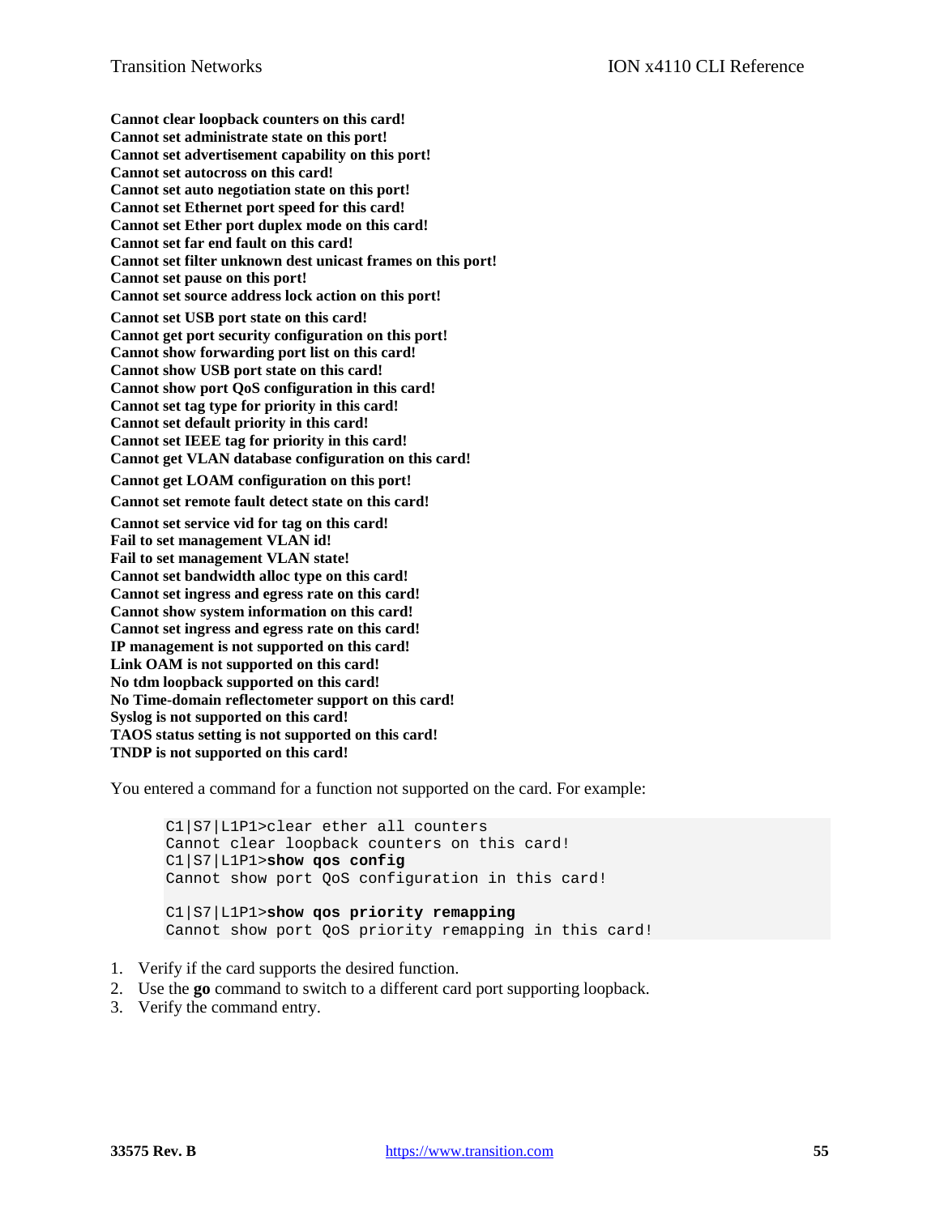**Cannot clear loopback counters on this card!**
**Cannot set administrate state on this port!**
**Cannot set advertisement capability on this port!**
**Cannot set autocross on this card!**
**Cannot set auto negotiation state on this port!**
**Cannot set Ethernet port speed for this card!**
**Cannot set Ether port duplex mode on this card!**
**Cannot set far end fault on this card!**
**Cannot set filter unknown dest unicast frames on this port!**
**Cannot set pause on this port!**
**Cannot set source address lock action on this port!**
**Cannot set USB port state on this card!**
**Cannot get port security configuration on this port!**
**Cannot show forwarding port list on this card!**
**Cannot show USB port state on this card!**
**Cannot show port QoS configuration in this card!**
**Cannot set tag type for priority in this card!**
**Cannot set default priority in this card!**
**Cannot set IEEE tag for priority in this card!**
**Cannot get VLAN database configuration on this card!**
**Cannot get LOAM configuration on this port!**
**Cannot set remote fault detect state on this card!**
**Cannot set service vid for tag on this card!**
**Fail to set management VLAN id!**
**Fail to set management VLAN state!**
**Cannot set bandwidth alloc type on this card!**
**Cannot set ingress and egress rate on this card!**
**Cannot show system information on this card!**
**Cannot set ingress and egress rate on this card!**
**IP management is not supported on this card!**
**Link OAM is not supported on this card!**
**No tdm loopback supported on this card!**
**No Time-domain reflectometer support on this card!**
**Syslog is not supported on this card!**
**TAOS status setting is not supported on this card!**
**TNDP is not supported on this card!**

You entered a command for a function not supported on the card. For example:

```
C1|S7|L1P1>clear ether all counters
Cannot clear loopback counters on this card!
C1|S7|L1P1>show qos config
Cannot show port QoS configuration in this card!

C1|S7|L1P1>show qos priority remapping
Cannot show port QoS priority remapping in this card!
```

1. Verify if the card supports the desired function.
2. Use the **go** command to switch to a different card port supporting loopback.
3. Verify the command entry.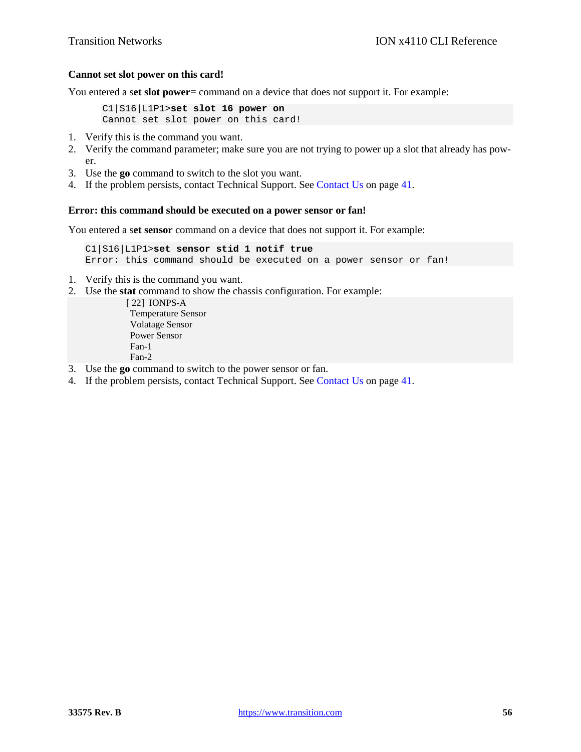**Cannot set slot power on this card!**

You entered a **set slot power=** command on a device that does not support it. For example:

```
C1|S16|L1P1>set slot 16 power on
Cannot set slot power on this card!
```

1. Verify this is the command you want.
2. Verify the command parameter; make sure you are not trying to power up a slot that already has power.
3. Use the **go** command to switch to the slot you want.
4. If the problem persists, contact Technical Support. See Contact Us on page 41.

**Error: this command should be executed on a power sensor or fan!**

You entered a **set sensor** command on a device that does not support it. For example:

```
C1|S16|L1P1>set sensor stid 1 notif true
Error: this command should be executed on a power sensor or fan!
```

1. Verify this is the command you want.
2. Use the **stat** command to show the chassis configuration. For example:

```
[ 22]  IONPS-A
  Temperature Sensor
  Volatage Sensor
  Power Sensor
  Fan-1
  Fan-2
```

3. Use the **go** command to switch to the power sensor or fan.
4. If the problem persists, contact Technical Support. See Contact Us on page 41.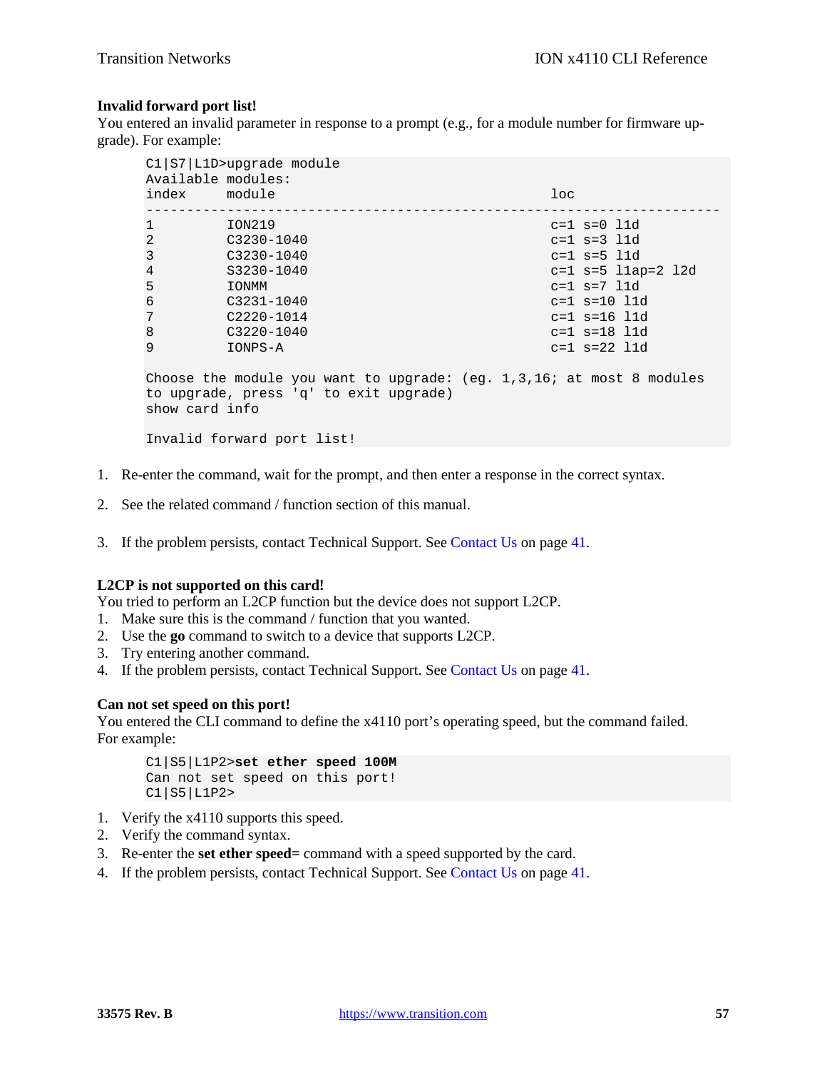**Invalid forward port list!**

You entered an invalid parameter in response to a prompt (e.g., for a module number for firmware upgrade). For example:

```
C1|S7|L1D>upgrade module
Available modules:
index     module                                  loc
-----------------------------------------------------------------------
1         ION219                                  c=1 s=0 l1d
2         C3230-1040                              c=1 s=3 l1d
3         C3230-1040                              c=1 s=5 l1d
4         S3230-1040                              c=1 s=5 l1ap=2 l2d
5         IONMM                                   c=1 s=7 l1d
6         C3231-1040                              c=1 s=10 l1d
7         C2220-1014                              c=1 s=16 l1d
8         C3220-1040                              c=1 s=18 l1d
9         IONPS-A                                 c=1 s=22 l1d

Choose the module you want to upgrade: (eg. 1,3,16; at most 8 modules
to upgrade, press 'q' to exit upgrade)
show card info

Invalid forward port list!
```

1. Re-enter the command, wait for the prompt, and then enter a response in the correct syntax.

2. See the related command / function section of this manual.

3. If the problem persists, contact Technical Support. See Contact Us on page 41.

**L2CP is not supported on this card!**

You tried to perform an L2CP function but the device does not support L2CP.

1. Make sure this is the command / function that you wanted.
2. Use the **go** command to switch to a device that supports L2CP.
3. Try entering another command.
4. If the problem persists, contact Technical Support. See Contact Us on page 41.

**Can not set speed on this port!**

You entered the CLI command to define the x4110 port's operating speed, but the command failed. For example:

```
C1|S5|L1P2>set ether speed 100M
Can not set speed on this port!
C1|S5|L1P2>
```

1. Verify the x4110 supports this speed.
2. Verify the command syntax.
3. Re-enter the **set ether speed=** command with a speed supported by the card.
4. If the problem persists, contact Technical Support. See Contact Us on page 41.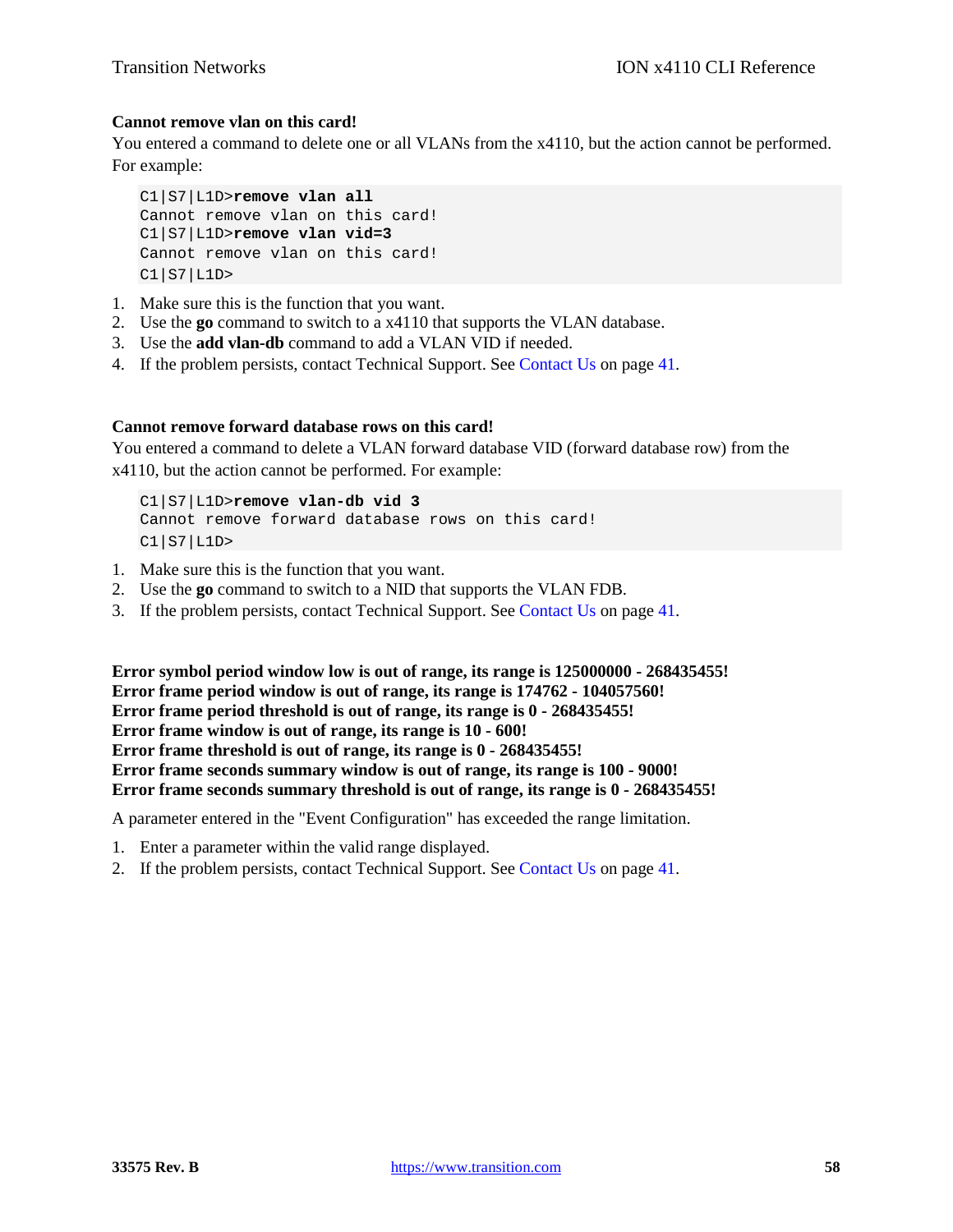**Cannot remove vlan on this card!**

You entered a command to delete one or all VLANs from the x4110, but the action cannot be performed. For example:

```
C1|S7|L1D>remove vlan all
Cannot remove vlan on this card!
C1|S7|L1D>remove vlan vid=3
Cannot remove vlan on this card!
C1|S7|L1D>
```

1. Make sure this is the function that you want.
2. Use the **go** command to switch to a x4110 that supports the VLAN database.
3. Use the **add vlan-db** command to add a VLAN VID if needed.
4. If the problem persists, contact Technical Support. See Contact Us on page 41.

**Cannot remove forward database rows on this card!**

You entered a command to delete a VLAN forward database VID (forward database row) from the x4110, but the action cannot be performed. For example:

```
C1|S7|L1D>remove vlan-db vid 3
Cannot remove forward database rows on this card!
C1|S7|L1D>
```

1. Make sure this is the function that you want.
2. Use the **go** command to switch to a NID that supports the VLAN FDB.
3. If the problem persists, contact Technical Support. See Contact Us on page 41.

**Error symbol period window low is out of range, its range is 125000000 - 268435455!**
**Error frame period window is out of range, its range is 174762 - 104057560!**
**Error frame period threshold is out of range, its range is 0 - 268435455!**
**Error frame window is out of range, its range is 10 - 600!**
**Error frame threshold is out of range, its range is 0 - 268435455!**
**Error frame seconds summary window is out of range, its range is 100 - 9000!**
**Error frame seconds summary threshold is out of range, its range is 0 - 268435455!**

A parameter entered in the "Event Configuration" has exceeded the range limitation.

1. Enter a parameter within the valid range displayed.
2. If the problem persists, contact Technical Support. See Contact Us on page 41.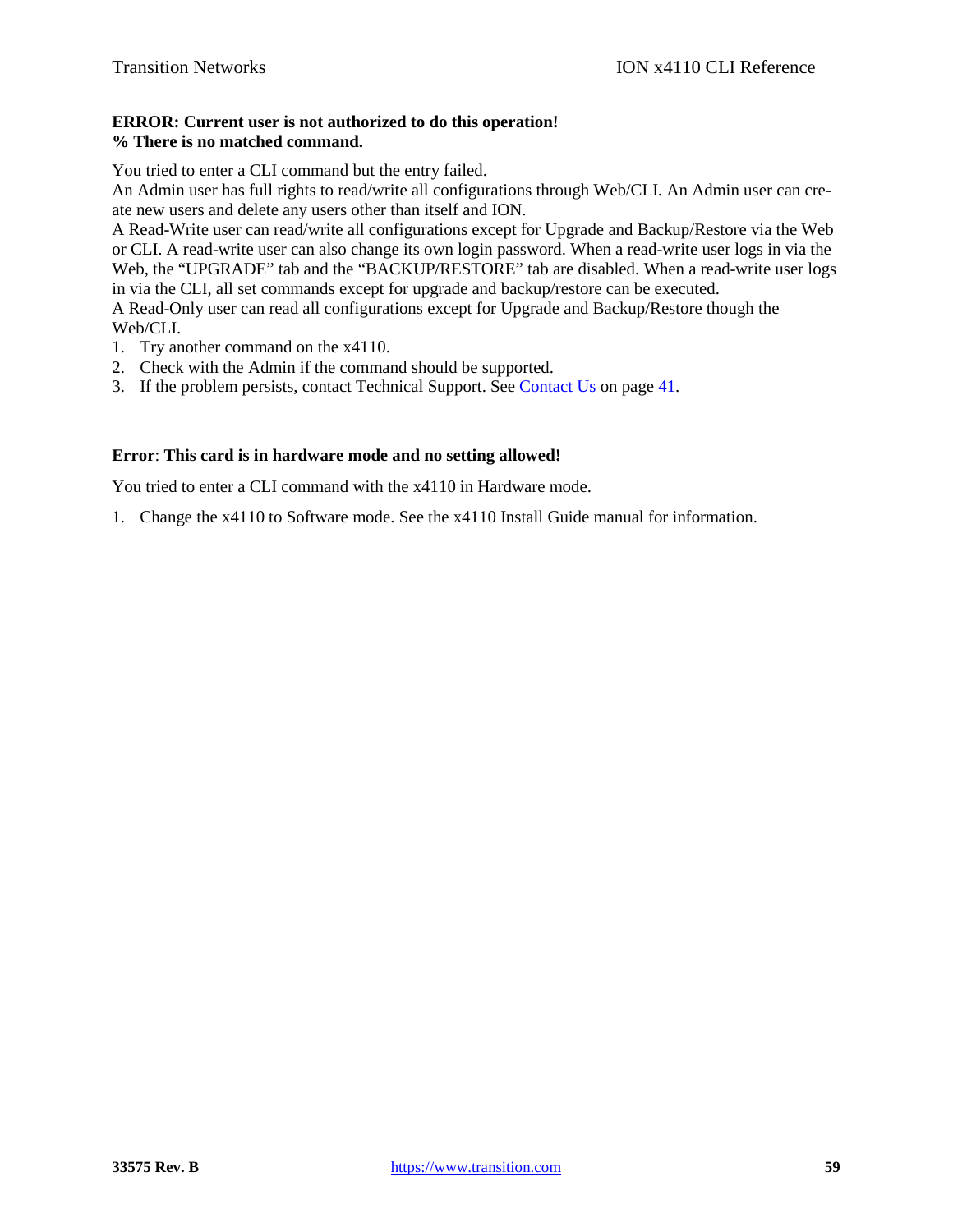**ERROR: Current user is not authorized to do this operation!**
**% There is no matched command.**

You tried to enter a CLI command but the entry failed.
An Admin user has full rights to read/write all configurations through Web/CLI. An Admin user can create new users and delete any users other than itself and ION.
A Read-Write user can read/write all configurations except for Upgrade and Backup/Restore via the Web or CLI. A read-write user can also change its own login password. When a read-write user logs in via the Web, the "UPGRADE" tab and the "BACKUP/RESTORE" tab are disabled. When a read-write user logs in via the CLI, all set commands except for upgrade and backup/restore can be executed.
A Read-Only user can read all configurations except for Upgrade and Backup/Restore though the Web/CLI.

1. Try another command on the x4110.
2. Check with the Admin if the command should be supported.
3. If the problem persists, contact Technical Support. See Contact Us on page 41.

**Error**: **This card is in hardware mode and no setting allowed!**

You tried to enter a CLI command with the x4110 in Hardware mode.

1. Change the x4110 to Software mode. See the x4110 Install Guide manual for information.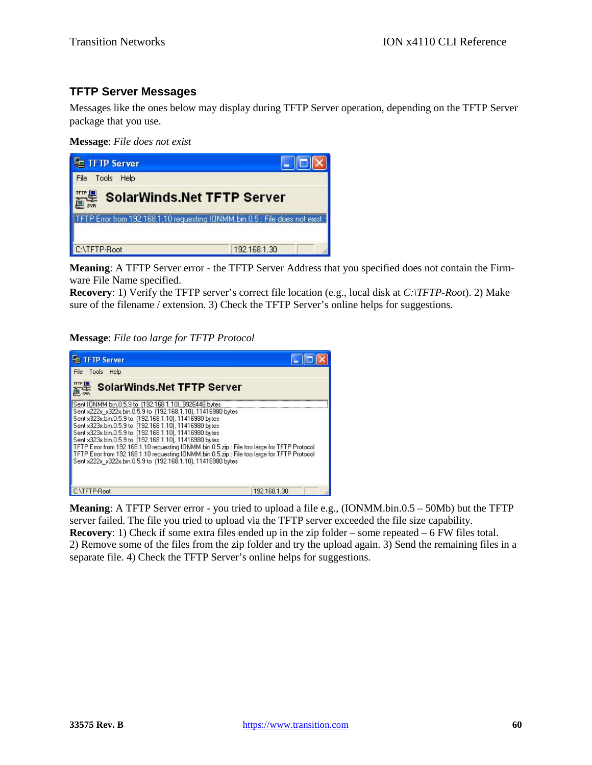## TFTP Server Messages

Messages like the ones below may display during TFTP Server operation, depending on the TFTP Server package that you use.

**Message**: *File does not exist*

**Meaning**: A TFTP Server error - the TFTP Server Address that you specified does not contain the Firmware File Name specified.
**Recovery**: 1) Verify the TFTP server's correct file location (e.g., local disk at *C:\TFTP-Root*). 2) Make sure of the filename / extension. 3) Check the TFTP Server's online helps for suggestions.

**Message**: *File too large for TFTP Protocol*

**Meaning**: A TFTP Server error - you tried to upload a file e.g., (IONMM.bin.0.5 – 50Mb) but the TFTP server failed. The file you tried to upload via the TFTP server exceeded the file size capability.
**Recovery**: 1) Check if some extra files ended up in the zip folder – some repeated – 6 FW files total. 2) Remove some of the files from the zip folder and try the upload again. 3) Send the remaining files in a separate file. 4) Check the TFTP Server's online helps for suggestions.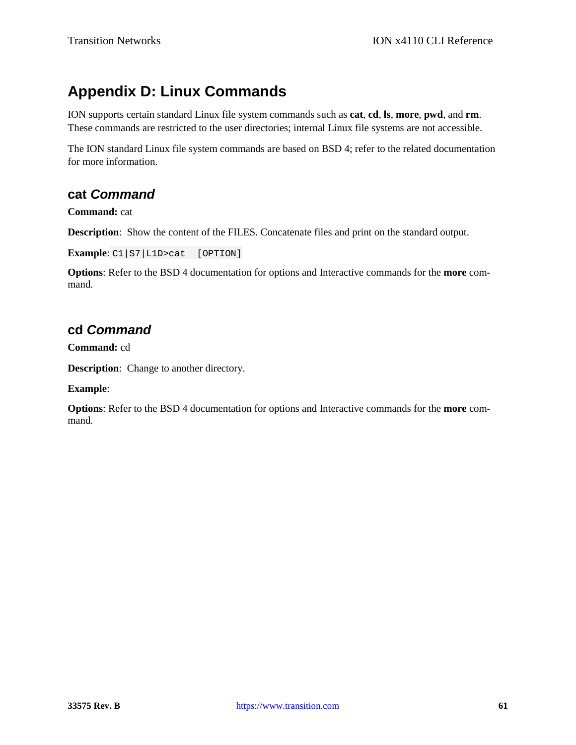# Appendix D: Linux Commands

ION supports certain standard Linux file system commands such as **cat**, **cd**, **ls**, **more**, **pwd**, and **rm**. These commands are restricted to the user directories; internal Linux file systems are not accessible.

The ION standard Linux file system commands are based on BSD 4; refer to the related documentation for more information.

## cat *Command*

**Command:** cat

**Description**: Show the content of the FILES. Concatenate files and print on the standard output.

**Example**: `C1|S7|L1D>cat  [OPTION]`

**Options**: Refer to the BSD 4 documentation for options and Interactive commands for the **more** command.

## cd *Command*

**Command:** cd

**Description**: Change to another directory.

**Example**:

**Options**: Refer to the BSD 4 documentation for options and Interactive commands for the **more** command.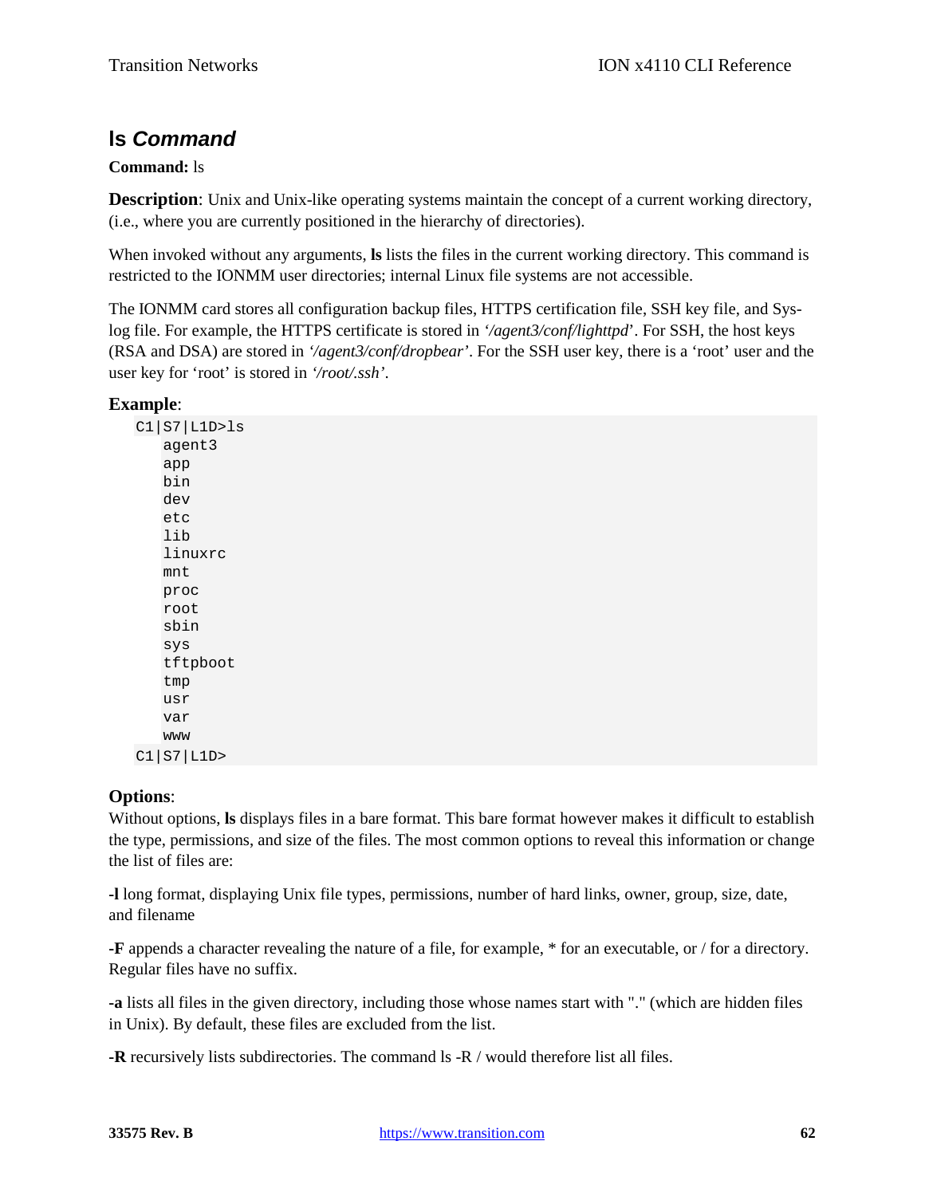## ls *Command*

**Command:** ls

**Description**: Unix and Unix-like operating systems maintain the concept of a current working directory, (i.e., where you are currently positioned in the hierarchy of directories).

When invoked without any arguments, **ls** lists the files in the current working directory. This command is restricted to the IONMM user directories; internal Linux file systems are not accessible.

The IONMM card stores all configuration backup files, HTTPS certification file, SSH key file, and Sys-log file. For example, the HTTPS certificate is stored in *'/agent3/conf/lighttpd*'. For SSH, the host keys (RSA and DSA) are stored in *'/agent3/conf/dropbear'*. For the SSH user key, there is a 'root' user and the user key for 'root' is stored in *'/root/.ssh'*.

**Example**:

```
C1|S7|L1D>ls
    agent3
    app
    bin
    dev
    etc
    lib
    linuxrc
    mnt
    proc
    root
    sbin
    sys
    tftpboot
    tmp
    usr
    var
    www
C1|S7|L1D>
```

**Options**:

Without options, **ls** displays files in a bare format. This bare format however makes it difficult to establish the type, permissions, and size of the files. The most common options to reveal this information or change the list of files are:

**-l** long format, displaying Unix file types, permissions, number of hard links, owner, group, size, date, and filename

**-F** appends a character revealing the nature of a file, for example, * for an executable, or / for a directory. Regular files have no suffix.

**-a** lists all files in the given directory, including those whose names start with "." (which are hidden files in Unix). By default, these files are excluded from the list.

**-R** recursively lists subdirectories. The command ls -R / would therefore list all files.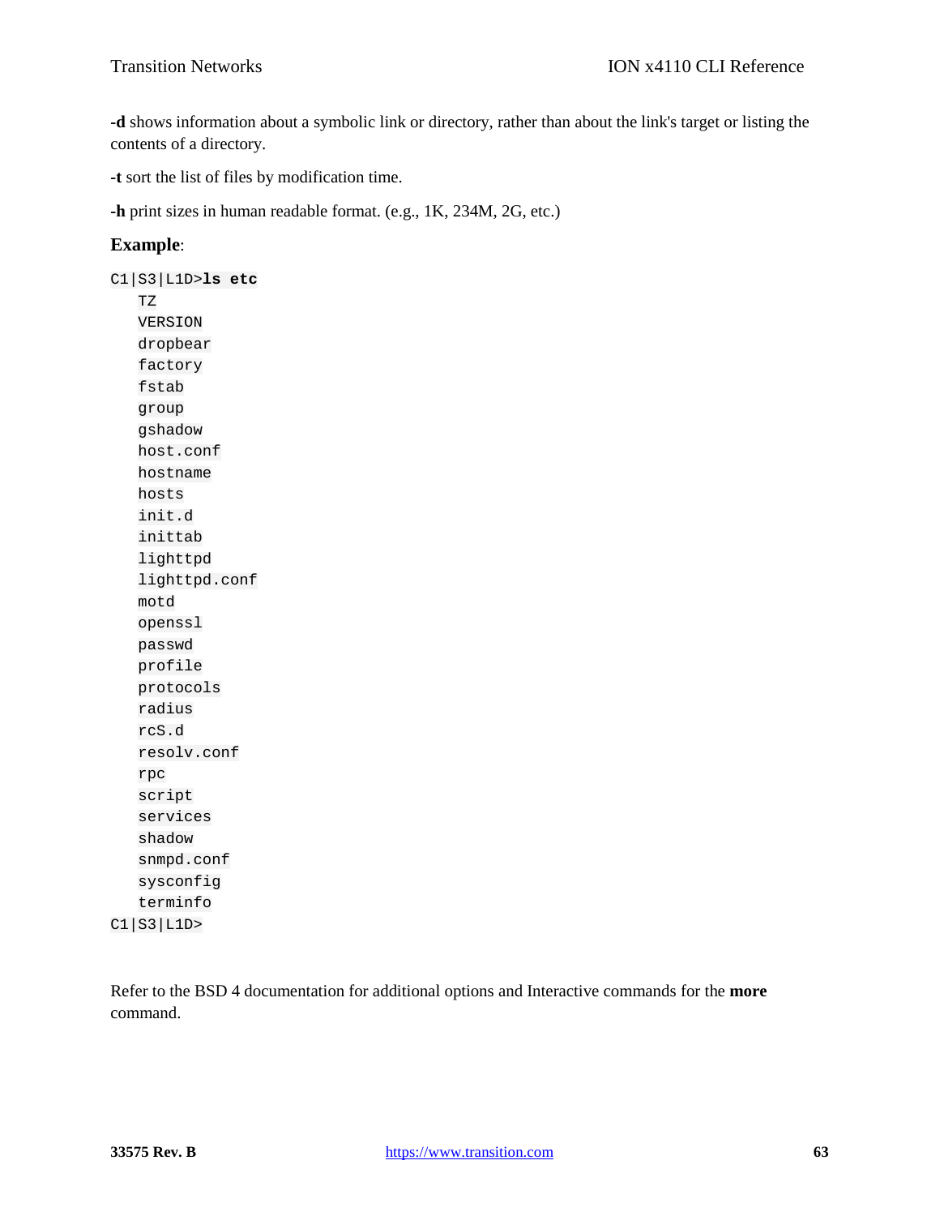**-d** shows information about a symbolic link or directory, rather than about the link's target or listing the contents of a directory.

**-t** sort the list of files by modification time.

**-h** print sizes in human readable format. (e.g., 1K, 234M, 2G, etc.)

**Example**:

```
C1|S3|L1D>ls etc
   TZ
   VERSION
   dropbear
   factory
   fstab
   group
   gshadow
   host.conf
   hostname
   hosts
   init.d
   inittab
   lighttpd
   lighttpd.conf
   motd
   openssl
   passwd
   profile
   protocols
   radius
   rcS.d
   resolv.conf
   rpc
   script
   services
   shadow
   snmpd.conf
   sysconfig
   terminfo
C1|S3|L1D>
```

Refer to the BSD 4 documentation for additional options and Interactive commands for the **more** command.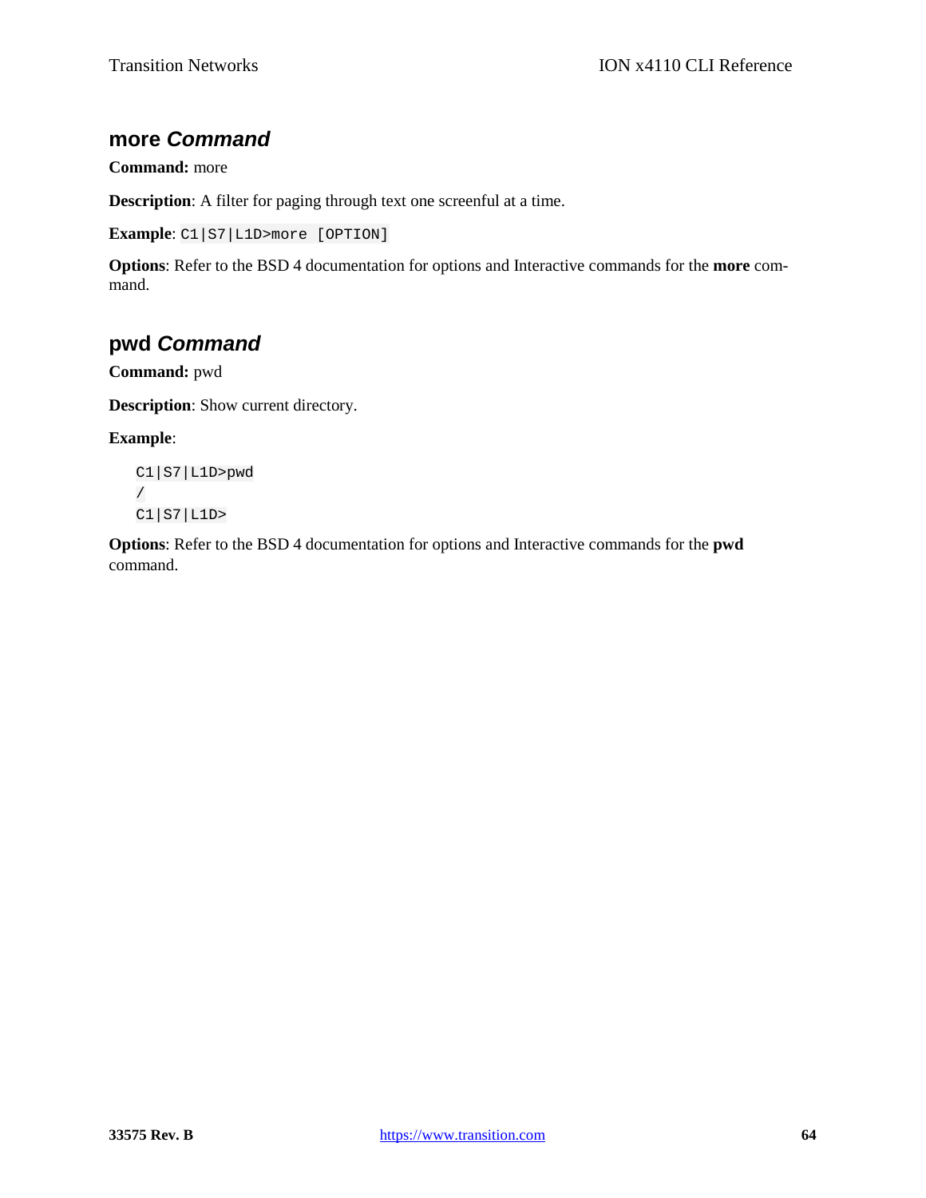## more *Command*

**Command:** more

**Description**: A filter for paging through text one screenful at a time.

**Example**: `C1|S7|L1D>more [OPTION]`

**Options**: Refer to the BSD 4 documentation for options and Interactive commands for the **more** command.

## pwd *Command*

**Command:** pwd

**Description**: Show current directory.

**Example**:

```
C1|S7|L1D>pwd
/
C1|S7|L1D>
```

**Options**: Refer to the BSD 4 documentation for options and Interactive commands for the **pwd** command.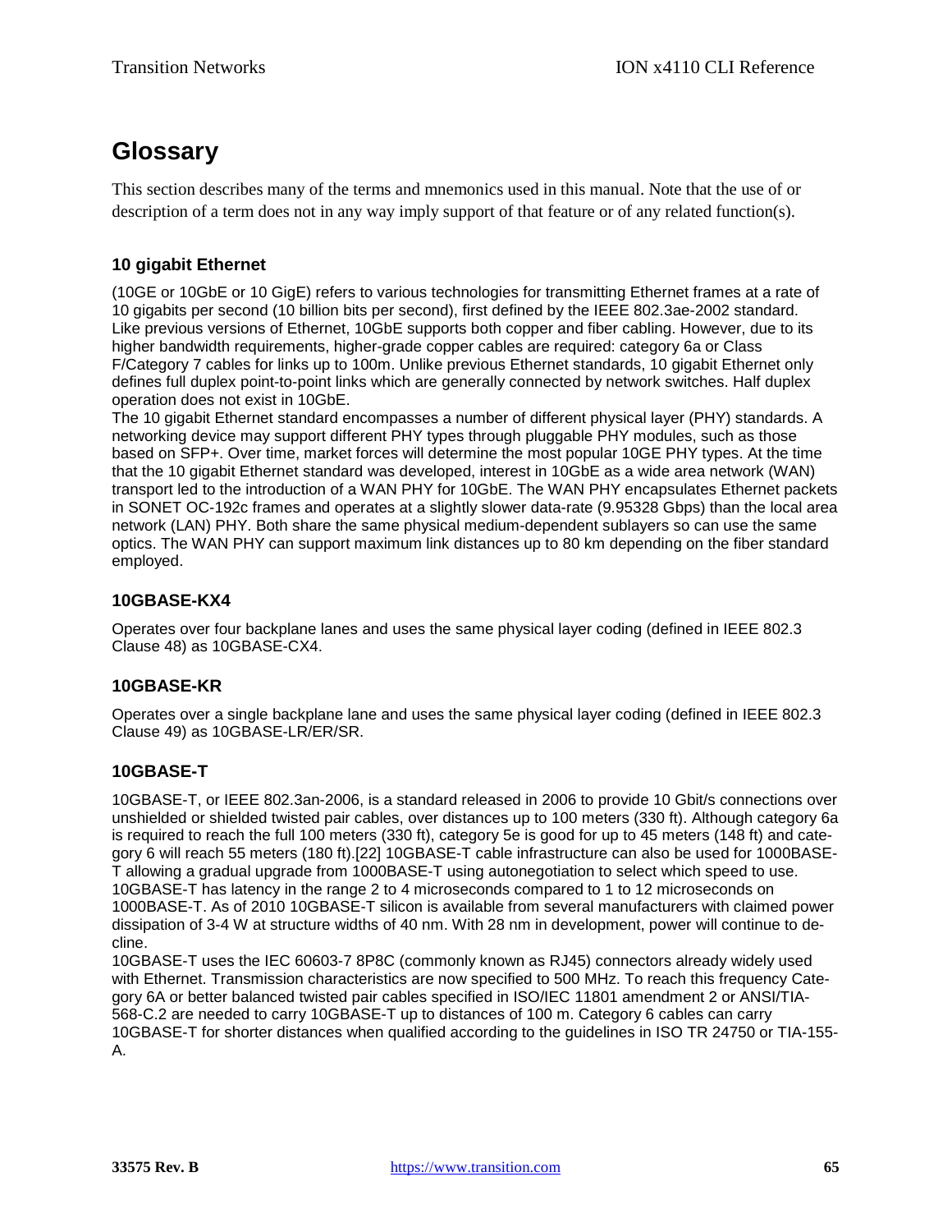# Glossary

This section describes many of the terms and mnemonics used in this manual. Note that the use of or description of a term does not in any way imply support of that feature or of any related function(s).

### 10 gigabit Ethernet

(10GE or 10GbE or 10 GigE) refers to various technologies for transmitting Ethernet frames at a rate of 10 gigabits per second (10 billion bits per second), first defined by the IEEE 802.3ae-2002 standard. Like previous versions of Ethernet, 10GbE supports both copper and fiber cabling. However, due to its higher bandwidth requirements, higher-grade copper cables are required: category 6a or Class F/Category 7 cables for links up to 100m. Unlike previous Ethernet standards, 10 gigabit Ethernet only defines full duplex point-to-point links which are generally connected by network switches. Half duplex operation does not exist in 10GbE.
The 10 gigabit Ethernet standard encompasses a number of different physical layer (PHY) standards. A networking device may support different PHY types through pluggable PHY modules, such as those based on SFP+. Over time, market forces will determine the most popular 10GE PHY types. At the time that the 10 gigabit Ethernet standard was developed, interest in 10GbE as a wide area network (WAN) transport led to the introduction of a WAN PHY for 10GbE. The WAN PHY encapsulates Ethernet packets in SONET OC-192c frames and operates at a slightly slower data-rate (9.95328 Gbps) than the local area network (LAN) PHY. Both share the same physical medium-dependent sublayers so can use the same optics. The WAN PHY can support maximum link distances up to 80 km depending on the fiber standard employed.

### 10GBASE-KX4

Operates over four backplane lanes and uses the same physical layer coding (defined in IEEE 802.3 Clause 48) as 10GBASE-CX4.

### 10GBASE-KR

Operates over a single backplane lane and uses the same physical layer coding (defined in IEEE 802.3 Clause 49) as 10GBASE-LR/ER/SR.

### 10GBASE-T

10GBASE-T, or IEEE 802.3an-2006, is a standard released in 2006 to provide 10 Gbit/s connections over unshielded or shielded twisted pair cables, over distances up to 100 meters (330 ft). Although category 6a is required to reach the full 100 meters (330 ft), category 5e is good for up to 45 meters (148 ft) and category 6 will reach 55 meters (180 ft).[22] 10GBASE-T cable infrastructure can also be used for 1000BASE-T allowing a gradual upgrade from 1000BASE-T using autonegotiation to select which speed to use. 10GBASE-T has latency in the range 2 to 4 microseconds compared to 1 to 12 microseconds on 1000BASE-T. As of 2010 10GBASE-T silicon is available from several manufacturers with claimed power dissipation of 3-4 W at structure widths of 40 nm. With 28 nm in development, power will continue to decline.
10GBASE-T uses the IEC 60603-7 8P8C (commonly known as RJ45) connectors already widely used with Ethernet. Transmission characteristics are now specified to 500 MHz. To reach this frequency Category 6A or better balanced twisted pair cables specified in ISO/IEC 11801 amendment 2 or ANSI/TIA-568-C.2 are needed to carry 10GBASE-T up to distances of 100 m. Category 6 cables can carry 10GBASE-T for shorter distances when qualified according to the guidelines in ISO TR 24750 or TIA-155-A.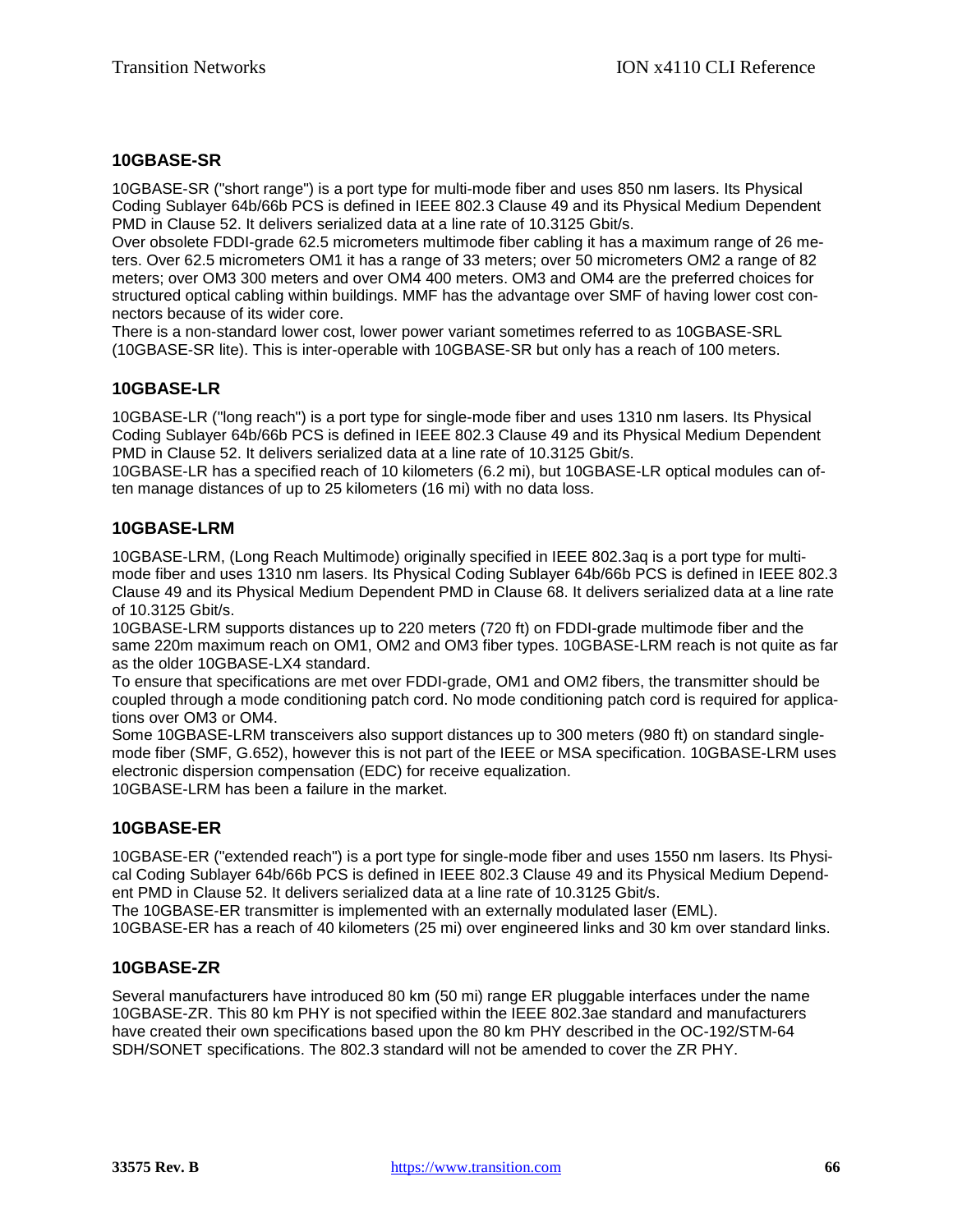### 10GBASE-SR

10GBASE-SR ("short range") is a port type for multi-mode fiber and uses 850 nm lasers. Its Physical Coding Sublayer 64b/66b PCS is defined in IEEE 802.3 Clause 49 and its Physical Medium Dependent PMD in Clause 52. It delivers serialized data at a line rate of 10.3125 Gbit/s.

Over obsolete FDDI-grade 62.5 micrometers multimode fiber cabling it has a maximum range of 26 meters. Over 62.5 micrometers OM1 it has a range of 33 meters; over 50 micrometers OM2 a range of 82 meters; over OM3 300 meters and over OM4 400 meters. OM3 and OM4 are the preferred choices for structured optical cabling within buildings. MMF has the advantage over SMF of having lower cost connectors because of its wider core.

There is a non-standard lower cost, lower power variant sometimes referred to as 10GBASE-SRL (10GBASE-SR lite). This is inter-operable with 10GBASE-SR but only has a reach of 100 meters.

### 10GBASE-LR

10GBASE-LR ("long reach") is a port type for single-mode fiber and uses 1310 nm lasers. Its Physical Coding Sublayer 64b/66b PCS is defined in IEEE 802.3 Clause 49 and its Physical Medium Dependent PMD in Clause 52. It delivers serialized data at a line rate of 10.3125 Gbit/s.

10GBASE-LR has a specified reach of 10 kilometers (6.2 mi), but 10GBASE-LR optical modules can often manage distances of up to 25 kilometers (16 mi) with no data loss.

### 10GBASE-LRM

10GBASE-LRM, (Long Reach Multimode) originally specified in IEEE 802.3aq is a port type for multimode fiber and uses 1310 nm lasers. Its Physical Coding Sublayer 64b/66b PCS is defined in IEEE 802.3 Clause 49 and its Physical Medium Dependent PMD in Clause 68. It delivers serialized data at a line rate of 10.3125 Gbit/s.

10GBASE-LRM supports distances up to 220 meters (720 ft) on FDDI-grade multimode fiber and the same 220m maximum reach on OM1, OM2 and OM3 fiber types. 10GBASE-LRM reach is not quite as far as the older 10GBASE-LX4 standard.

To ensure that specifications are met over FDDI-grade, OM1 and OM2 fibers, the transmitter should be coupled through a mode conditioning patch cord. No mode conditioning patch cord is required for applications over OM3 or OM4.

Some 10GBASE-LRM transceivers also support distances up to 300 meters (980 ft) on standard single-mode fiber (SMF, G.652), however this is not part of the IEEE or MSA specification. 10GBASE-LRM uses electronic dispersion compensation (EDC) for receive equalization.

10GBASE-LRM has been a failure in the market.

### 10GBASE-ER

10GBASE-ER ("extended reach") is a port type for single-mode fiber and uses 1550 nm lasers. Its Physical Coding Sublayer 64b/66b PCS is defined in IEEE 802.3 Clause 49 and its Physical Medium Dependent PMD in Clause 52. It delivers serialized data at a line rate of 10.3125 Gbit/s.

The 10GBASE-ER transmitter is implemented with an externally modulated laser (EML).

10GBASE-ER has a reach of 40 kilometers (25 mi) over engineered links and 30 km over standard links.

### 10GBASE-ZR

Several manufacturers have introduced 80 km (50 mi) range ER pluggable interfaces under the name 10GBASE-ZR. This 80 km PHY is not specified within the IEEE 802.3ae standard and manufacturers have created their own specifications based upon the 80 km PHY described in the OC-192/STM-64 SDH/SONET specifications. The 802.3 standard will not be amended to cover the ZR PHY.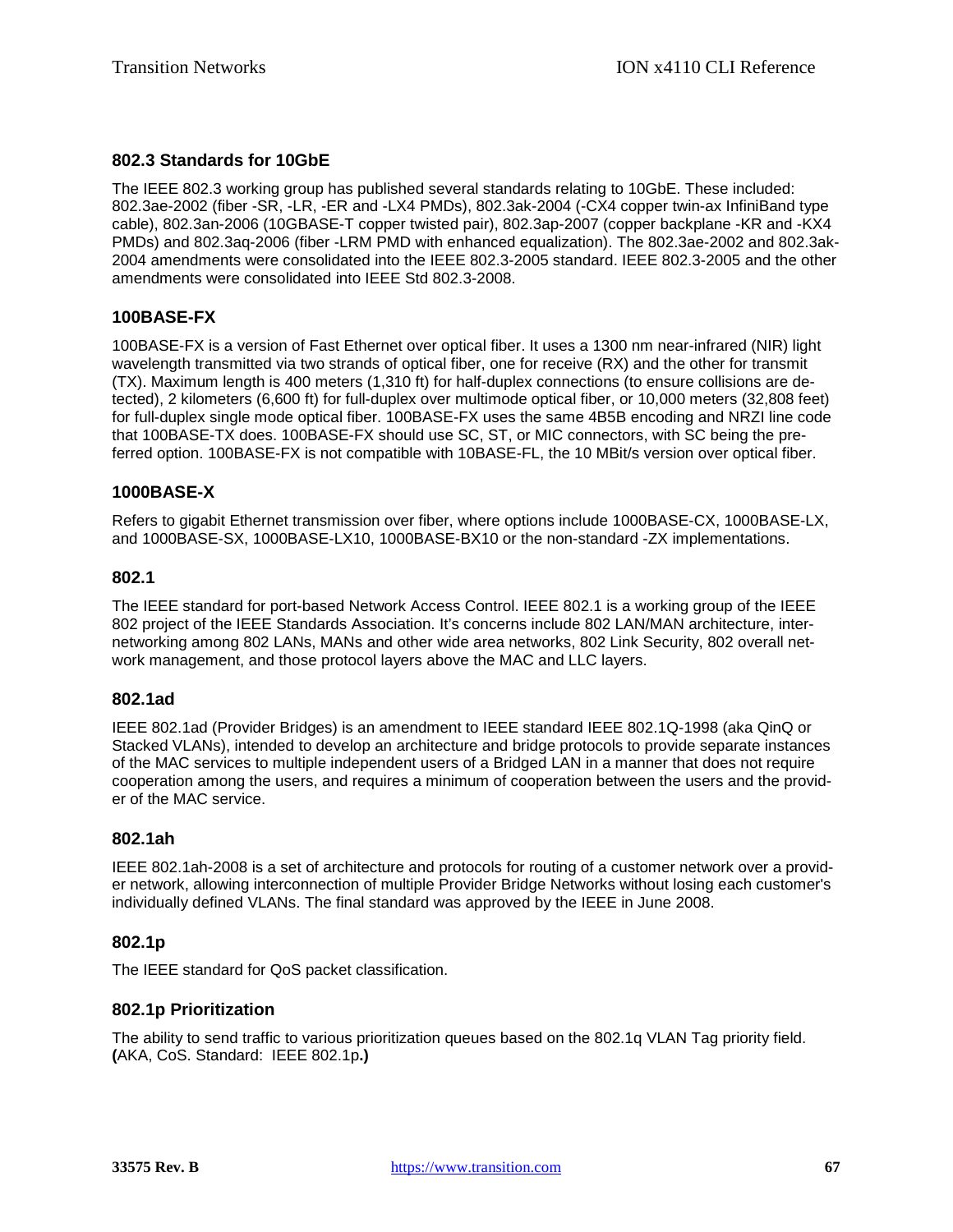### 802.3 Standards for 10GbE

The IEEE 802.3 working group has published several standards relating to 10GbE. These included: 802.3ae-2002 (fiber -SR, -LR, -ER and -LX4 PMDs), 802.3ak-2004 (-CX4 copper twin-ax InfiniBand type cable), 802.3an-2006 (10GBASE-T copper twisted pair), 802.3ap-2007 (copper backplane -KR and -KX4 PMDs) and 802.3aq-2006 (fiber -LRM PMD with enhanced equalization). The 802.3ae-2002 and 802.3ak-2004 amendments were consolidated into the IEEE 802.3-2005 standard. IEEE 802.3-2005 and the other amendments were consolidated into IEEE Std 802.3-2008.

### 100BASE-FX

100BASE-FX is a version of Fast Ethernet over optical fiber. It uses a 1300 nm near-infrared (NIR) light wavelength transmitted via two strands of optical fiber, one for receive (RX) and the other for transmit (TX). Maximum length is 400 meters (1,310 ft) for half-duplex connections (to ensure collisions are detected), 2 kilometers (6,600 ft) for full-duplex over multimode optical fiber, or 10,000 meters (32,808 feet) for full-duplex single mode optical fiber. 100BASE-FX uses the same 4B5B encoding and NRZI line code that 100BASE-TX does. 100BASE-FX should use SC, ST, or MIC connectors, with SC being the preferred option. 100BASE-FX is not compatible with 10BASE-FL, the 10 MBit/s version over optical fiber.

### 1000BASE-X

Refers to gigabit Ethernet transmission over fiber, where options include 1000BASE-CX, 1000BASE-LX, and 1000BASE-SX, 1000BASE-LX10, 1000BASE-BX10 or the non-standard -ZX implementations.

### 802.1

The IEEE standard for port-based Network Access Control. IEEE 802.1 is a working group of the IEEE 802 project of the IEEE Standards Association. It's concerns include 802 LAN/MAN architecture, internetworking among 802 LANs, MANs and other wide area networks, 802 Link Security, 802 overall network management, and those protocol layers above the MAC and LLC layers.

### 802.1ad

IEEE 802.1ad (Provider Bridges) is an amendment to IEEE standard IEEE 802.1Q-1998 (aka QinQ or Stacked VLANs), intended to develop an architecture and bridge protocols to provide separate instances of the MAC services to multiple independent users of a Bridged LAN in a manner that does not require cooperation among the users, and requires a minimum of cooperation between the users and the provider of the MAC service.

### 802.1ah

IEEE 802.1ah-2008 is a set of architecture and protocols for routing of a customer network over a provider network, allowing interconnection of multiple Provider Bridge Networks without losing each customer's individually defined VLANs. The final standard was approved by the IEEE in June 2008.

### 802.1p

The IEEE standard for QoS packet classification.

### 802.1p Prioritization

The ability to send traffic to various prioritization queues based on the 802.1q VLAN Tag priority field. **(**AKA, CoS. Standard: IEEE 802.1p**.)**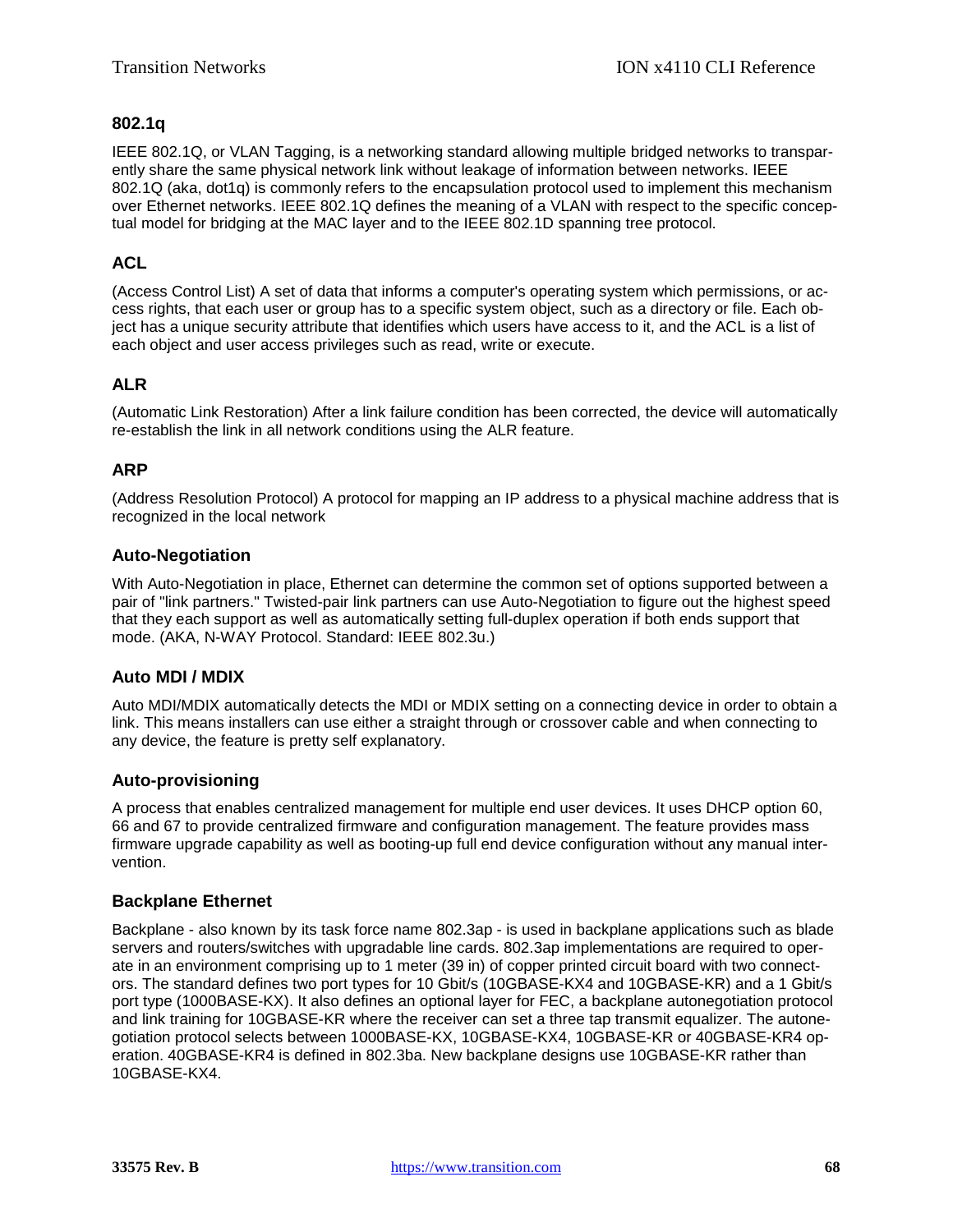### 802.1q

IEEE 802.1Q, or VLAN Tagging, is a networking standard allowing multiple bridged networks to transparently share the same physical network link without leakage of information between networks. IEEE 802.1Q (aka, dot1q) is commonly refers to the encapsulation protocol used to implement this mechanism over Ethernet networks. IEEE 802.1Q defines the meaning of a VLAN with respect to the specific conceptual model for bridging at the MAC layer and to the IEEE 802.1D spanning tree protocol.

### ACL

(Access Control List) A set of data that informs a computer's operating system which permissions, or access rights, that each user or group has to a specific system object, such as a directory or file. Each object has a unique security attribute that identifies which users have access to it, and the ACL is a list of each object and user access privileges such as read, write or execute.

### ALR

(Automatic Link Restoration) After a link failure condition has been corrected, the device will automatically re-establish the link in all network conditions using the ALR feature.

### ARP

(Address Resolution Protocol) A protocol for mapping an IP address to a physical machine address that is recognized in the local network

### Auto-Negotiation

With Auto-Negotiation in place, Ethernet can determine the common set of options supported between a pair of "link partners." Twisted-pair link partners can use Auto-Negotiation to figure out the highest speed that they each support as well as automatically setting full-duplex operation if both ends support that mode. (AKA, N-WAY Protocol. Standard: IEEE 802.3u.)

### Auto MDI / MDIX

Auto MDI/MDIX automatically detects the MDI or MDIX setting on a connecting device in order to obtain a link. This means installers can use either a straight through or crossover cable and when connecting to any device, the feature is pretty self explanatory.

### Auto-provisioning

A process that enables centralized management for multiple end user devices. It uses DHCP option 60, 66 and 67 to provide centralized firmware and configuration management. The feature provides mass firmware upgrade capability as well as booting-up full end device configuration without any manual intervention.

### Backplane Ethernet

Backplane - also known by its task force name 802.3ap - is used in backplane applications such as blade servers and routers/switches with upgradable line cards. 802.3ap implementations are required to operate in an environment comprising up to 1 meter (39 in) of copper printed circuit board with two connectors. The standard defines two port types for 10 Gbit/s (10GBASE-KX4 and 10GBASE-KR) and a 1 Gbit/s port type (1000BASE-KX). It also defines an optional layer for FEC, a backplane autonegotiation protocol and link training for 10GBASE-KR where the receiver can set a three tap transmit equalizer. The autonegotiation protocol selects between 1000BASE-KX, 10GBASE-KX4, 10GBASE-KR or 40GBASE-KR4 operation. 40GBASE-KR4 is defined in 802.3ba. New backplane designs use 10GBASE-KR rather than 10GBASE-KX4.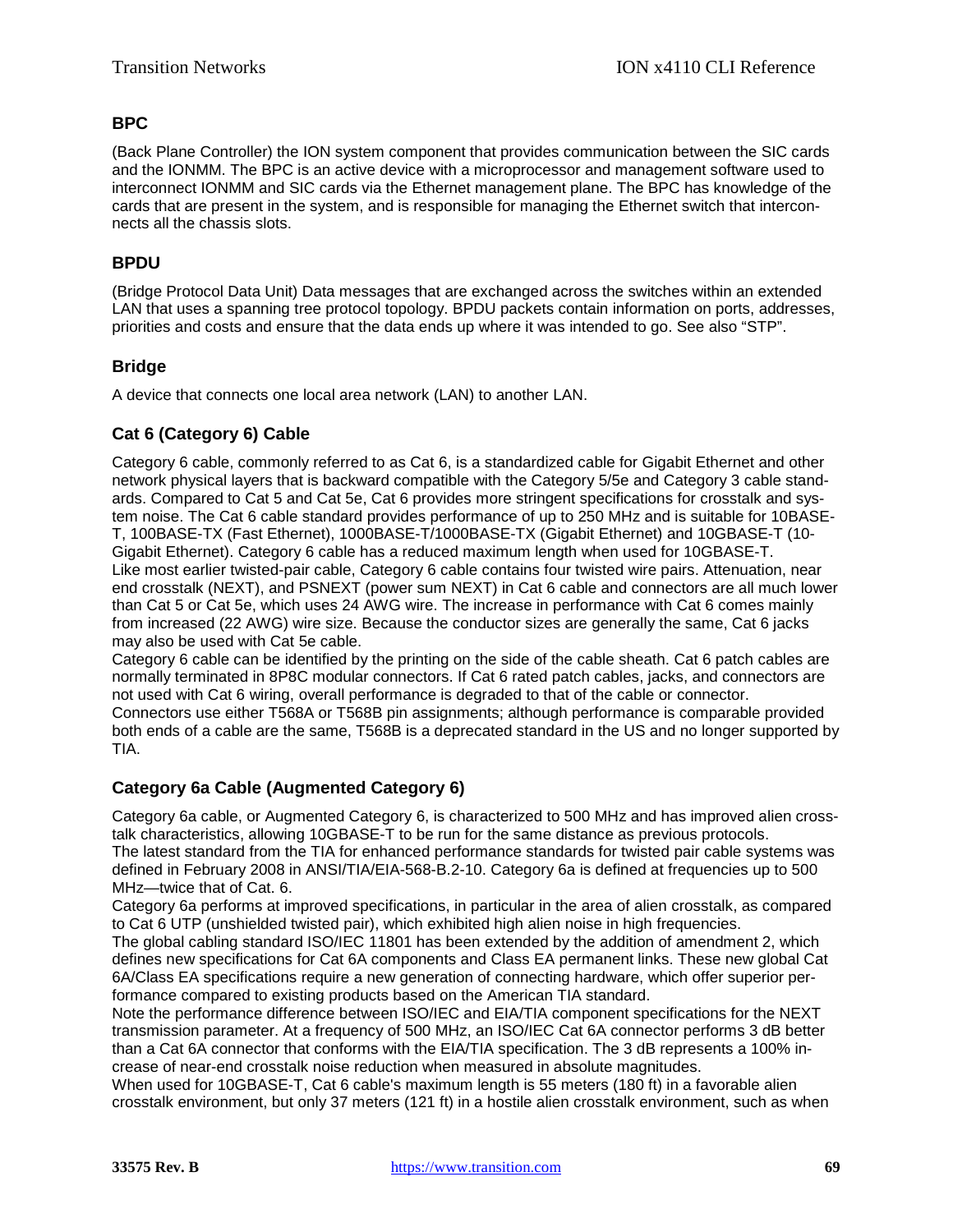### BPC

(Back Plane Controller) the ION system component that provides communication between the SIC cards and the IONMM. The BPC is an active device with a microprocessor and management software used to interconnect IONMM and SIC cards via the Ethernet management plane. The BPC has knowledge of the cards that are present in the system, and is responsible for managing the Ethernet switch that interconnects all the chassis slots.

### BPDU

(Bridge Protocol Data Unit) Data messages that are exchanged across the switches within an extended LAN that uses a spanning tree protocol topology. BPDU packets contain information on ports, addresses, priorities and costs and ensure that the data ends up where it was intended to go. See also “STP”.

### Bridge

A device that connects one local area network (LAN) to another LAN.

### Cat 6 (Category 6) Cable

Category 6 cable, commonly referred to as Cat 6, is a standardized cable for Gigabit Ethernet and other network physical layers that is backward compatible with the Category 5/5e and Category 3 cable standards. Compared to Cat 5 and Cat 5e, Cat 6 provides more stringent specifications for crosstalk and system noise. The Cat 6 cable standard provides performance of up to 250 MHz and is suitable for 10BASE-T, 100BASE-TX (Fast Ethernet), 1000BASE-T/1000BASE-TX (Gigabit Ethernet) and 10GBASE-T (10-Gigabit Ethernet). Category 6 cable has a reduced maximum length when used for 10GBASE-T.
Like most earlier twisted-pair cable, Category 6 cable contains four twisted wire pairs. Attenuation, near end crosstalk (NEXT), and PSNEXT (power sum NEXT) in Cat 6 cable and connectors are all much lower than Cat 5 or Cat 5e, which uses 24 AWG wire. The increase in performance with Cat 6 comes mainly from increased (22 AWG) wire size. Because the conductor sizes are generally the same, Cat 6 jacks may also be used with Cat 5e cable.
Category 6 cable can be identified by the printing on the side of the cable sheath. Cat 6 patch cables are normally terminated in 8P8C modular connectors. If Cat 6 rated patch cables, jacks, and connectors are not used with Cat 6 wiring, overall performance is degraded to that of the cable or connector.
Connectors use either T568A or T568B pin assignments; although performance is comparable provided both ends of a cable are the same, T568B is a deprecated standard in the US and no longer supported by TIA.

### Category 6a Cable (Augmented Category 6)

Category 6a cable, or Augmented Category 6, is characterized to 500 MHz and has improved alien crosstalk characteristics, allowing 10GBASE-T to be run for the same distance as previous protocols.
The latest standard from the TIA for enhanced performance standards for twisted pair cable systems was defined in February 2008 in ANSI/TIA/EIA-568-B.2-10. Category 6a is defined at frequencies up to 500 MHz—twice that of Cat. 6.
Category 6a performs at improved specifications, in particular in the area of alien crosstalk, as compared to Cat 6 UTP (unshielded twisted pair), which exhibited high alien noise in high frequencies.
The global cabling standard ISO/IEC 11801 has been extended by the addition of amendment 2, which defines new specifications for Cat 6A components and Class EA permanent links. These new global Cat 6A/Class EA specifications require a new generation of connecting hardware, which offer superior performance compared to existing products based on the American TIA standard.
Note the performance difference between ISO/IEC and EIA/TIA component specifications for the NEXT transmission parameter. At a frequency of 500 MHz, an ISO/IEC Cat 6A connector performs 3 dB better than a Cat 6A connector that conforms with the EIA/TIA specification. The 3 dB represents a 100% increase of near-end crosstalk noise reduction when measured in absolute magnitudes.
When used for 10GBASE-T, Cat 6 cable's maximum length is 55 meters (180 ft) in a favorable alien crosstalk environment, but only 37 meters (121 ft) in a hostile alien crosstalk environment, such as when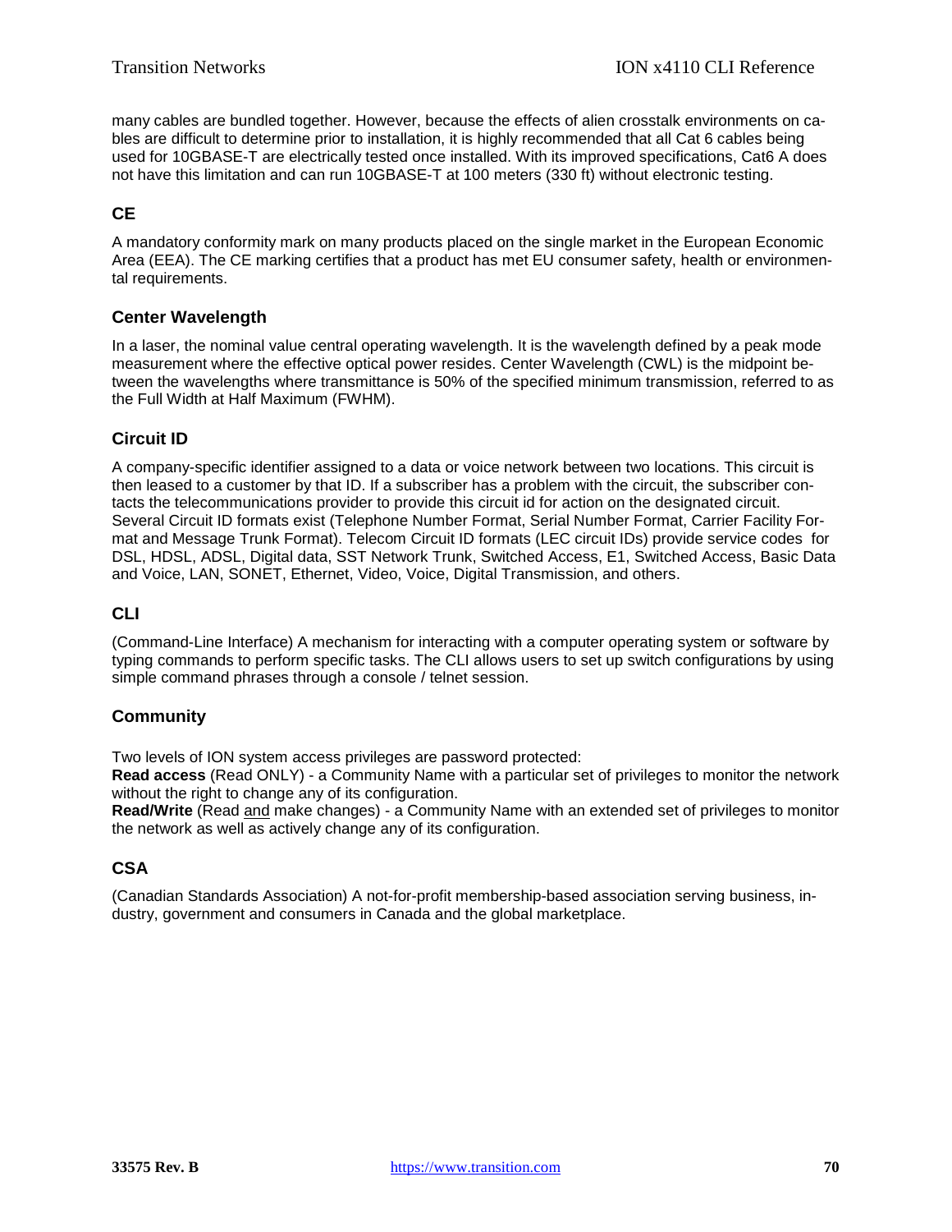many cables are bundled together. However, because the effects of alien crosstalk environments on cables are difficult to determine prior to installation, it is highly recommended that all Cat 6 cables being used for 10GBASE-T are electrically tested once installed. With its improved specifications, Cat6 A does not have this limitation and can run 10GBASE-T at 100 meters (330 ft) without electronic testing.

### CE

A mandatory conformity mark on many products placed on the single market in the European Economic Area (EEA). The CE marking certifies that a product has met EU consumer safety, health or environmental requirements.

### Center Wavelength

In a laser, the nominal value central operating wavelength. It is the wavelength defined by a peak mode measurement where the effective optical power resides. Center Wavelength (CWL) is the midpoint between the wavelengths where transmittance is 50% of the specified minimum transmission, referred to as the Full Width at Half Maximum (FWHM).

### Circuit ID

A company-specific identifier assigned to a data or voice network between two locations. This circuit is then leased to a customer by that ID. If a subscriber has a problem with the circuit, the subscriber contacts the telecommunications provider to provide this circuit id for action on the designated circuit. Several Circuit ID formats exist (Telephone Number Format, Serial Number Format, Carrier Facility Format and Message Trunk Format). Telecom Circuit ID formats (LEC circuit IDs) provide service codes for DSL, HDSL, ADSL, Digital data, SST Network Trunk, Switched Access, E1, Switched Access, Basic Data and Voice, LAN, SONET, Ethernet, Video, Voice, Digital Transmission, and others.

### CLI

(Command-Line Interface) A mechanism for interacting with a computer operating system or software by typing commands to perform specific tasks. The CLI allows users to set up switch configurations by using simple command phrases through a console / telnet session.

### Community

Two levels of ION system access privileges are password protected:

**Read access** (Read ONLY) - a Community Name with a particular set of privileges to monitor the network without the right to change any of its configuration.

**Read/Write** (Read and make changes) - a Community Name with an extended set of privileges to monitor the network as well as actively change any of its configuration.

### CSA

(Canadian Standards Association) A not-for-profit membership-based association serving business, industry, government and consumers in Canada and the global marketplace.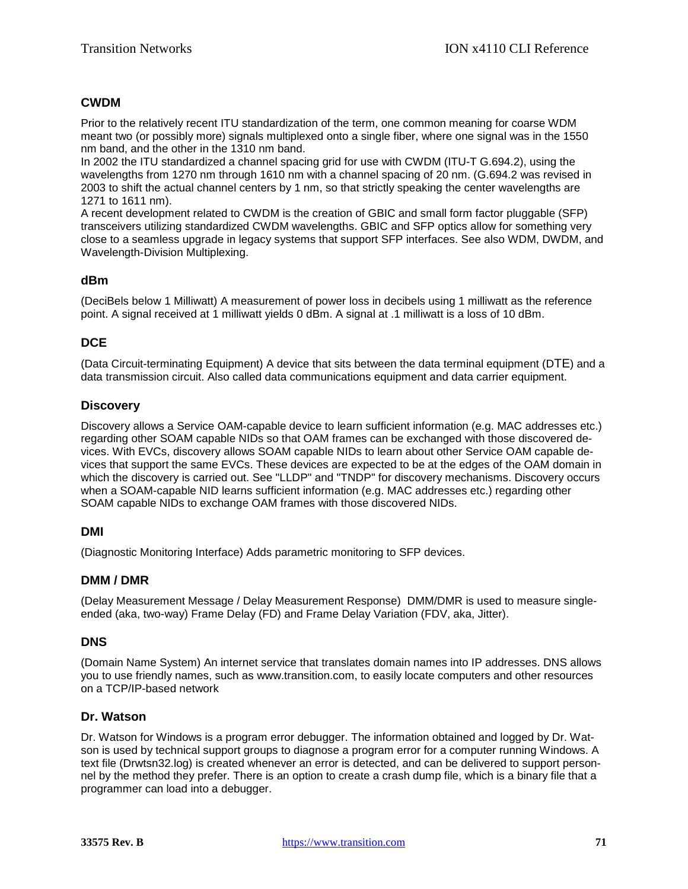### CWDM

Prior to the relatively recent ITU standardization of the term, one common meaning for coarse WDM meant two (or possibly more) signals multiplexed onto a single fiber, where one signal was in the 1550 nm band, and the other in the 1310 nm band.
In 2002 the ITU standardized a channel spacing grid for use with CWDM (ITU-T G.694.2), using the wavelengths from 1270 nm through 1610 nm with a channel spacing of 20 nm. (G.694.2 was revised in 2003 to shift the actual channel centers by 1 nm, so that strictly speaking the center wavelengths are 1271 to 1611 nm).
A recent development related to CWDM is the creation of GBIC and small form factor pluggable (SFP) transceivers utilizing standardized CWDM wavelengths. GBIC and SFP optics allow for something very close to a seamless upgrade in legacy systems that support SFP interfaces. See also WDM, DWDM, and Wavelength-Division Multiplexing.

### dBm

(DeciBels below 1 Milliwatt) A measurement of power loss in decibels using 1 milliwatt as the reference point. A signal received at 1 milliwatt yields 0 dBm. A signal at .1 milliwatt is a loss of 10 dBm.

### DCE

(Data Circuit-terminating Equipment) A device that sits between the data terminal equipment (DTE) and a data transmission circuit. Also called data communications equipment and data carrier equipment.

### Discovery

Discovery allows a Service OAM-capable device to learn sufficient information (e.g. MAC addresses etc.) regarding other SOAM capable NIDs so that OAM frames can be exchanged with those discovered devices. With EVCs, discovery allows SOAM capable NIDs to learn about other Service OAM capable devices that support the same EVCs. These devices are expected to be at the edges of the OAM domain in which the discovery is carried out. See "LLDP" and "TNDP" for discovery mechanisms. Discovery occurs when a SOAM-capable NID learns sufficient information (e.g. MAC addresses etc.) regarding other SOAM capable NIDs to exchange OAM frames with those discovered NIDs.

### DMI

(Diagnostic Monitoring Interface) Adds parametric monitoring to SFP devices.

### DMM / DMR

(Delay Measurement Message / Delay Measurement Response) DMM/DMR is used to measure single-ended (aka, two-way) Frame Delay (FD) and Frame Delay Variation (FDV, aka, Jitter).

### DNS

(Domain Name System) An internet service that translates domain names into IP addresses. DNS allows you to use friendly names, such as www.transition.com, to easily locate computers and other resources on a TCP/IP-based network

### Dr. Watson

Dr. Watson for Windows is a program error debugger. The information obtained and logged by Dr. Watson is used by technical support groups to diagnose a program error for a computer running Windows. A text file (Drwtsn32.log) is created whenever an error is detected, and can be delivered to support personnel by the method they prefer. There is an option to create a crash dump file, which is a binary file that a programmer can load into a debugger.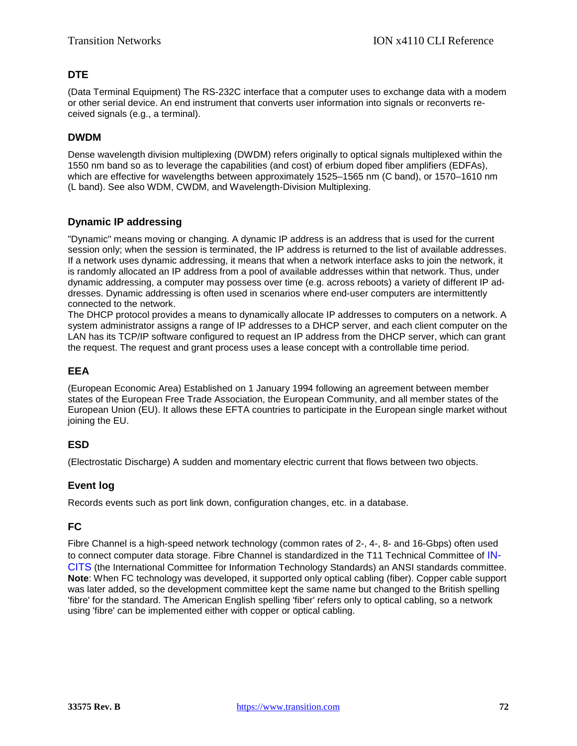### DTE

(Data Terminal Equipment) The RS-232C interface that a computer uses to exchange data with a modem or other serial device. An end instrument that converts user information into signals or reconverts received signals (e.g., a terminal).

### DWDM

Dense wavelength division multiplexing (DWDM) refers originally to optical signals multiplexed within the 1550 nm band so as to leverage the capabilities (and cost) of erbium doped fiber amplifiers (EDFAs), which are effective for wavelengths between approximately 1525–1565 nm (C band), or 1570–1610 nm (L band). See also WDM, CWDM, and Wavelength-Division Multiplexing.

### Dynamic IP addressing

"Dynamic" means moving or changing. A dynamic IP address is an address that is used for the current session only; when the session is terminated, the IP address is returned to the list of available addresses. If a network uses dynamic addressing, it means that when a network interface asks to join the network, it is randomly allocated an IP address from a pool of available addresses within that network. Thus, under dynamic addressing, a computer may possess over time (e.g. across reboots) a variety of different IP addresses. Dynamic addressing is often used in scenarios where end-user computers are intermittently connected to the network.
The DHCP protocol provides a means to dynamically allocate IP addresses to computers on a network. A system administrator assigns a range of IP addresses to a DHCP server, and each client computer on the LAN has its TCP/IP software configured to request an IP address from the DHCP server, which can grant the request. The request and grant process uses a lease concept with a controllable time period.

### EEA

(European Economic Area) Established on 1 January 1994 following an agreement between member states of the European Free Trade Association, the European Community, and all member states of the European Union (EU). It allows these EFTA countries to participate in the European single market without joining the EU.

### ESD

(Electrostatic Discharge) A sudden and momentary electric current that flows between two objects.

### Event log

Records events such as port link down, configuration changes, etc. in a database.

### FC

Fibre Channel is a high-speed network technology (common rates of 2-, 4-, 8- and 16-Gbps) often used to connect computer data storage. Fibre Channel is standardized in the T11 Technical Committee of INCITS (the International Committee for Information Technology Standards) an ANSI standards committee.
**Note**: When FC technology was developed, it supported only optical cabling (fiber). Copper cable support was later added, so the development committee kept the same name but changed to the British spelling 'fibre' for the standard. The American English spelling 'fiber' refers only to optical cabling, so a network using 'fibre' can be implemented either with copper or optical cabling.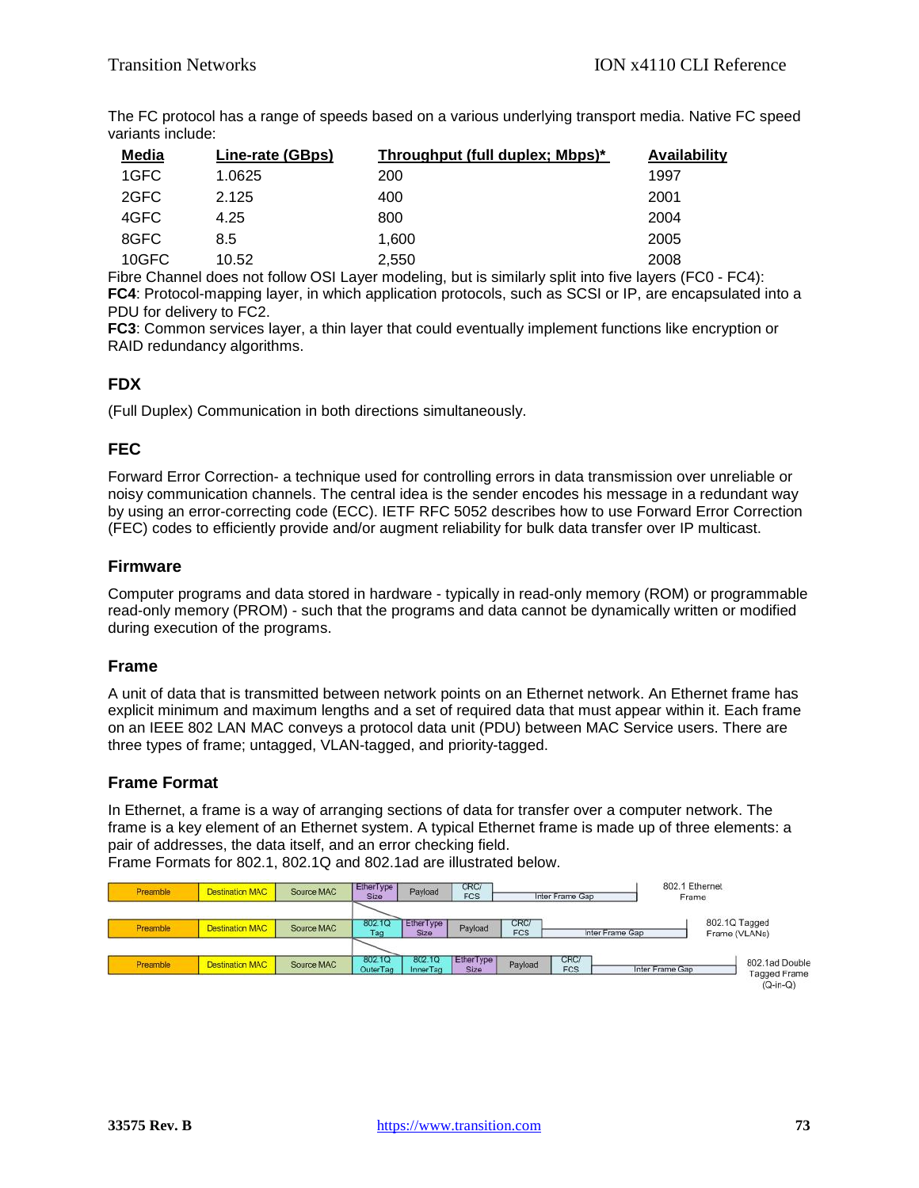The FC protocol has a range of speeds based on a various underlying transport media. Native FC speed variants include:

| Media | Line-rate (GBps) | Throughput (full duplex; Mbps)* | Availability |
|---|---|---|---|
| 1GFC | 1.0625 | 200 | 1997 |
| 2GFC | 2.125 | 400 | 2001 |
| 4GFC | 4.25 | 800 | 2004 |
| 8GFC | 8.5 | 1,600 | 2005 |
| 10GFC | 10.52 | 2,550 | 2008 |

Fibre Channel does not follow OSI Layer modeling, but is similarly split into five layers (FC0 - FC4):
**FC4**: Protocol-mapping layer, in which application protocols, such as SCSI or IP, are encapsulated into a PDU for delivery to FC2.
**FC3**: Common services layer, a thin layer that could eventually implement functions like encryption or RAID redundancy algorithms.

### FDX

(Full Duplex) Communication in both directions simultaneously.

### FEC

Forward Error Correction- a technique used for controlling errors in data transmission over unreliable or noisy communication channels. The central idea is the sender encodes his message in a redundant way by using an error-correcting code (ECC). IETF RFC 5052 describes how to use Forward Error Correction (FEC) codes to efficiently provide and/or augment reliability for bulk data transfer over IP multicast.

### Firmware

Computer programs and data stored in hardware - typically in read-only memory (ROM) or programmable read-only memory (PROM) - such that the programs and data cannot be dynamically written or modified during execution of the programs.

### Frame

A unit of data that is transmitted between network points on an Ethernet network. An Ethernet frame has explicit minimum and maximum lengths and a set of required data that must appear within it. Each frame on an IEEE 802 LAN MAC conveys a protocol data unit (PDU) between MAC Service users. There are three types of frame; untagged, VLAN-tagged, and priority-tagged.

### Frame Format

In Ethernet, a frame is a way of arranging sections of data for transfer over a computer network. The frame is a key element of an Ethernet system. A typical Ethernet frame is made up of three elements: a pair of addresses, the data itself, and an error checking field.
Frame Formats for 802.1, 802.1Q and 802.1ad are illustrated below.

| Preamble | Destination MAC | Source MAC | EtherType Size | Payload | CRC/ FCS | Inter Frame Gap | | | 802.1 Ethernet Frame |
|---|---|---|---|---|---|---|---|---|---|
| Preamble | Destination MAC | Source MAC | 802.1Q Tag | EtherType Size | Payload | CRC/ FCS | Inter Frame Gap | | 802.1Q Tagged Frame (VLANs) |
| Preamble | Destination MAC | Source MAC | 802.1Q OuterTag | 802.1Q InnerTag | EtherType Size | Payload | CRC/ FCS | Inter Frame Gap | 802.1ad Double Tagged Frame (Q-in-Q) |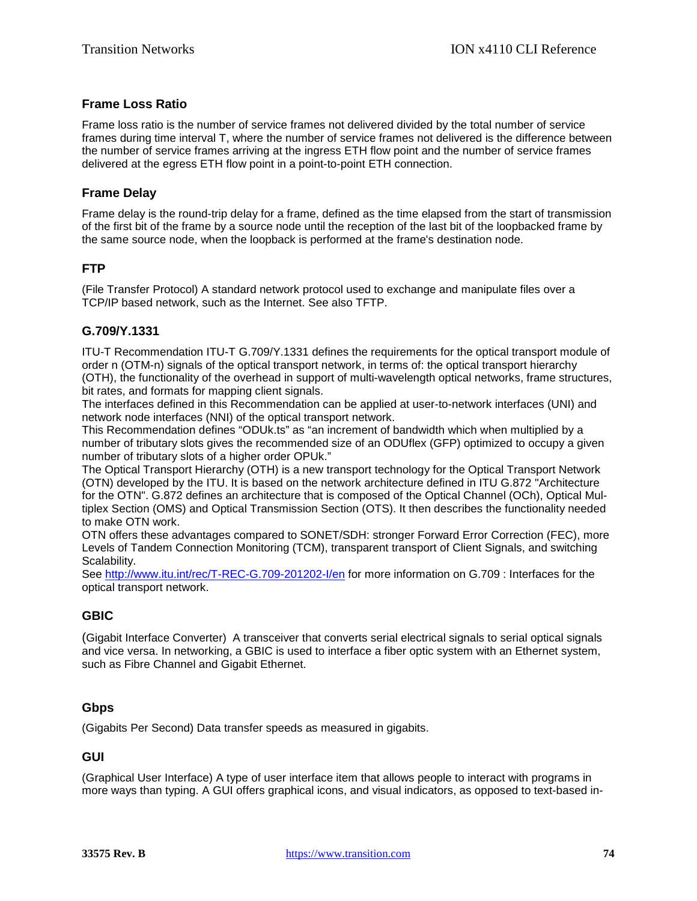### Frame Loss Ratio

Frame loss ratio is the number of service frames not delivered divided by the total number of service frames during time interval T, where the number of service frames not delivered is the difference between the number of service frames arriving at the ingress ETH flow point and the number of service frames delivered at the egress ETH flow point in a point-to-point ETH connection.

### Frame Delay

Frame delay is the round-trip delay for a frame, defined as the time elapsed from the start of transmission of the first bit of the frame by a source node until the reception of the last bit of the loopbacked frame by the same source node, when the loopback is performed at the frame's destination node.

### FTP

(File Transfer Protocol) A standard network protocol used to exchange and manipulate files over a TCP/IP based network, such as the Internet. See also TFTP.

### G.709/Y.1331

ITU-T Recommendation ITU-T G.709/Y.1331 defines the requirements for the optical transport module of order n (OTM-n) signals of the optical transport network, in terms of: the optical transport hierarchy (OTH), the functionality of the overhead in support of multi-wavelength optical networks, frame structures, bit rates, and formats for mapping client signals.
The interfaces defined in this Recommendation can be applied at user-to-network interfaces (UNI) and network node interfaces (NNI) of the optical transport network.
This Recommendation defines "ODUk.ts" as "an increment of bandwidth which when multiplied by a number of tributary slots gives the recommended size of an ODUflex (GFP) optimized to occupy a given number of tributary slots of a higher order OPUk."
The Optical Transport Hierarchy (OTH) is a new transport technology for the Optical Transport Network (OTN) developed by the ITU. It is based on the network architecture defined in ITU G.872 "Architecture for the OTN". G.872 defines an architecture that is composed of the Optical Channel (OCh), Optical Multiplex Section (OMS) and Optical Transmission Section (OTS). It then describes the functionality needed to make OTN work.
OTN offers these advantages compared to SONET/SDH: stronger Forward Error Correction (FEC), more Levels of Tandem Connection Monitoring (TCM), transparent transport of Client Signals, and switching Scalability.
See [http://www.itu.int/rec/T-REC-G.709-201202-I/en](http://www.itu.int/rec/T-REC-G.709-201202-I/en) for more information on G.709 : Interfaces for the optical transport network.

### GBIC

(Gigabit Interface Converter) A transceiver that converts serial electrical signals to serial optical signals and vice versa. In networking, a GBIC is used to interface a fiber optic system with an Ethernet system, such as Fibre Channel and Gigabit Ethernet.

### Gbps

(Gigabits Per Second) Data transfer speeds as measured in gigabits.

### GUI

(Graphical User Interface) A type of user interface item that allows people to interact with programs in more ways than typing. A GUI offers graphical icons, and visual indicators, as opposed to text-based in-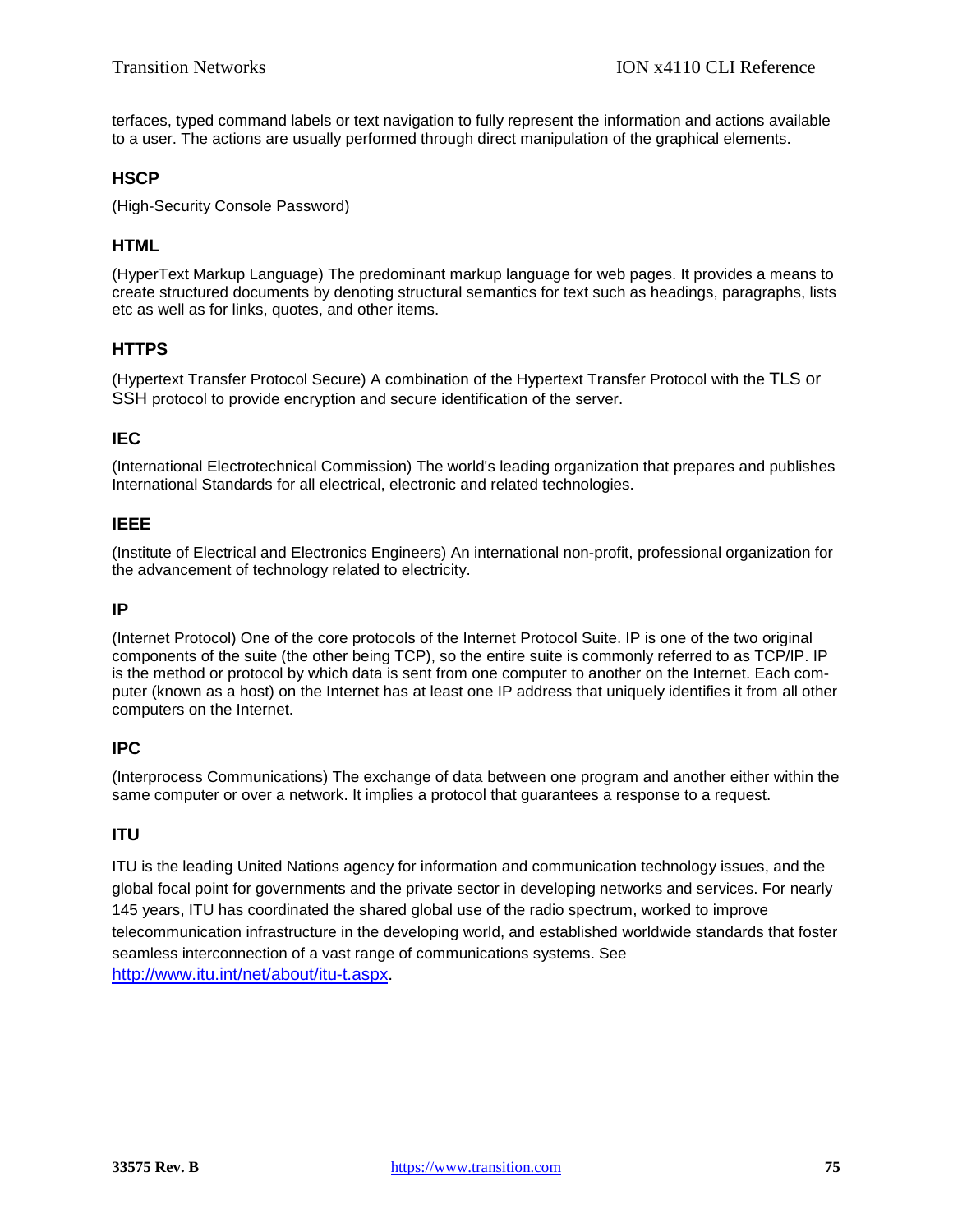terfaces, typed command labels or text navigation to fully represent the information and actions available to a user. The actions are usually performed through direct manipulation of the graphical elements.

### HSCP

(High-Security Console Password)

### HTML

(HyperText Markup Language) The predominant markup language for web pages. It provides a means to create structured documents by denoting structural semantics for text such as headings, paragraphs, lists etc as well as for links, quotes, and other items.

### HTTPS

(Hypertext Transfer Protocol Secure) A combination of the Hypertext Transfer Protocol with the TLS or SSH protocol to provide encryption and secure identification of the server.

### IEC

(International Electrotechnical Commission) The world's leading organization that prepares and publishes International Standards for all electrical, electronic and related technologies.

### IEEE

(Institute of Electrical and Electronics Engineers) An international non-profit, professional organization for the advancement of technology related to electricity.

### IP

(Internet Protocol) One of the core protocols of the Internet Protocol Suite. IP is one of the two original components of the suite (the other being TCP), so the entire suite is commonly referred to as TCP/IP. IP is the method or protocol by which data is sent from one computer to another on the Internet. Each computer (known as a host) on the Internet has at least one IP address that uniquely identifies it from all other computers on the Internet.

### IPC

(Interprocess Communications) The exchange of data between one program and another either within the same computer or over a network. It implies a protocol that guarantees a response to a request.

### ITU

ITU is the leading United Nations agency for information and communication technology issues, and the global focal point for governments and the private sector in developing networks and services. For nearly 145 years, ITU has coordinated the shared global use of the radio spectrum, worked to improve telecommunication infrastructure in the developing world, and established worldwide standards that foster seamless interconnection of a vast range of communications systems. See [http://www.itu.int/net/about/itu-t.aspx](http://www.itu.int/net/about/itu-t.aspx).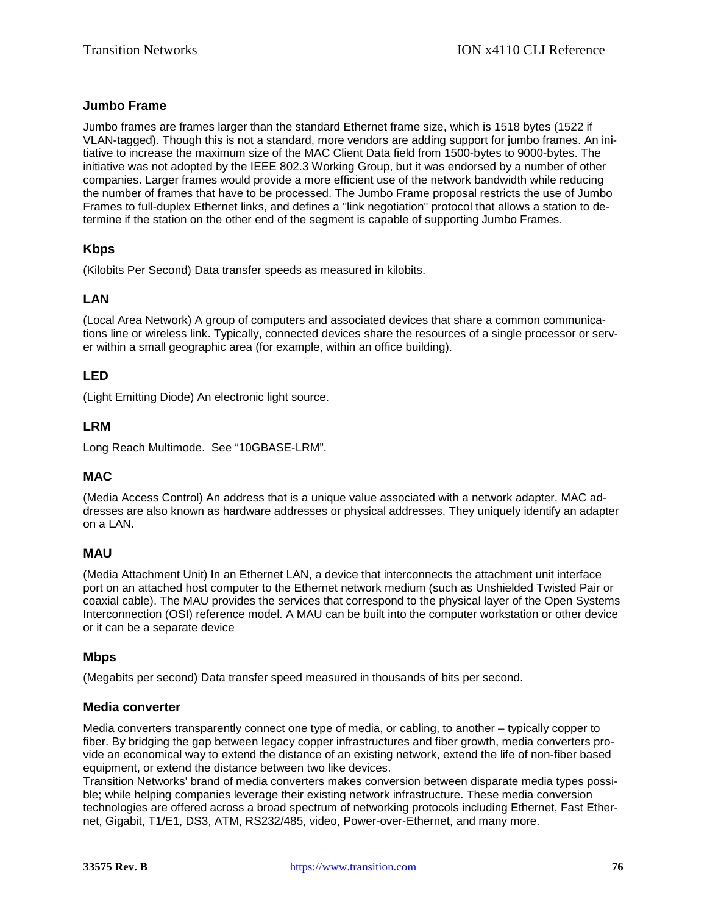### Jumbo Frame

Jumbo frames are frames larger than the standard Ethernet frame size, which is 1518 bytes (1522 if VLAN-tagged). Though this is not a standard, more vendors are adding support for jumbo frames. An initiative to increase the maximum size of the MAC Client Data field from 1500-bytes to 9000-bytes. The initiative was not adopted by the IEEE 802.3 Working Group, but it was endorsed by a number of other companies. Larger frames would provide a more efficient use of the network bandwidth while reducing the number of frames that have to be processed. The Jumbo Frame proposal restricts the use of Jumbo Frames to full-duplex Ethernet links, and defines a "link negotiation" protocol that allows a station to determine if the station on the other end of the segment is capable of supporting Jumbo Frames.

### Kbps

(Kilobits Per Second) Data transfer speeds as measured in kilobits.

### LAN

(Local Area Network) A group of computers and associated devices that share a common communications line or wireless link. Typically, connected devices share the resources of a single processor or server within a small geographic area (for example, within an office building).

### LED

(Light Emitting Diode) An electronic light source.

### LRM

Long Reach Multimode. See “10GBASE-LRM”.

### MAC

(Media Access Control) An address that is a unique value associated with a network adapter. MAC addresses are also known as hardware addresses or physical addresses. They uniquely identify an adapter on a LAN.

### MAU

(Media Attachment Unit) In an Ethernet LAN, a device that interconnects the attachment unit interface port on an attached host computer to the Ethernet network medium (such as Unshielded Twisted Pair or coaxial cable). The MAU provides the services that correspond to the physical layer of the Open Systems Interconnection (OSI) reference model. A MAU can be built into the computer workstation or other device or it can be a separate device

### Mbps

(Megabits per second) Data transfer speed measured in thousands of bits per second.

### Media converter

Media converters transparently connect one type of media, or cabling, to another – typically copper to fiber. By bridging the gap between legacy copper infrastructures and fiber growth, media converters provide an economical way to extend the distance of an existing network, extend the life of non-fiber based equipment, or extend the distance between two like devices.
Transition Networks' brand of media converters makes conversion between disparate media types possible; while helping companies leverage their existing network infrastructure. These media conversion technologies are offered across a broad spectrum of networking protocols including Ethernet, Fast Ethernet, Gigabit, T1/E1, DS3, ATM, RS232/485, video, Power-over-Ethernet, and many more.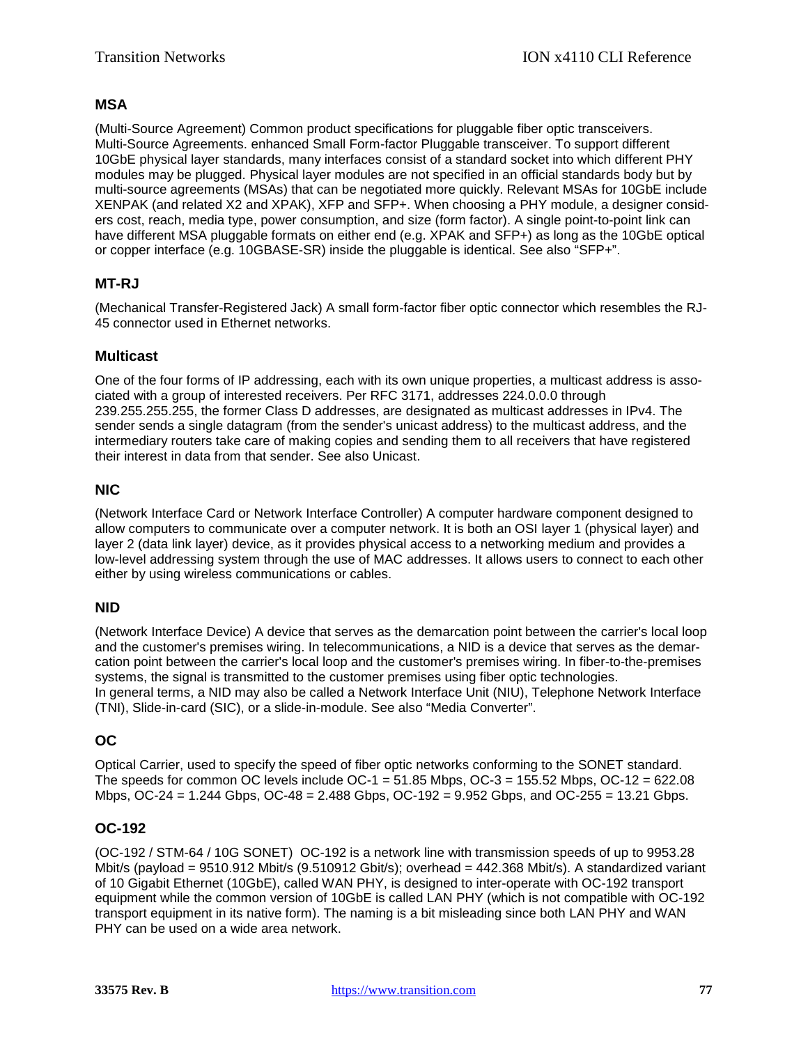### MSA

(Multi-Source Agreement) Common product specifications for pluggable fiber optic transceivers. Multi-Source Agreements. enhanced Small Form-factor Pluggable transceiver. To support different 10GbE physical layer standards, many interfaces consist of a standard socket into which different PHY modules may be plugged. Physical layer modules are not specified in an official standards body but by multi-source agreements (MSAs) that can be negotiated more quickly. Relevant MSAs for 10GbE include XENPAK (and related X2 and XPAK), XFP and SFP+. When choosing a PHY module, a designer considers cost, reach, media type, power consumption, and size (form factor). A single point-to-point link can have different MSA pluggable formats on either end (e.g. XPAK and SFP+) as long as the 10GbE optical or copper interface (e.g. 10GBASE-SR) inside the pluggable is identical. See also “SFP+”.

### MT-RJ

(Mechanical Transfer-Registered Jack) A small form-factor fiber optic connector which resembles the RJ-45 connector used in Ethernet networks.

### Multicast

One of the four forms of IP addressing, each with its own unique properties, a multicast address is associated with a group of interested receivers. Per RFC 3171, addresses 224.0.0.0 through 239.255.255.255, the former Class D addresses, are designated as multicast addresses in IPv4. The sender sends a single datagram (from the sender's unicast address) to the multicast address, and the intermediary routers take care of making copies and sending them to all receivers that have registered their interest in data from that sender. See also Unicast.

### NIC

(Network Interface Card or Network Interface Controller) A computer hardware component designed to allow computers to communicate over a computer network. It is both an OSI layer 1 (physical layer) and layer 2 (data link layer) device, as it provides physical access to a networking medium and provides a low-level addressing system through the use of MAC addresses. It allows users to connect to each other either by using wireless communications or cables.

### NID

(Network Interface Device) A device that serves as the demarcation point between the carrier's local loop and the customer's premises wiring. In telecommunications, a NID is a device that serves as the demarcation point between the carrier's local loop and the customer's premises wiring. In fiber-to-the-premises systems, the signal is transmitted to the customer premises using fiber optic technologies.
In general terms, a NID may also be called a Network Interface Unit (NIU), Telephone Network Interface (TNI), Slide-in-card (SIC), or a slide-in-module. See also “Media Converter”.

### OC

Optical Carrier, used to specify the speed of fiber optic networks conforming to the SONET standard. The speeds for common OC levels include OC-1 = 51.85 Mbps, OC-3 = 155.52 Mbps, OC-12 = 622.08 Mbps, OC-24 = 1.244 Gbps, OC-48 = 2.488 Gbps, OC-192 = 9.952 Gbps, and OC-255 = 13.21 Gbps.

### OC-192

(OC-192 / STM-64 / 10G SONET) OC-192 is a network line with transmission speeds of up to 9953.28 Mbit/s (payload = 9510.912 Mbit/s (9.510912 Gbit/s); overhead = 442.368 Mbit/s). A standardized variant of 10 Gigabit Ethernet (10GbE), called WAN PHY, is designed to inter-operate with OC-192 transport equipment while the common version of 10GbE is called LAN PHY (which is not compatible with OC-192 transport equipment in its native form). The naming is a bit misleading since both LAN PHY and WAN PHY can be used on a wide area network.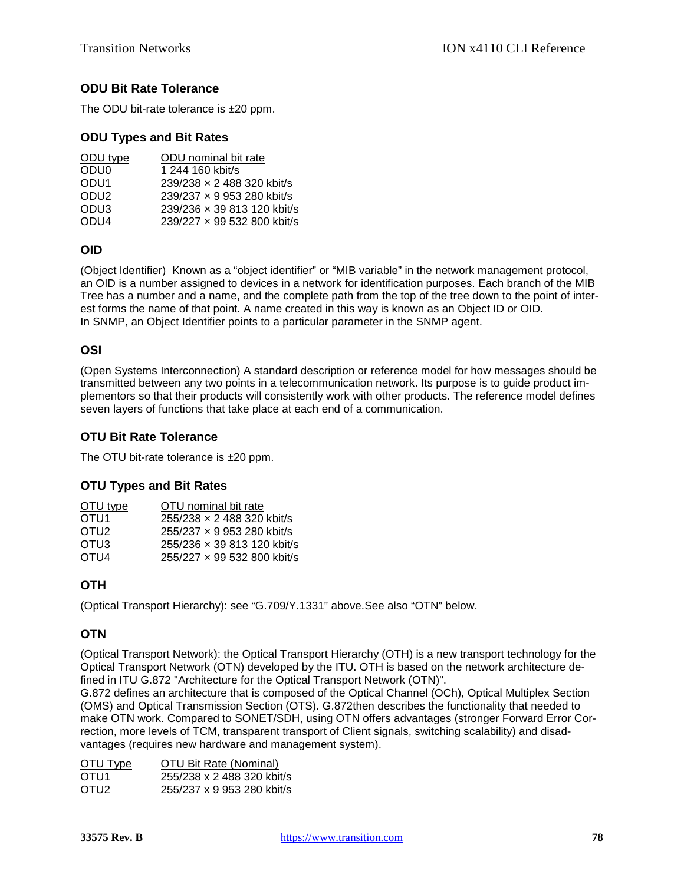### ODU Bit Rate Tolerance

The ODU bit-rate tolerance is ±20 ppm.

### ODU Types and Bit Rates

| ODU type | ODU nominal bit rate |
|---|---|
| ODU0 | 1 244 160 kbit/s |
| ODU1 | 239/238 × 2 488 320 kbit/s |
| ODU2 | 239/237 × 9 953 280 kbit/s |
| ODU3 | 239/236 × 39 813 120 kbit/s |
| ODU4 | 239/227 × 99 532 800 kbit/s |

### OID

(Object Identifier) Known as a “object identifier” or “MIB variable” in the network management protocol, an OID is a number assigned to devices in a network for identification purposes. Each branch of the MIB Tree has a number and a name, and the complete path from the top of the tree down to the point of interest forms the name of that point. A name created in this way is known as an Object ID or OID.
In SNMP, an Object Identifier points to a particular parameter in the SNMP agent.

### OSI

(Open Systems Interconnection) A standard description or reference model for how messages should be transmitted between any two points in a telecommunication network. Its purpose is to guide product implementors so that their products will consistently work with other products. The reference model defines seven layers of functions that take place at each end of a communication.

### OTU Bit Rate Tolerance

The OTU bit-rate tolerance is ±20 ppm.

### OTU Types and Bit Rates

| OTU type | OTU nominal bit rate |
|---|---|
| OTU1 | 255/238 × 2 488 320 kbit/s |
| OTU2 | 255/237 × 9 953 280 kbit/s |
| OTU3 | 255/236 × 39 813 120 kbit/s |
| OTU4 | 255/227 × 99 532 800 kbit/s |

### OTH

(Optical Transport Hierarchy): see “G.709/Y.1331” above.See also “OTN” below.

### OTN

(Optical Transport Network): the Optical Transport Hierarchy (OTH) is a new transport technology for the Optical Transport Network (OTN) developed by the ITU. OTH is based on the network architecture defined in ITU G.872 "Architecture for the Optical Transport Network (OTN)".
G.872 defines an architecture that is composed of the Optical Channel (OCh), Optical Multiplex Section (OMS) and Optical Transmission Section (OTS). G.872then describes the functionality that needed to make OTN work. Compared to SONET/SDH, using OTN offers advantages (stronger Forward Error Correction, more levels of TCM, transparent transport of Client signals, switching scalability) and disadvantages (requires new hardware and management system).

| OTU Type | OTU Bit Rate (Nominal) |
|---|---|
| OTU1 | 255/238 x 2 488 320 kbit/s |
| OTU2 | 255/237 x 9 953 280 kbit/s |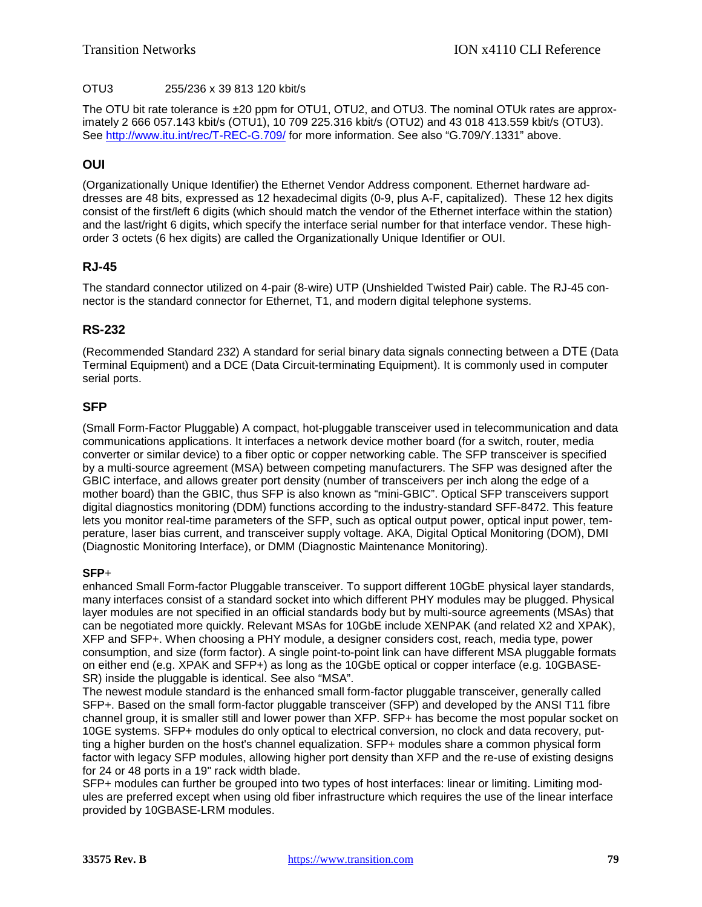OTU3 255/236 x 39 813 120 kbit/s

The OTU bit rate tolerance is ±20 ppm for OTU1, OTU2, and OTU3. The nominal OTUk rates are approximately 2 666 057.143 kbit/s (OTU1), 10 709 225.316 kbit/s (OTU2) and 43 018 413.559 kbit/s (OTU3). See http://www.itu.int/rec/T-REC-G.709/ for more information. See also "G.709/Y.1331" above.

## OUI

(Organizationally Unique Identifier) the Ethernet Vendor Address component. Ethernet hardware addresses are 48 bits, expressed as 12 hexadecimal digits (0-9, plus A-F, capitalized). These 12 hex digits consist of the first/left 6 digits (which should match the vendor of the Ethernet interface within the station) and the last/right 6 digits, which specify the interface serial number for that interface vendor. These high-order 3 octets (6 hex digits) are called the Organizationally Unique Identifier or OUI.

## RJ-45

The standard connector utilized on 4-pair (8-wire) UTP (Unshielded Twisted Pair) cable. The RJ-45 connector is the standard connector for Ethernet, T1, and modern digital telephone systems.

## RS-232

(Recommended Standard 232) A standard for serial binary data signals connecting between a DTE (Data Terminal Equipment) and a DCE (Data Circuit-terminating Equipment). It is commonly used in computer serial ports.

## SFP

(Small Form-Factor Pluggable) A compact, hot-pluggable transceiver used in telecommunication and data communications applications. It interfaces a network device mother board (for a switch, router, media converter or similar device) to a fiber optic or copper networking cable. The SFP transceiver is specified by a multi-source agreement (MSA) between competing manufacturers. The SFP was designed after the GBIC interface, and allows greater port density (number of transceivers per inch along the edge of a mother board) than the GBIC, thus SFP is also known as "mini-GBIC". Optical SFP transceivers support digital diagnostics monitoring (DDM) functions according to the industry-standard SFF-8472. This feature lets you monitor real-time parameters of the SFP, such as optical output power, optical input power, temperature, laser bias current, and transceiver supply voltage. AKA, Digital Optical Monitoring (DOM), DMI (Diagnostic Monitoring Interface), or DMM (Diagnostic Maintenance Monitoring).

**SFP**+

enhanced Small Form-factor Pluggable transceiver. To support different 10GbE physical layer standards, many interfaces consist of a standard socket into which different PHY modules may be plugged. Physical layer modules are not specified in an official standards body but by multi-source agreements (MSAs) that can be negotiated more quickly. Relevant MSAs for 10GbE include XENPAK (and related X2 and XPAK), XFP and SFP+. When choosing a PHY module, a designer considers cost, reach, media type, power consumption, and size (form factor). A single point-to-point link can have different MSA pluggable formats on either end (e.g. XPAK and SFP+) as long as the 10GbE optical or copper interface (e.g. 10GBASE-SR) inside the pluggable is identical. See also "MSA".

The newest module standard is the enhanced small form-factor pluggable transceiver, generally called SFP+. Based on the small form-factor pluggable transceiver (SFP) and developed by the ANSI T11 fibre channel group, it is smaller still and lower power than XFP. SFP+ has become the most popular socket on 10GE systems. SFP+ modules do only optical to electrical conversion, no clock and data recovery, putting a higher burden on the host's channel equalization. SFP+ modules share a common physical form factor with legacy SFP modules, allowing higher port density than XFP and the re-use of existing designs for 24 or 48 ports in a 19" rack width blade.

SFP+ modules can further be grouped into two types of host interfaces: linear or limiting. Limiting modules are preferred except when using old fiber infrastructure which requires the use of the linear interface provided by 10GBASE-LRM modules.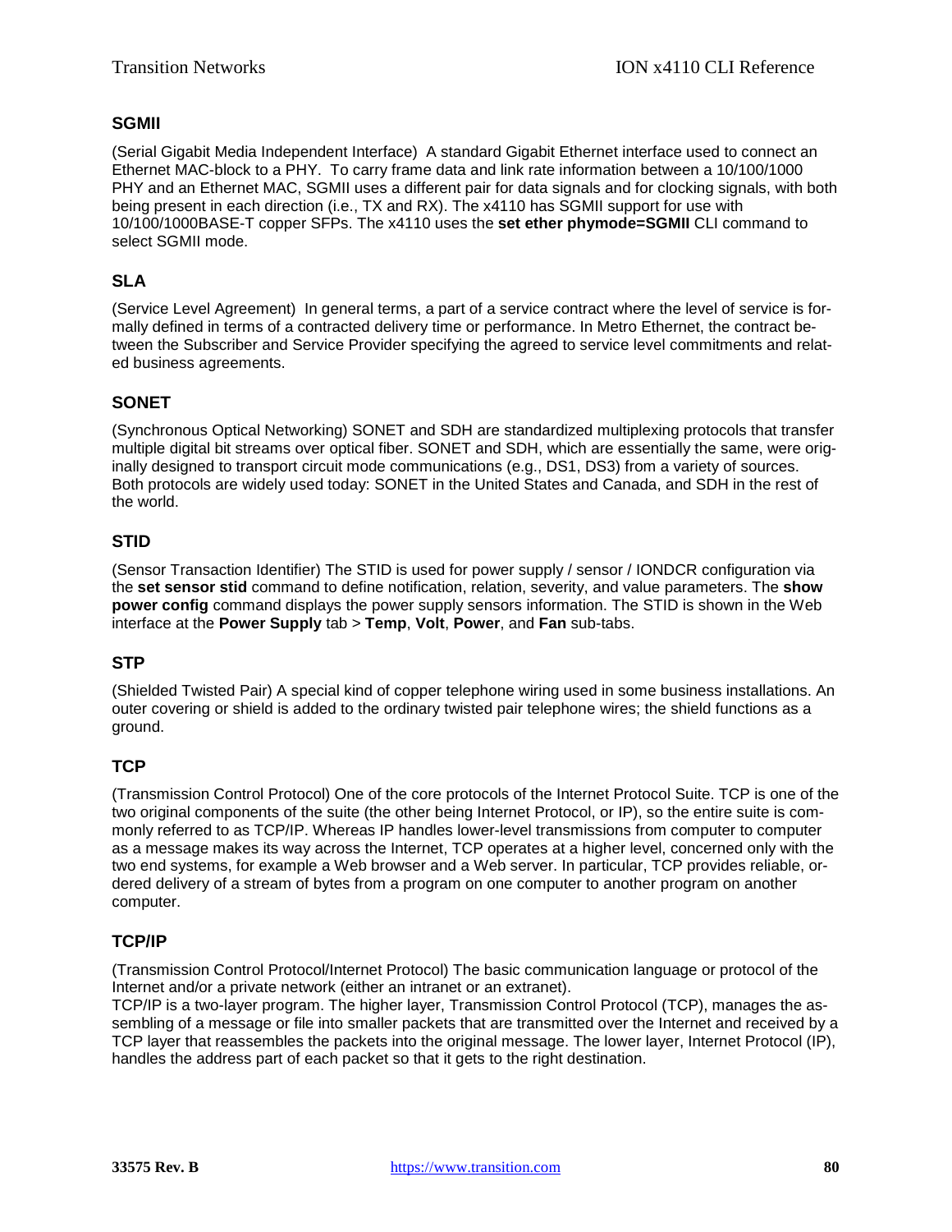## SGMII

(Serial Gigabit Media Independent Interface) A standard Gigabit Ethernet interface used to connect an Ethernet MAC-block to a PHY. To carry frame data and link rate information between a 10/100/1000 PHY and an Ethernet MAC, SGMII uses a different pair for data signals and for clocking signals, with both being present in each direction (i.e., TX and RX). The x4110 has SGMII support for use with 10/100/1000BASE-T copper SFPs. The x4110 uses the **set ether phymode=SGMII** CLI command to select SGMII mode.

## SLA

(Service Level Agreement) In general terms, a part of a service contract where the level of service is formally defined in terms of a contracted delivery time or performance. In Metro Ethernet, the contract between the Subscriber and Service Provider specifying the agreed to service level commitments and related business agreements.

## SONET

(Synchronous Optical Networking) SONET and SDH are standardized multiplexing protocols that transfer multiple digital bit streams over optical fiber. SONET and SDH, which are essentially the same, were originally designed to transport circuit mode communications (e.g., DS1, DS3) from a variety of sources. Both protocols are widely used today: SONET in the United States and Canada, and SDH in the rest of the world.

## STID

(Sensor Transaction Identifier) The STID is used for power supply / sensor / IONDCR configuration via the **set sensor stid** command to define notification, relation, severity, and value parameters. The **show power config** command displays the power supply sensors information. The STID is shown in the Web interface at the **Power Supply** tab > **Temp**, **Volt**, **Power**, and **Fan** sub-tabs.

## STP

(Shielded Twisted Pair) A special kind of copper telephone wiring used in some business installations. An outer covering or shield is added to the ordinary twisted pair telephone wires; the shield functions as a ground.

## TCP

(Transmission Control Protocol) One of the core protocols of the Internet Protocol Suite. TCP is one of the two original components of the suite (the other being Internet Protocol, or IP), so the entire suite is commonly referred to as TCP/IP. Whereas IP handles lower-level transmissions from computer to computer as a message makes its way across the Internet, TCP operates at a higher level, concerned only with the two end systems, for example a Web browser and a Web server. In particular, TCP provides reliable, ordered delivery of a stream of bytes from a program on one computer to another program on another computer.

## TCP/IP

(Transmission Control Protocol/Internet Protocol) The basic communication language or protocol of the Internet and/or a private network (either an intranet or an extranet).
TCP/IP is a two-layer program. The higher layer, Transmission Control Protocol (TCP), manages the assembling of a message or file into smaller packets that are transmitted over the Internet and received by a TCP layer that reassembles the packets into the original message. The lower layer, Internet Protocol (IP), handles the address part of each packet so that it gets to the right destination.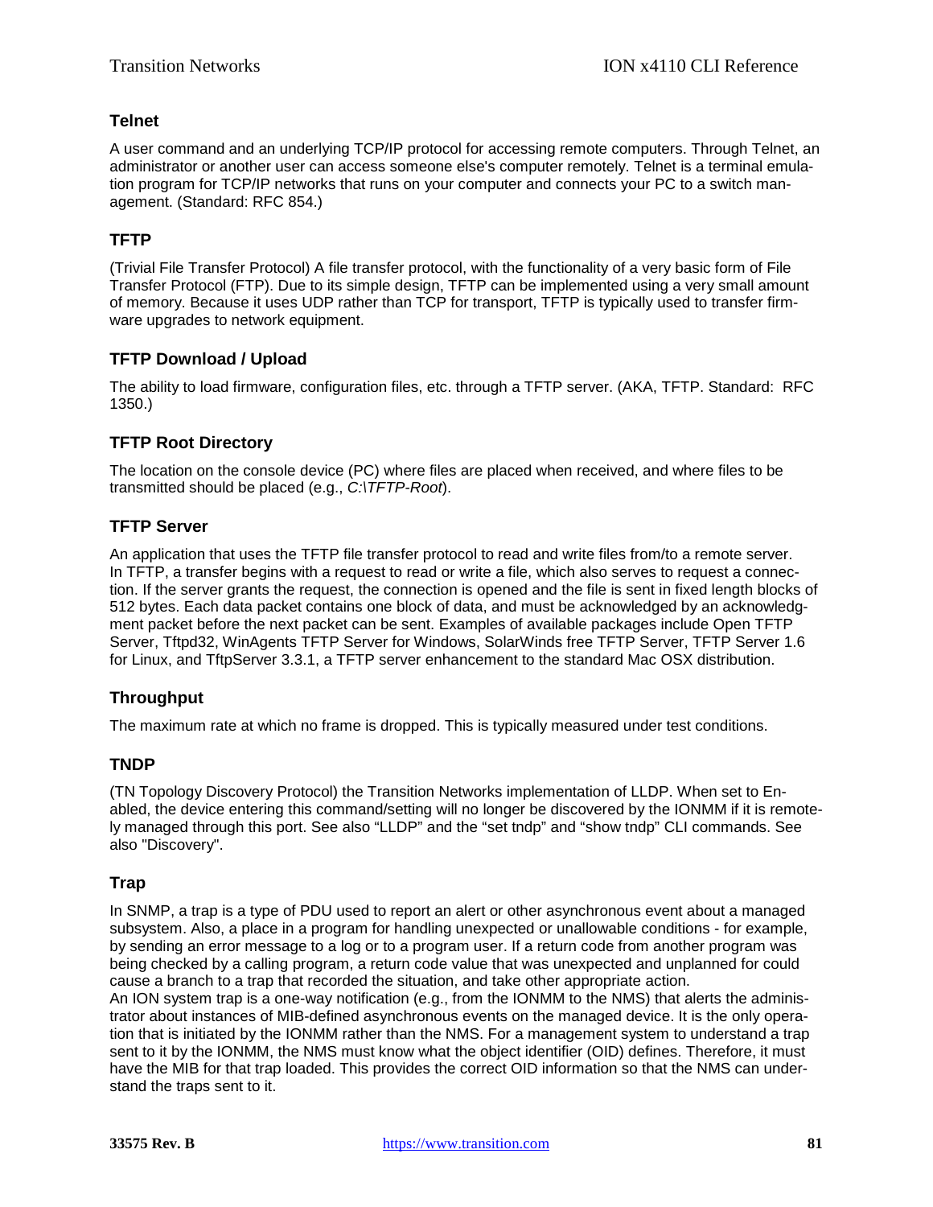### Telnet

A user command and an underlying TCP/IP protocol for accessing remote computers. Through Telnet, an administrator or another user can access someone else's computer remotely. Telnet is a terminal emulation program for TCP/IP networks that runs on your computer and connects your PC to a switch management. (Standard: RFC 854.)

### TFTP

(Trivial File Transfer Protocol) A file transfer protocol, with the functionality of a very basic form of File Transfer Protocol (FTP). Due to its simple design, TFTP can be implemented using a very small amount of memory. Because it uses UDP rather than TCP for transport, TFTP is typically used to transfer firmware upgrades to network equipment.

### TFTP Download / Upload

The ability to load firmware, configuration files, etc. through a TFTP server. (AKA, TFTP. Standard: RFC 1350.)

### TFTP Root Directory

The location on the console device (PC) where files are placed when received, and where files to be transmitted should be placed (e.g., *C:\TFTP-Root*).

### TFTP Server

An application that uses the TFTP file transfer protocol to read and write files from/to a remote server. In TFTP, a transfer begins with a request to read or write a file, which also serves to request a connection. If the server grants the request, the connection is opened and the file is sent in fixed length blocks of 512 bytes. Each data packet contains one block of data, and must be acknowledged by an acknowledgment packet before the next packet can be sent. Examples of available packages include Open TFTP Server, Tftpd32, WinAgents TFTP Server for Windows, SolarWinds free TFTP Server, TFTP Server 1.6 for Linux, and TftpServer 3.3.1, a TFTP server enhancement to the standard Mac OSX distribution.

### Throughput

The maximum rate at which no frame is dropped. This is typically measured under test conditions.

### TNDP

(TN Topology Discovery Protocol) the Transition Networks implementation of LLDP. When set to Enabled, the device entering this command/setting will no longer be discovered by the IONMM if it is remotely managed through this port. See also “LLDP” and the “set tndp” and “show tndp” CLI commands. See also "Discovery".

### Trap

In SNMP, a trap is a type of PDU used to report an alert or other asynchronous event about a managed subsystem. Also, a place in a program for handling unexpected or unallowable conditions - for example, by sending an error message to a log or to a program user. If a return code from another program was being checked by a calling program, a return code value that was unexpected and unplanned for could cause a branch to a trap that recorded the situation, and take other appropriate action.
An ION system trap is a one-way notification (e.g., from the IONMM to the NMS) that alerts the administrator about instances of MIB-defined asynchronous events on the managed device. It is the only operation that is initiated by the IONMM rather than the NMS. For a management system to understand a trap sent to it by the IONMM, the NMS must know what the object identifier (OID) defines. Therefore, it must have the MIB for that trap loaded. This provides the correct OID information so that the NMS can understand the traps sent to it.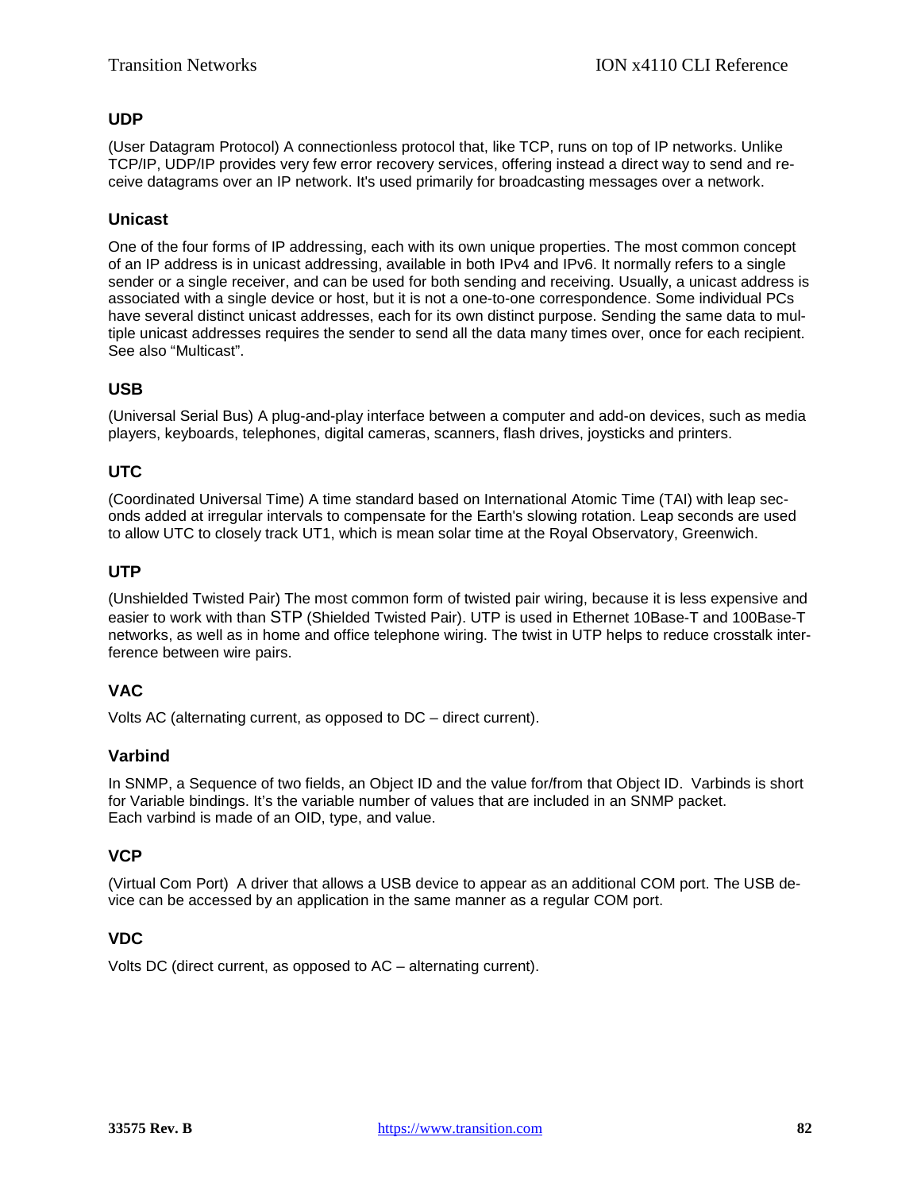### UDP

(User Datagram Protocol) A connectionless protocol that, like TCP, runs on top of IP networks. Unlike TCP/IP, UDP/IP provides very few error recovery services, offering instead a direct way to send and receive datagrams over an IP network. It's used primarily for broadcasting messages over a network.

### Unicast

One of the four forms of IP addressing, each with its own unique properties. The most common concept of an IP address is in unicast addressing, available in both IPv4 and IPv6. It normally refers to a single sender or a single receiver, and can be used for both sending and receiving. Usually, a unicast address is associated with a single device or host, but it is not a one-to-one correspondence. Some individual PCs have several distinct unicast addresses, each for its own distinct purpose. Sending the same data to multiple unicast addresses requires the sender to send all the data many times over, once for each recipient. See also "Multicast".

### USB

(Universal Serial Bus) A plug-and-play interface between a computer and add-on devices, such as media players, keyboards, telephones, digital cameras, scanners, flash drives, joysticks and printers.

### UTC

(Coordinated Universal Time) A time standard based on International Atomic Time (TAI) with leap seconds added at irregular intervals to compensate for the Earth's slowing rotation. Leap seconds are used to allow UTC to closely track UT1, which is mean solar time at the Royal Observatory, Greenwich.

### UTP

(Unshielded Twisted Pair) The most common form of twisted pair wiring, because it is less expensive and easier to work with than STP (Shielded Twisted Pair). UTP is used in Ethernet 10Base-T and 100Base-T networks, as well as in home and office telephone wiring. The twist in UTP helps to reduce crosstalk interference between wire pairs.

### VAC

Volts AC (alternating current, as opposed to DC – direct current).

### Varbind

In SNMP, a Sequence of two fields, an Object ID and the value for/from that Object ID. Varbinds is short for Variable bindings. It's the variable number of values that are included in an SNMP packet.
Each varbind is made of an OID, type, and value.

### VCP

(Virtual Com Port) A driver that allows a USB device to appear as an additional COM port. The USB device can be accessed by an application in the same manner as a regular COM port.

### VDC

Volts DC (direct current, as opposed to AC – alternating current).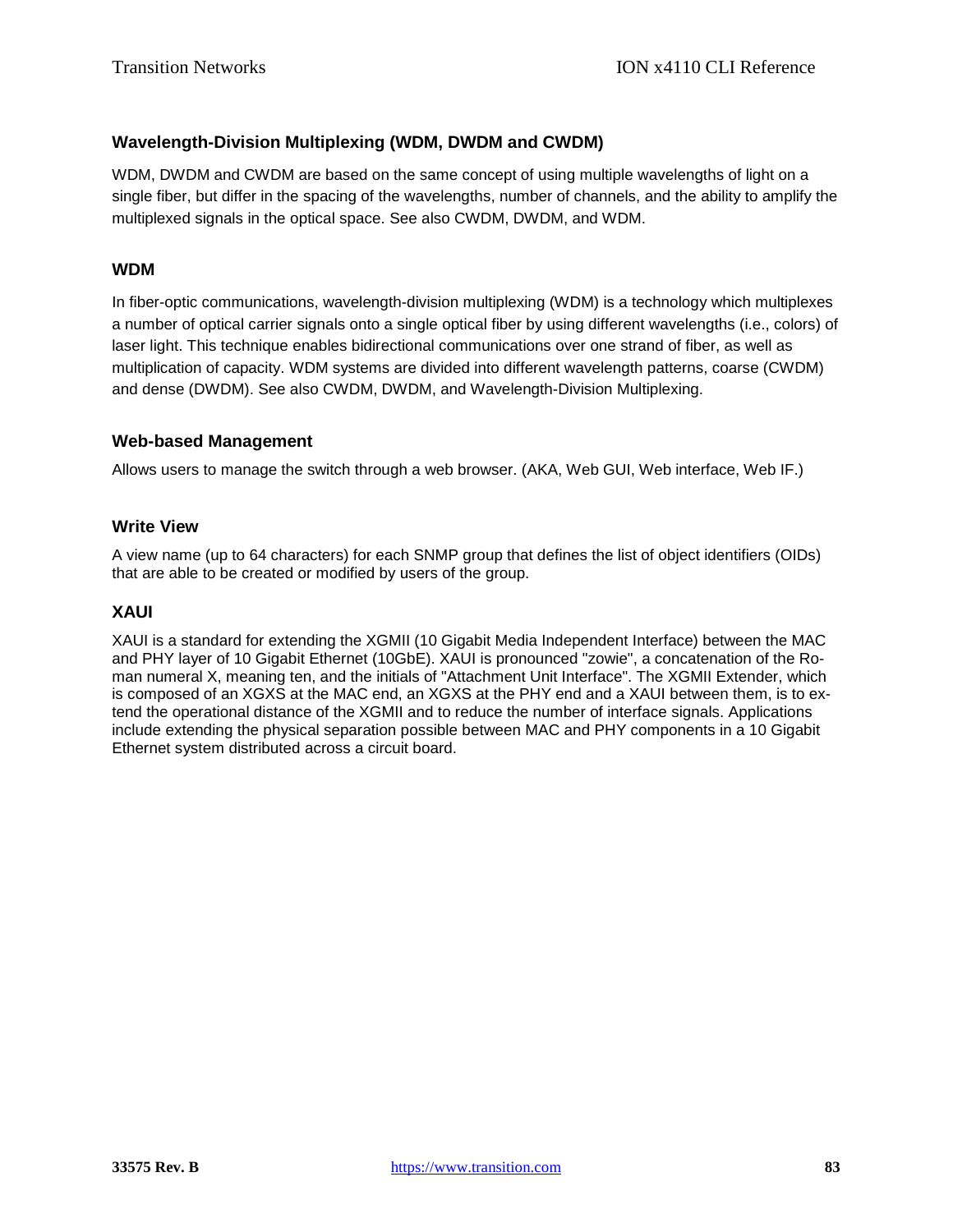### Wavelength-Division Multiplexing (WDM, DWDM and CWDM)

WDM, DWDM and CWDM are based on the same concept of using multiple wavelengths of light on a single fiber, but differ in the spacing of the wavelengths, number of channels, and the ability to amplify the multiplexed signals in the optical space. See also CWDM, DWDM, and WDM.

### WDM

In fiber-optic communications, wavelength-division multiplexing (WDM) is a technology which multiplexes a number of optical carrier signals onto a single optical fiber by using different wavelengths (i.e., colors) of laser light. This technique enables bidirectional communications over one strand of fiber, as well as multiplication of capacity. WDM systems are divided into different wavelength patterns, coarse (CWDM) and dense (DWDM). See also CWDM, DWDM, and Wavelength-Division Multiplexing.

### Web-based Management

Allows users to manage the switch through a web browser. (AKA, Web GUI, Web interface, Web IF.)

### Write View

A view name (up to 64 characters) for each SNMP group that defines the list of object identifiers (OIDs) that are able to be created or modified by users of the group.

### XAUI

XAUI is a standard for extending the XGMII (10 Gigabit Media Independent Interface) between the MAC and PHY layer of 10 Gigabit Ethernet (10GbE). XAUI is pronounced "zowie", a concatenation of the Roman numeral X, meaning ten, and the initials of "Attachment Unit Interface". The XGMII Extender, which is composed of an XGXS at the MAC end, an XGXS at the PHY end and a XAUI between them, is to extend the operational distance of the XGMII and to reduce the number of interface signals. Applications include extending the physical separation possible between MAC and PHY components in a 10 Gigabit Ethernet system distributed across a circuit board.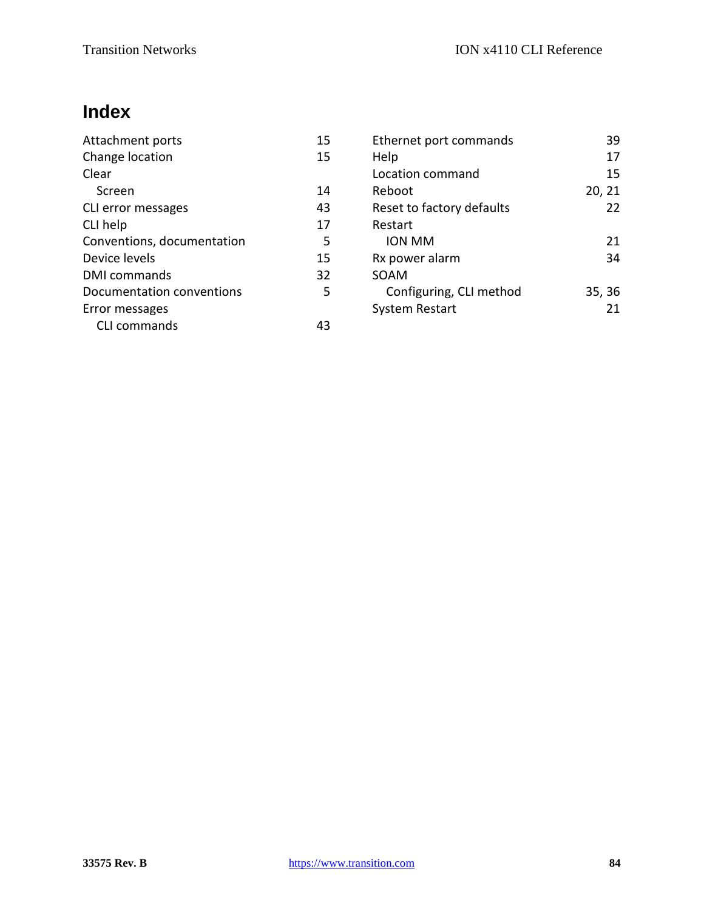# Index

Attachment ports 15
Change location 15
Clear
  Screen 14
CLI error messages 43
CLI help 17
Conventions, documentation 5
Device levels 15
DMI commands 32
Documentation conventions 5
Error messages
  CLI commands 43
Ethernet port commands 39
Help 17
Location command 15
Reboot 20, 21
Reset to factory defaults 22
Restart
  ION MM 21
Rx power alarm 34
SOAM
  Configuring, CLI method 35, 36
System Restart 21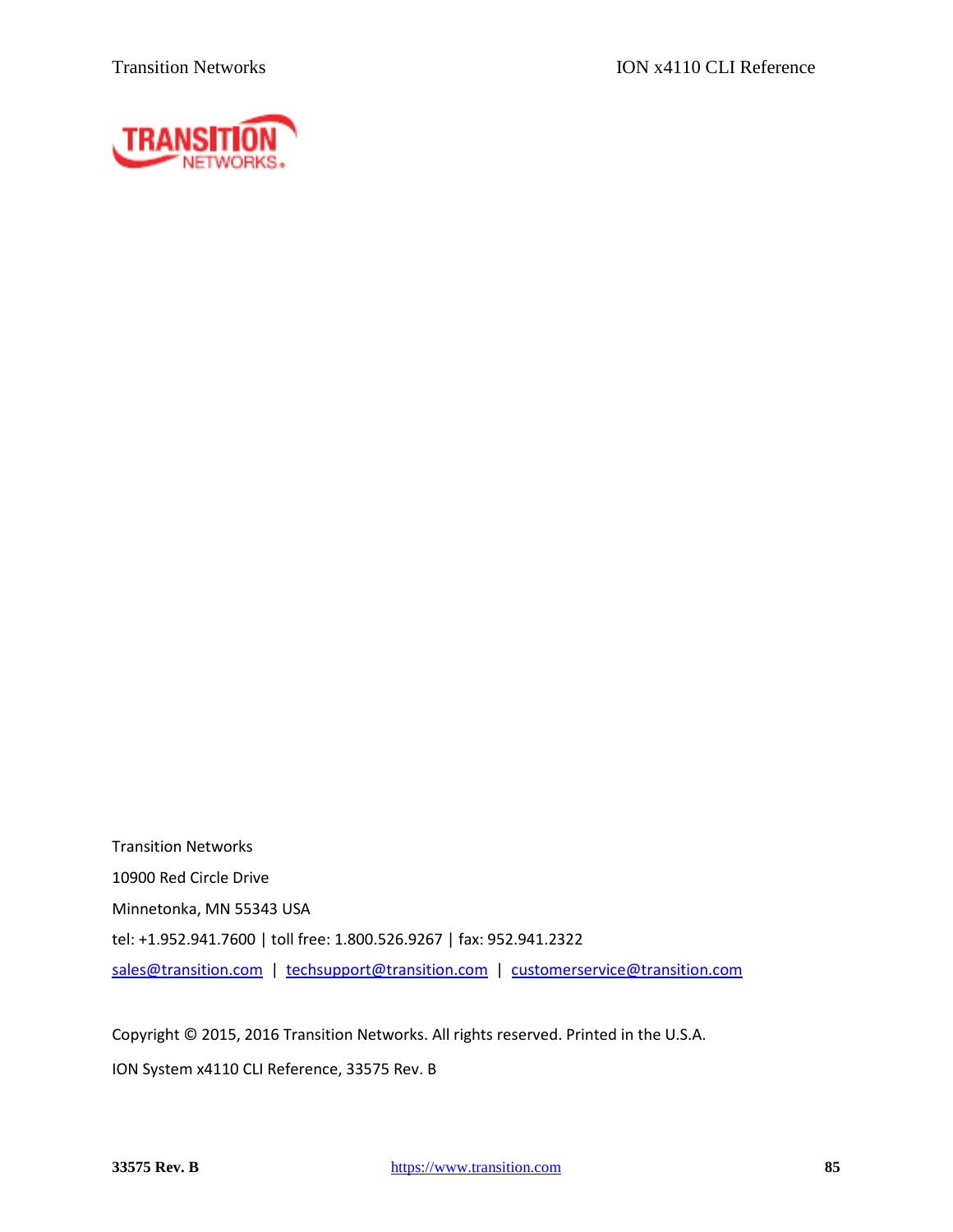Transition Networks

10900 Red Circle Drive

Minnetonka, MN 55343 USA

tel: +1.952.941.7600 | toll free: 1.800.526.9267 | fax: 952.941.2322

sales@transition.com | techsupport@transition.com | customerservice@transition.com

Copyright © 2015, 2016 Transition Networks. All rights reserved. Printed in the U.S.A.

ION System x4110 CLI Reference, 33575 Rev. B